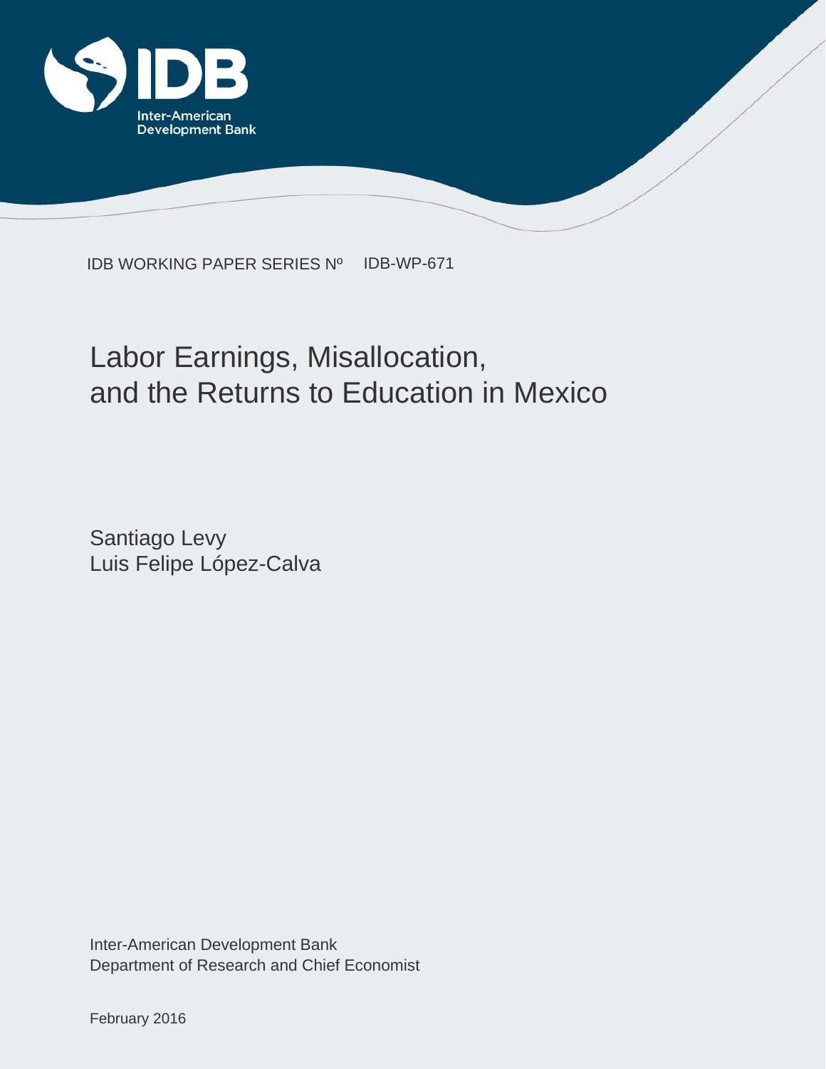Inter-American Development Bank

IDB WORKING PAPER SERIES Nº IDB-WP-671

# Labor Earnings, Misallocation, and the Returns to Education in Mexico

Santiago Levy
Luis Felipe López-Calva

Inter-American Development Bank
Department of Research and Chief Economist

February 2016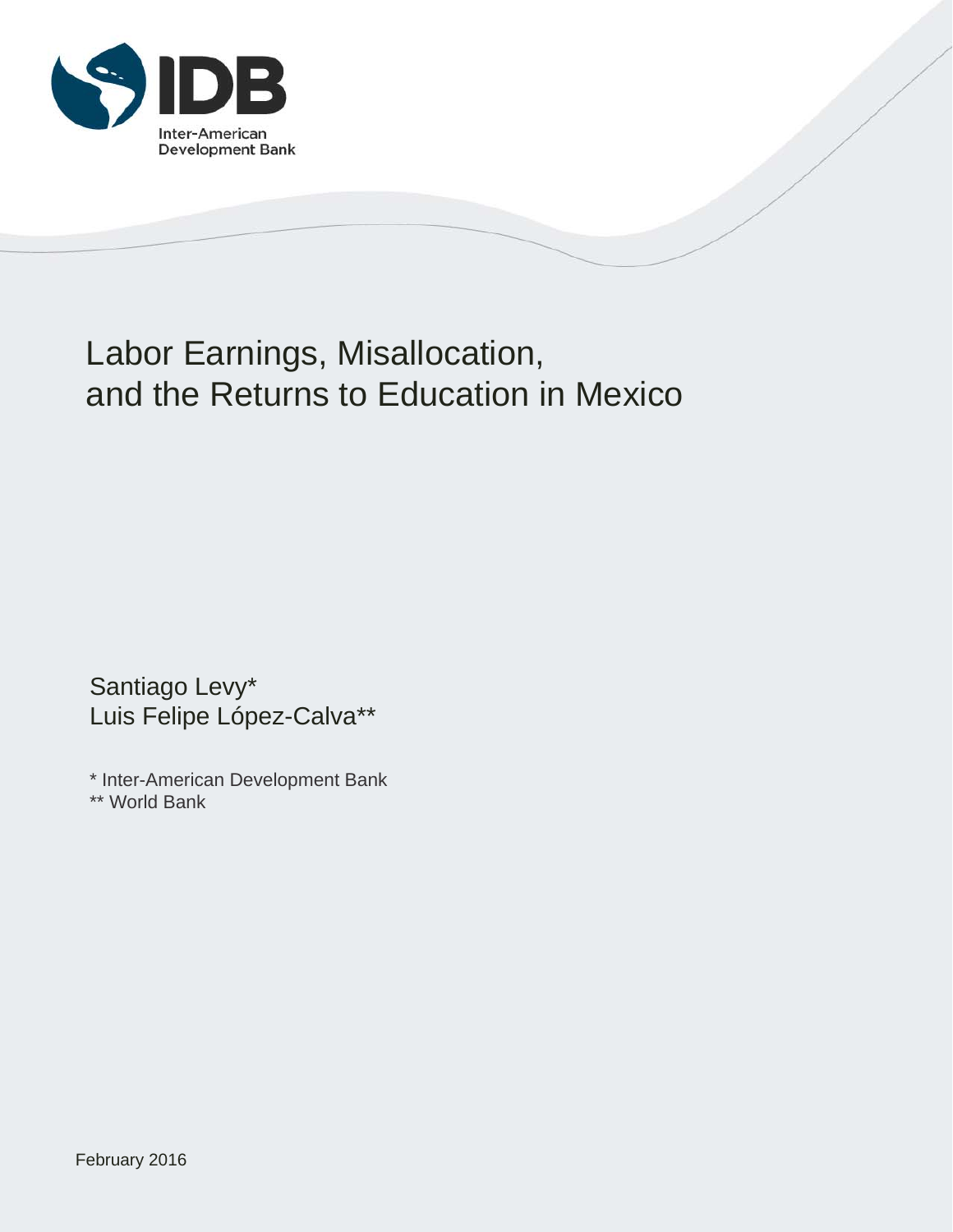IDB

Inter-American Development Bank

# Labor Earnings, Misallocation, and the Returns to Education in Mexico

Santiago Levy*

Luis Felipe López-Calva**

\* Inter-American Development Bank

\** World Bank

February 2016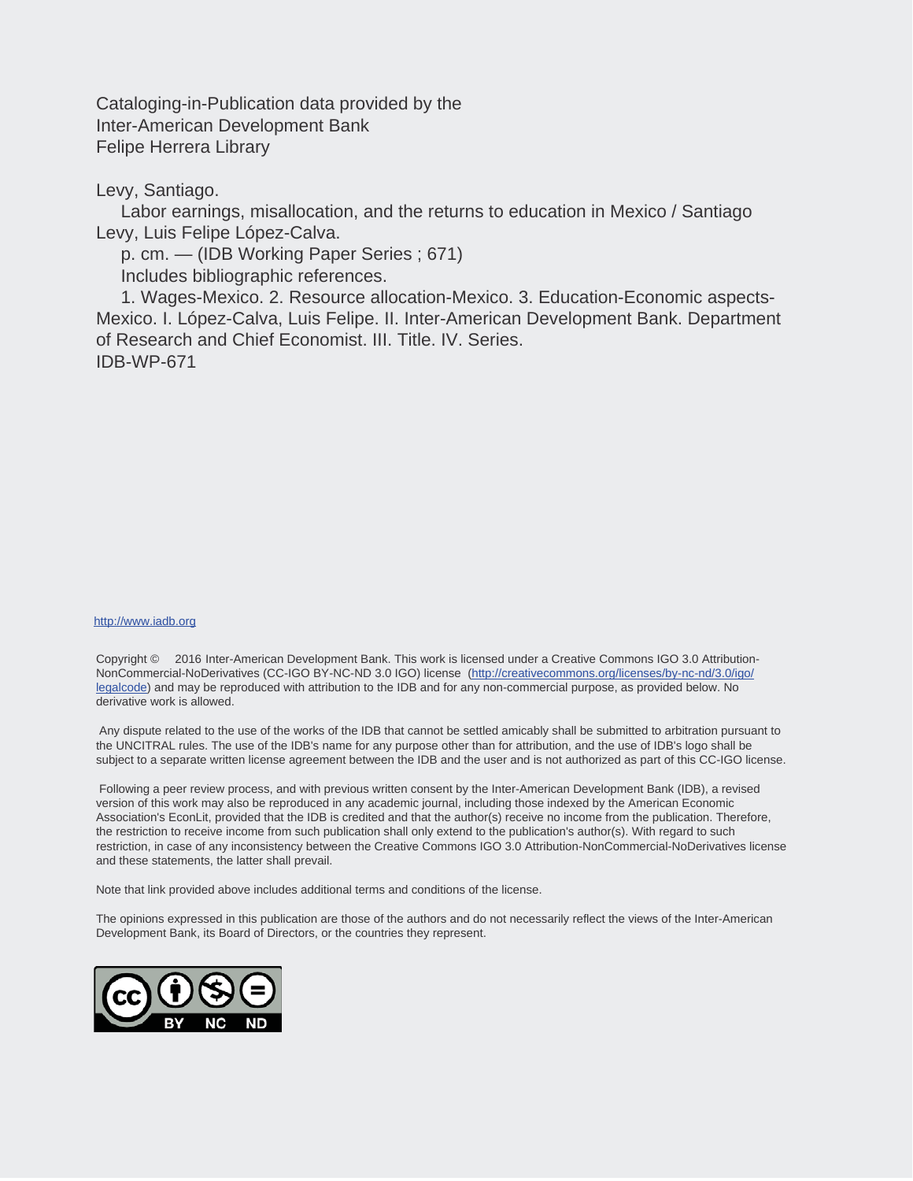Cataloging-in-Publication data provided by the
Inter-American Development Bank
Felipe Herrera Library

Levy, Santiago.

Labor earnings, misallocation, and the returns to education in Mexico / Santiago Levy, Luis Felipe López-Calva.

p. cm. — (IDB Working Paper Series ; 671)

Includes bibliographic references.

1. Wages-Mexico. 2. Resource allocation-Mexico. 3. Education-Economic aspects-Mexico. I. López-Calva, Luis Felipe. II. Inter-American Development Bank. Department of Research and Chief Economist. III. Title. IV. Series.

IDB-WP-671

http://www.iadb.org

Copyright © 2016 Inter-American Development Bank. This work is licensed under a Creative Commons IGO 3.0 Attribution-NonCommercial-NoDerivatives (CC-IGO BY-NC-ND 3.0 IGO) license (http://creativecommons.org/licenses/by-nc-nd/3.0/igo/legalcode) and may be reproduced with attribution to the IDB and for any non-commercial purpose, as provided below. No derivative work is allowed.

Any dispute related to the use of the works of the IDB that cannot be settled amicably shall be submitted to arbitration pursuant to the UNCITRAL rules. The use of the IDB's name for any purpose other than for attribution, and the use of IDB's logo shall be subject to a separate written license agreement between the IDB and the user and is not authorized as part of this CC-IGO license.

Following a peer review process, and with previous written consent by the Inter-American Development Bank (IDB), a revised version of this work may also be reproduced in any academic journal, including those indexed by the American Economic Association's EconLit, provided that the IDB is credited and that the author(s) receive no income from the publication. Therefore, the restriction to receive income from such publication shall only extend to the publication's author(s). With regard to such restriction, in case of any inconsistency between the Creative Commons IGO 3.0 Attribution-NonCommercial-NoDerivatives license and these statements, the latter shall prevail.

Note that link provided above includes additional terms and conditions of the license.

The opinions expressed in this publication are those of the authors and do not necessarily reflect the views of the Inter-American Development Bank, its Board of Directors, or the countries they represent.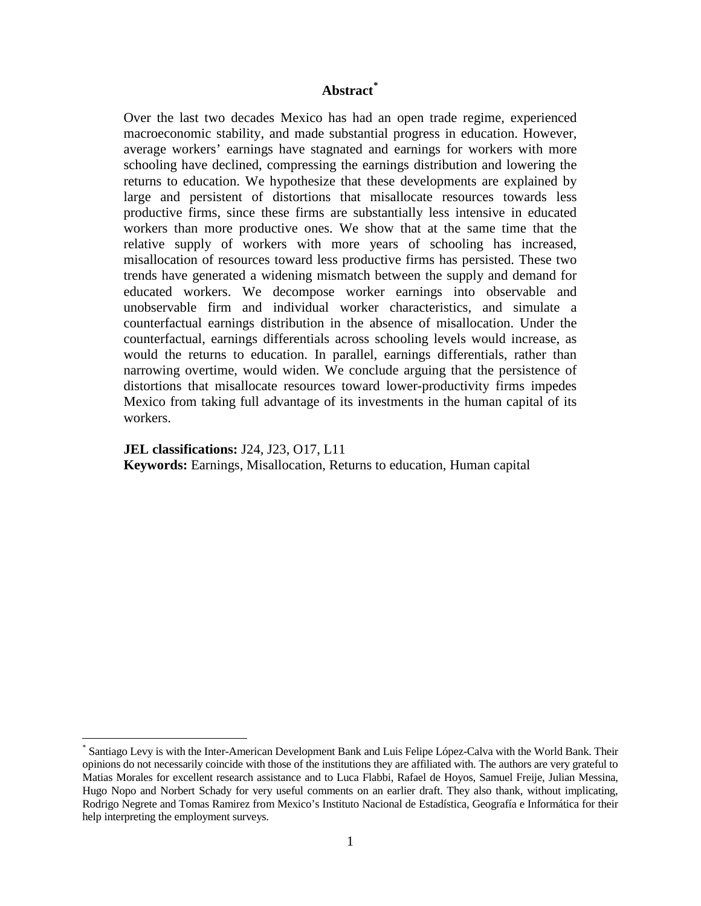## Abstract[*]

Over the last two decades Mexico has had an open trade regime, experienced macroeconomic stability, and made substantial progress in education. However, average workers' earnings have stagnated and earnings for workers with more schooling have declined, compressing the earnings distribution and lowering the returns to education. We hypothesize that these developments are explained by large and persistent of distortions that misallocate resources towards less productive firms, since these firms are substantially less intensive in educated workers than more productive ones. We show that at the same time that the relative supply of workers with more years of schooling has increased, misallocation of resources toward less productive firms has persisted. These two trends have generated a widening mismatch between the supply and demand for educated workers. We decompose worker earnings into observable and unobservable firm and individual worker characteristics, and simulate a counterfactual earnings distribution in the absence of misallocation. Under the counterfactual, earnings differentials across schooling levels would increase, as would the returns to education. In parallel, earnings differentials, rather than narrowing overtime, would widen. We conclude arguing that the persistence of distortions that misallocate resources toward lower-productivity firms impedes Mexico from taking full advantage of its investments in the human capital of its workers.

**JEL classifications:** J24, J23, O17, L11

**Keywords:** Earnings, Misallocation, Returns to education, Human capital

---

[*] Santiago Levy is with the Inter-American Development Bank and Luis Felipe López-Calva with the World Bank. Their opinions do not necessarily coincide with those of the institutions they are affiliated with. The authors are very grateful to Matias Morales for excellent research assistance and to Luca Flabbi, Rafael de Hoyos, Samuel Freije, Julian Messina, Hugo Nopo and Norbert Schady for very useful comments on an earlier draft. They also thank, without implicating, Rodrigo Negrete and Tomas Ramirez from Mexico's Instituto Nacional de Estadística, Geografía e Informática for their help interpreting the employment surveys.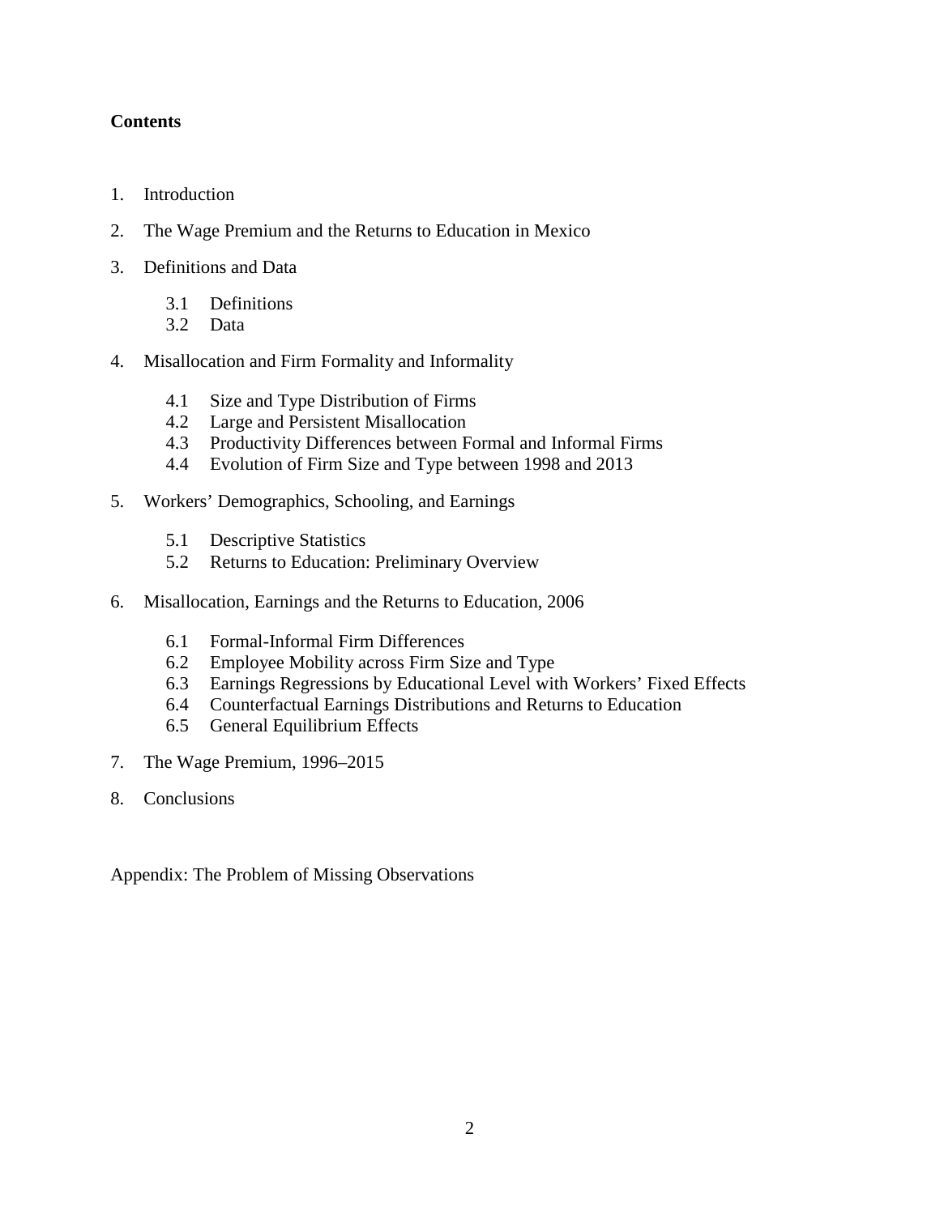**Contents**

1. Introduction
2. The Wage Premium and the Returns to Education in Mexico
3. Definitions and Data
    - 3.1 Definitions
    - 3.2 Data
4. Misallocation and Firm Formality and Informality
    - 4.1 Size and Type Distribution of Firms
    - 4.2 Large and Persistent Misallocation
    - 4.3 Productivity Differences between Formal and Informal Firms
    - 4.4 Evolution of Firm Size and Type between 1998 and 2013
5. Workers' Demographics, Schooling, and Earnings
    - 5.1 Descriptive Statistics
    - 5.2 Returns to Education: Preliminary Overview
6. Misallocation, Earnings and the Returns to Education, 2006
    - 6.1 Formal-Informal Firm Differences
    - 6.2 Employee Mobility across Firm Size and Type
    - 6.3 Earnings Regressions by Educational Level with Workers' Fixed Effects
    - 6.4 Counterfactual Earnings Distributions and Returns to Education
    - 6.5 General Equilibrium Effects
7. The Wage Premium, 1996–2015
8. Conclusions

Appendix: The Problem of Missing Observations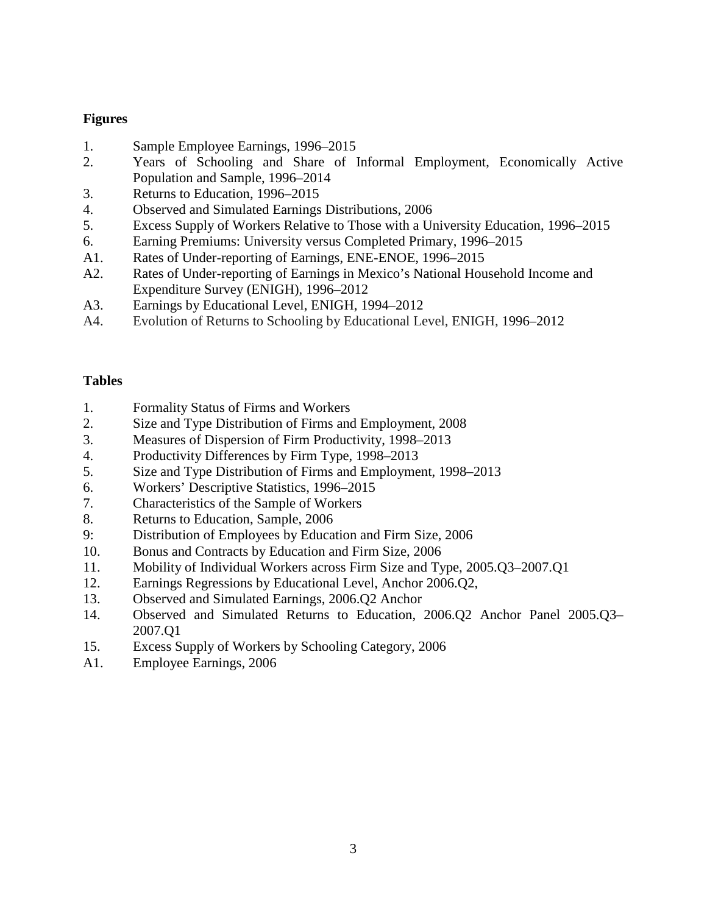**Figures**

1. Sample Employee Earnings, 1996–2015
2. Years of Schooling and Share of Informal Employment, Economically Active Population and Sample, 1996–2014
3. Returns to Education, 1996–2015
4. Observed and Simulated Earnings Distributions, 2006
5. Excess Supply of Workers Relative to Those with a University Education, 1996–2015
6. Earning Premiums: University versus Completed Primary, 1996–2015

A1. Rates of Under-reporting of Earnings, ENE-ENOE, 1996–2015
A2. Rates of Under-reporting of Earnings in Mexico's National Household Income and Expenditure Survey (ENIGH), 1996–2012
A3. Earnings by Educational Level, ENIGH, 1994–2012
A4. Evolution of Returns to Schooling by Educational Level, ENIGH, 1996–2012

**Tables**

1. Formality Status of Firms and Workers
2. Size and Type Distribution of Firms and Employment, 2008
3. Measures of Dispersion of Firm Productivity, 1998–2013
4. Productivity Differences by Firm Type, 1998–2013
5. Size and Type Distribution of Firms and Employment, 1998–2013
6. Workers' Descriptive Statistics, 1996–2015
7. Characteristics of the Sample of Workers
8. Returns to Education, Sample, 2006
9: Distribution of Employees by Education and Firm Size, 2006
10. Bonus and Contracts by Education and Firm Size, 2006
11. Mobility of Individual Workers across Firm Size and Type, 2005.Q3–2007.Q1
12. Earnings Regressions by Educational Level, Anchor 2006.Q2,
13. Observed and Simulated Earnings, 2006.Q2 Anchor
14. Observed and Simulated Returns to Education, 2006.Q2 Anchor Panel 2005.Q3–2007.Q1
15. Excess Supply of Workers by Schooling Category, 2006

A1. Employee Earnings, 2006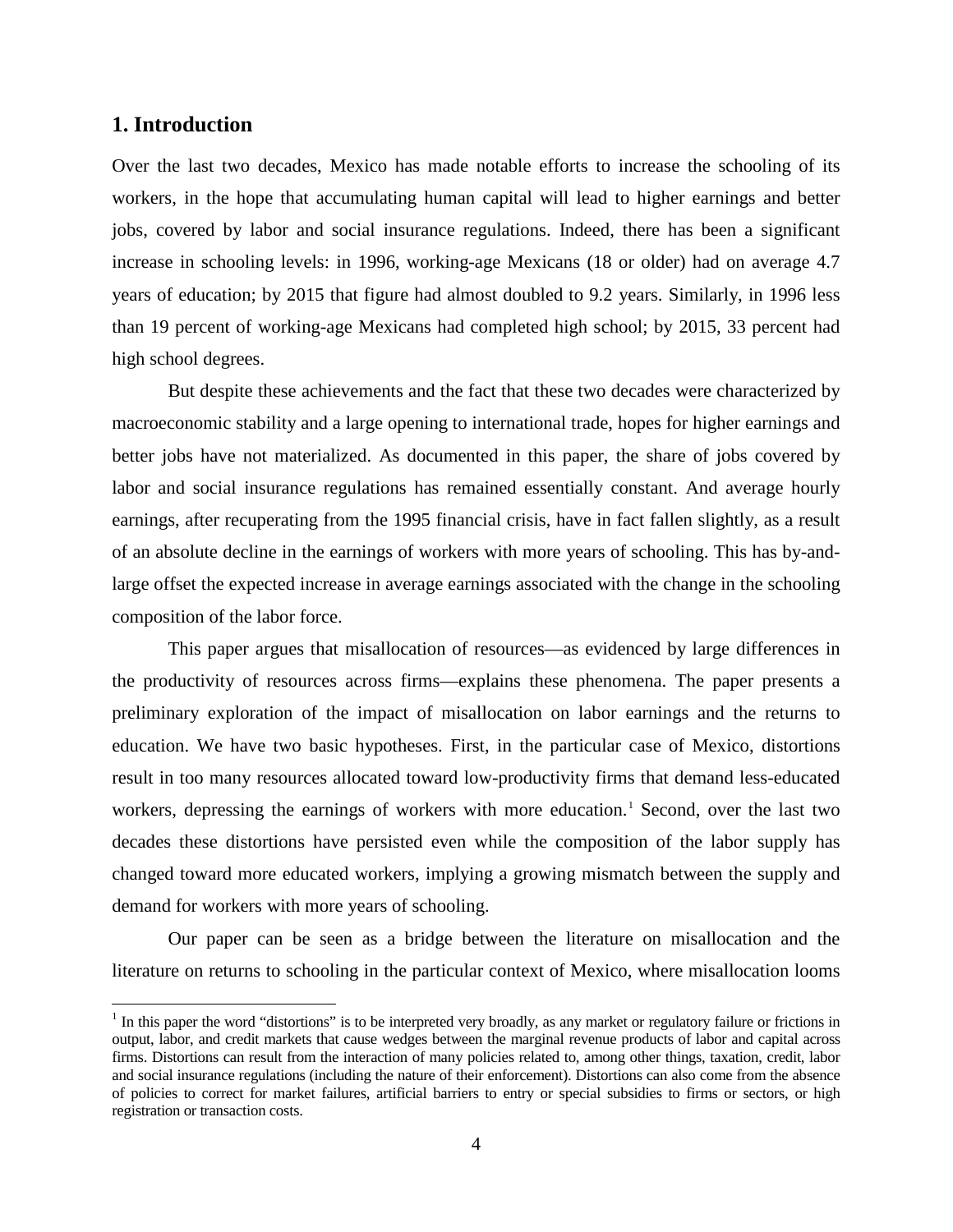## 1. Introduction

Over the last two decades, Mexico has made notable efforts to increase the schooling of its workers, in the hope that accumulating human capital will lead to higher earnings and better jobs, covered by labor and social insurance regulations. Indeed, there has been a significant increase in schooling levels: in 1996, working-age Mexicans (18 or older) had on average 4.7 years of education; by 2015 that figure had almost doubled to 9.2 years. Similarly, in 1996 less than 19 percent of working-age Mexicans had completed high school; by 2015, 33 percent had high school degrees.

But despite these achievements and the fact that these two decades were characterized by macroeconomic stability and a large opening to international trade, hopes for higher earnings and better jobs have not materialized. As documented in this paper, the share of jobs covered by labor and social insurance regulations has remained essentially constant. And average hourly earnings, after recuperating from the 1995 financial crisis, have in fact fallen slightly, as a result of an absolute decline in the earnings of workers with more years of schooling. This has by-and-large offset the expected increase in average earnings associated with the change in the schooling composition of the labor force.

This paper argues that misallocation of resources—as evidenced by large differences in the productivity of resources across firms—explains these phenomena. The paper presents a preliminary exploration of the impact of misallocation on labor earnings and the returns to education. We have two basic hypotheses. First, in the particular case of Mexico, distortions result in too many resources allocated toward low-productivity firms that demand less-educated workers, depressing the earnings of workers with more education.[1] Second, over the last two decades these distortions have persisted even while the composition of the labor supply has changed toward more educated workers, implying a growing mismatch between the supply and demand for workers with more years of schooling.

Our paper can be seen as a bridge between the literature on misallocation and the literature on returns to schooling in the particular context of Mexico, where misallocation looms

[1] In this paper the word "distortions" is to be interpreted very broadly, as any market or regulatory failure or frictions in output, labor, and credit markets that cause wedges between the marginal revenue products of labor and capital across firms. Distortions can result from the interaction of many policies related to, among other things, taxation, credit, labor and social insurance regulations (including the nature of their enforcement). Distortions can also come from the absence of policies to correct for market failures, artificial barriers to entry or special subsidies to firms or sectors, or high registration or transaction costs.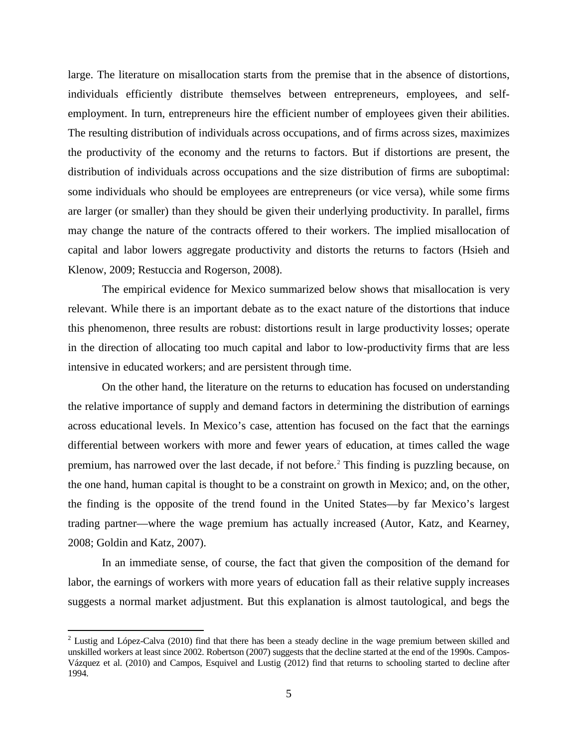large. The literature on misallocation starts from the premise that in the absence of distortions, individuals efficiently distribute themselves between entrepreneurs, employees, and self-employment. In turn, entrepreneurs hire the efficient number of employees given their abilities. The resulting distribution of individuals across occupations, and of firms across sizes, maximizes the productivity of the economy and the returns to factors. But if distortions are present, the distribution of individuals across occupations and the size distribution of firms are suboptimal: some individuals who should be employees are entrepreneurs (or vice versa), while some firms are larger (or smaller) than they should be given their underlying productivity. In parallel, firms may change the nature of the contracts offered to their workers. The implied misallocation of capital and labor lowers aggregate productivity and distorts the returns to factors (Hsieh and Klenow, 2009; Restuccia and Rogerson, 2008).

The empirical evidence for Mexico summarized below shows that misallocation is very relevant. While there is an important debate as to the exact nature of the distortions that induce this phenomenon, three results are robust: distortions result in large productivity losses; operate in the direction of allocating too much capital and labor to low-productivity firms that are less intensive in educated workers; and are persistent through time.

On the other hand, the literature on the returns to education has focused on understanding the relative importance of supply and demand factors in determining the distribution of earnings across educational levels. In Mexico's case, attention has focused on the fact that the earnings differential between workers with more and fewer years of education, at times called the wage premium, has narrowed over the last decade, if not before.[2] This finding is puzzling because, on the one hand, human capital is thought to be a constraint on growth in Mexico; and, on the other, the finding is the opposite of the trend found in the United States—by far Mexico's largest trading partner—where the wage premium has actually increased (Autor, Katz, and Kearney, 2008; Goldin and Katz, 2007).

In an immediate sense, of course, the fact that given the composition of the demand for labor, the earnings of workers with more years of education fall as their relative supply increases suggests a normal market adjustment. But this explanation is almost tautological, and begs the

[2] Lustig and López-Calva (2010) find that there has been a steady decline in the wage premium between skilled and unskilled workers at least since 2002. Robertson (2007) suggests that the decline started at the end of the 1990s. Campos-Vázquez et al. (2010) and Campos, Esquivel and Lustig (2012) find that returns to schooling started to decline after 1994.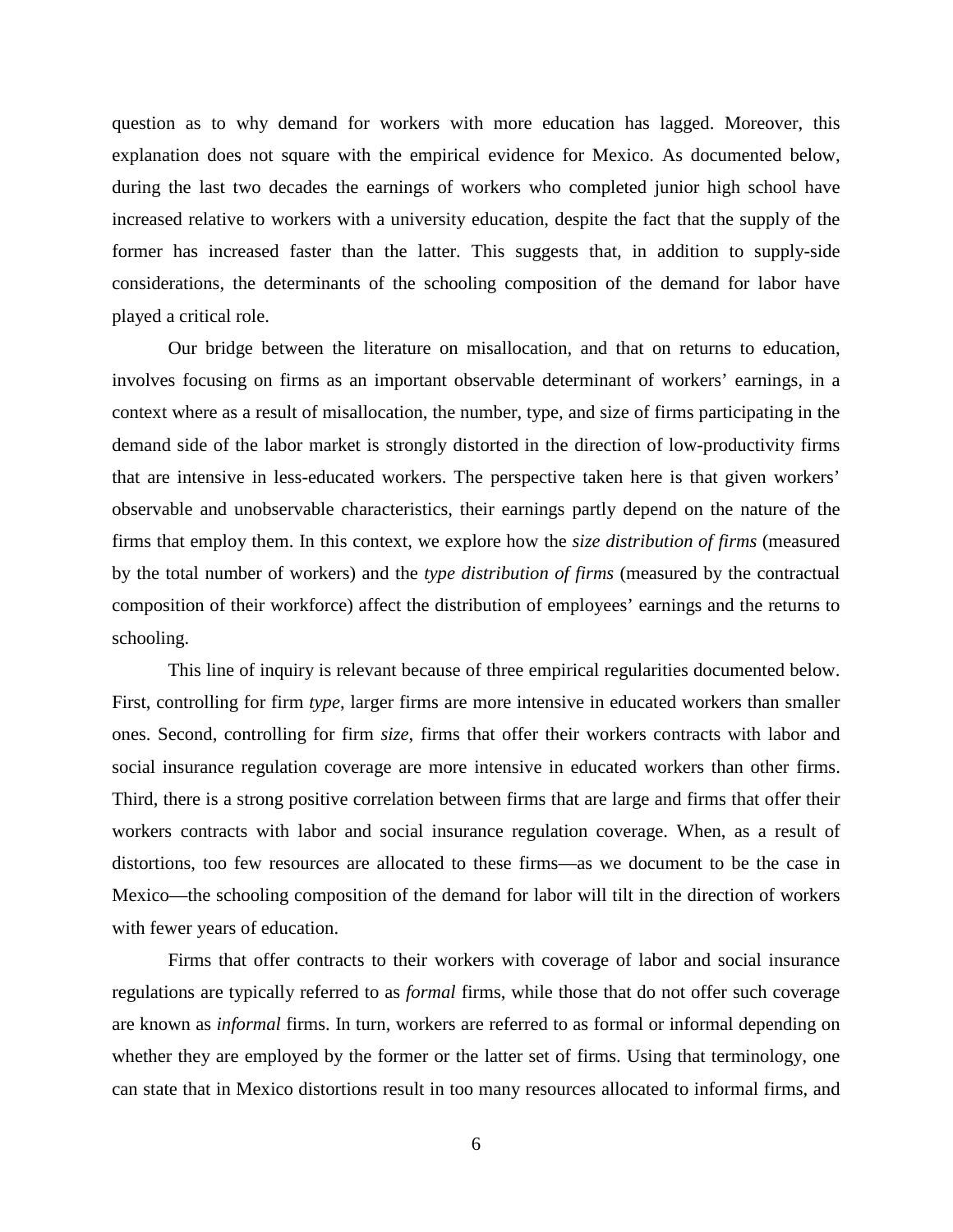question as to why demand for workers with more education has lagged. Moreover, this explanation does not square with the empirical evidence for Mexico. As documented below, during the last two decades the earnings of workers who completed junior high school have increased relative to workers with a university education, despite the fact that the supply of the former has increased faster than the latter. This suggests that, in addition to supply-side considerations, the determinants of the schooling composition of the demand for labor have played a critical role.

Our bridge between the literature on misallocation, and that on returns to education, involves focusing on firms as an important observable determinant of workers' earnings, in a context where as a result of misallocation, the number, type, and size of firms participating in the demand side of the labor market is strongly distorted in the direction of low-productivity firms that are intensive in less-educated workers. The perspective taken here is that given workers' observable and unobservable characteristics, their earnings partly depend on the nature of the firms that employ them. In this context, we explore how the *size distribution of firms* (measured by the total number of workers) and the *type distribution of firms* (measured by the contractual composition of their workforce) affect the distribution of employees' earnings and the returns to schooling.

This line of inquiry is relevant because of three empirical regularities documented below. First, controlling for firm *type*, larger firms are more intensive in educated workers than smaller ones. Second, controlling for firm *size*, firms that offer their workers contracts with labor and social insurance regulation coverage are more intensive in educated workers than other firms. Third, there is a strong positive correlation between firms that are large and firms that offer their workers contracts with labor and social insurance regulation coverage. When, as a result of distortions, too few resources are allocated to these firms—as we document to be the case in Mexico—the schooling composition of the demand for labor will tilt in the direction of workers with fewer years of education.

Firms that offer contracts to their workers with coverage of labor and social insurance regulations are typically referred to as *formal* firms, while those that do not offer such coverage are known as *informal* firms. In turn, workers are referred to as formal or informal depending on whether they are employed by the former or the latter set of firms. Using that terminology, one can state that in Mexico distortions result in too many resources allocated to informal firms, and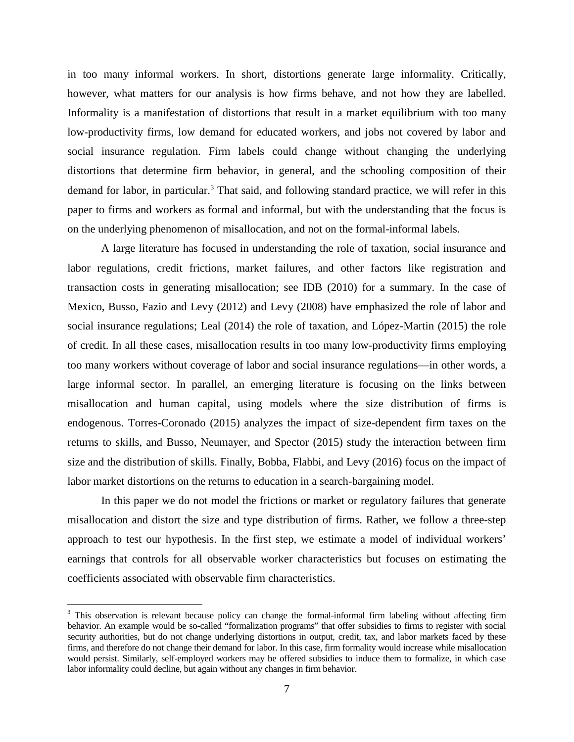in too many informal workers. In short, distortions generate large informality. Critically, however, what matters for our analysis is how firms behave, and not how they are labelled. Informality is a manifestation of distortions that result in a market equilibrium with too many low-productivity firms, low demand for educated workers, and jobs not covered by labor and social insurance regulation. Firm labels could change without changing the underlying distortions that determine firm behavior, in general, and the schooling composition of their demand for labor, in particular.[3] That said, and following standard practice, we will refer in this paper to firms and workers as formal and informal, but with the understanding that the focus is on the underlying phenomenon of misallocation, and not on the formal-informal labels.

A large literature has focused in understanding the role of taxation, social insurance and labor regulations, credit frictions, market failures, and other factors like registration and transaction costs in generating misallocation; see IDB (2010) for a summary. In the case of Mexico, Busso, Fazio and Levy (2012) and Levy (2008) have emphasized the role of labor and social insurance regulations; Leal (2014) the role of taxation, and López-Martin (2015) the role of credit. In all these cases, misallocation results in too many low-productivity firms employing too many workers without coverage of labor and social insurance regulations—in other words, a large informal sector. In parallel, an emerging literature is focusing on the links between misallocation and human capital, using models where the size distribution of firms is endogenous. Torres-Coronado (2015) analyzes the impact of size-dependent firm taxes on the returns to skills, and Busso, Neumayer, and Spector (2015) study the interaction between firm size and the distribution of skills. Finally, Bobba, Flabbi, and Levy (2016) focus on the impact of labor market distortions on the returns to education in a search-bargaining model.

In this paper we do not model the frictions or market or regulatory failures that generate misallocation and distort the size and type distribution of firms. Rather, we follow a three-step approach to test our hypothesis. In the first step, we estimate a model of individual workers' earnings that controls for all observable worker characteristics but focuses on estimating the coefficients associated with observable firm characteristics.

[3] This observation is relevant because policy can change the formal-informal firm labeling without affecting firm behavior. An example would be so-called "formalization programs" that offer subsidies to firms to register with social security authorities, but do not change underlying distortions in output, credit, tax, and labor markets faced by these firms, and therefore do not change their demand for labor. In this case, firm formality would increase while misallocation would persist. Similarly, self-employed workers may be offered subsidies to induce them to formalize, in which case labor informality could decline, but again without any changes in firm behavior.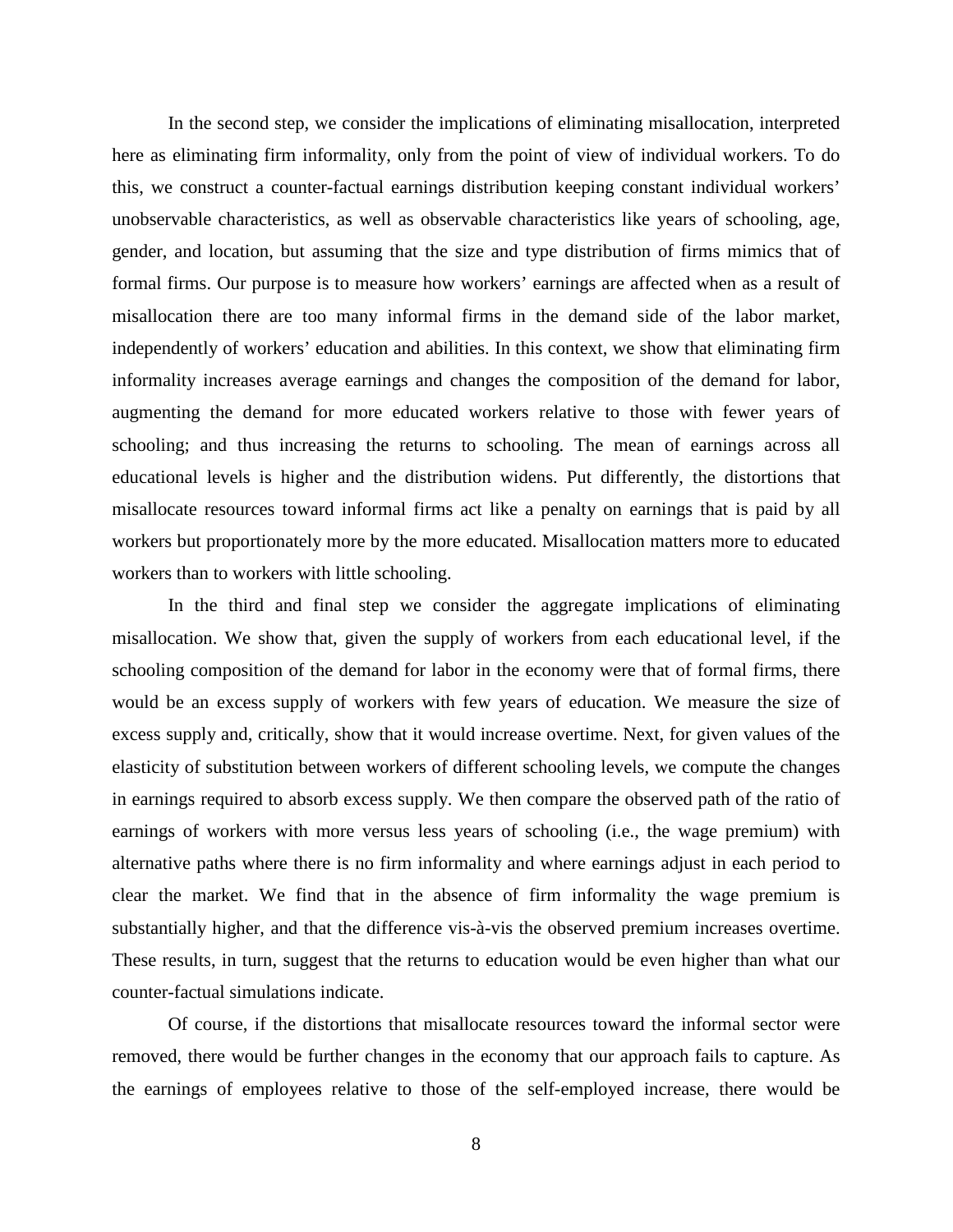In the second step, we consider the implications of eliminating misallocation, interpreted here as eliminating firm informality, only from the point of view of individual workers. To do this, we construct a counter-factual earnings distribution keeping constant individual workers' unobservable characteristics, as well as observable characteristics like years of schooling, age, gender, and location, but assuming that the size and type distribution of firms mimics that of formal firms. Our purpose is to measure how workers' earnings are affected when as a result of misallocation there are too many informal firms in the demand side of the labor market, independently of workers' education and abilities. In this context, we show that eliminating firm informality increases average earnings and changes the composition of the demand for labor, augmenting the demand for more educated workers relative to those with fewer years of schooling; and thus increasing the returns to schooling. The mean of earnings across all educational levels is higher and the distribution widens. Put differently, the distortions that misallocate resources toward informal firms act like a penalty on earnings that is paid by all workers but proportionately more by the more educated. Misallocation matters more to educated workers than to workers with little schooling.

In the third and final step we consider the aggregate implications of eliminating misallocation. We show that, given the supply of workers from each educational level, if the schooling composition of the demand for labor in the economy were that of formal firms, there would be an excess supply of workers with few years of education. We measure the size of excess supply and, critically, show that it would increase overtime. Next, for given values of the elasticity of substitution between workers of different schooling levels, we compute the changes in earnings required to absorb excess supply. We then compare the observed path of the ratio of earnings of workers with more versus less years of schooling (i.e., the wage premium) with alternative paths where there is no firm informality and where earnings adjust in each period to clear the market. We find that in the absence of firm informality the wage premium is substantially higher, and that the difference vis-à-vis the observed premium increases overtime. These results, in turn, suggest that the returns to education would be even higher than what our counter-factual simulations indicate.

Of course, if the distortions that misallocate resources toward the informal sector were removed, there would be further changes in the economy that our approach fails to capture. As the earnings of employees relative to those of the self-employed increase, there would be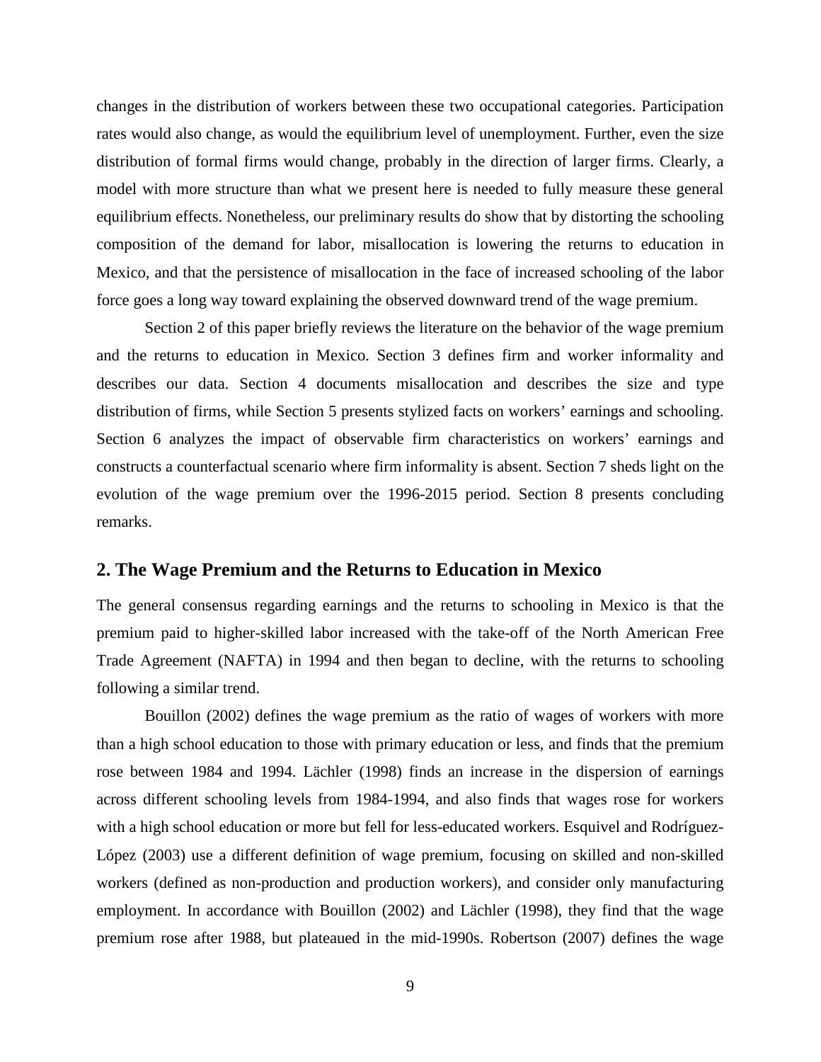changes in the distribution of workers between these two occupational categories. Participation rates would also change, as would the equilibrium level of unemployment. Further, even the size distribution of formal firms would change, probably in the direction of larger firms. Clearly, a model with more structure than what we present here is needed to fully measure these general equilibrium effects. Nonetheless, our preliminary results do show that by distorting the schooling composition of the demand for labor, misallocation is lowering the returns to education in Mexico, and that the persistence of misallocation in the face of increased schooling of the labor force goes a long way toward explaining the observed downward trend of the wage premium.

Section 2 of this paper briefly reviews the literature on the behavior of the wage premium and the returns to education in Mexico. Section 3 defines firm and worker informality and describes our data. Section 4 documents misallocation and describes the size and type distribution of firms, while Section 5 presents stylized facts on workers' earnings and schooling. Section 6 analyzes the impact of observable firm characteristics on workers' earnings and constructs a counterfactual scenario where firm informality is absent. Section 7 sheds light on the evolution of the wage premium over the 1996-2015 period. Section 8 presents concluding remarks.

## 2. The Wage Premium and the Returns to Education in Mexico

The general consensus regarding earnings and the returns to schooling in Mexico is that the premium paid to higher-skilled labor increased with the take-off of the North American Free Trade Agreement (NAFTA) in 1994 and then began to decline, with the returns to schooling following a similar trend.

Bouillon (2002) defines the wage premium as the ratio of wages of workers with more than a high school education to those with primary education or less, and finds that the premium rose between 1984 and 1994. Lächler (1998) finds an increase in the dispersion of earnings across different schooling levels from 1984-1994, and also finds that wages rose for workers with a high school education or more but fell for less-educated workers. Esquivel and Rodríguez-López (2003) use a different definition of wage premium, focusing on skilled and non-skilled workers (defined as non-production and production workers), and consider only manufacturing employment. In accordance with Bouillon (2002) and Lächler (1998), they find that the wage premium rose after 1988, but plateaued in the mid-1990s. Robertson (2007) defines the wage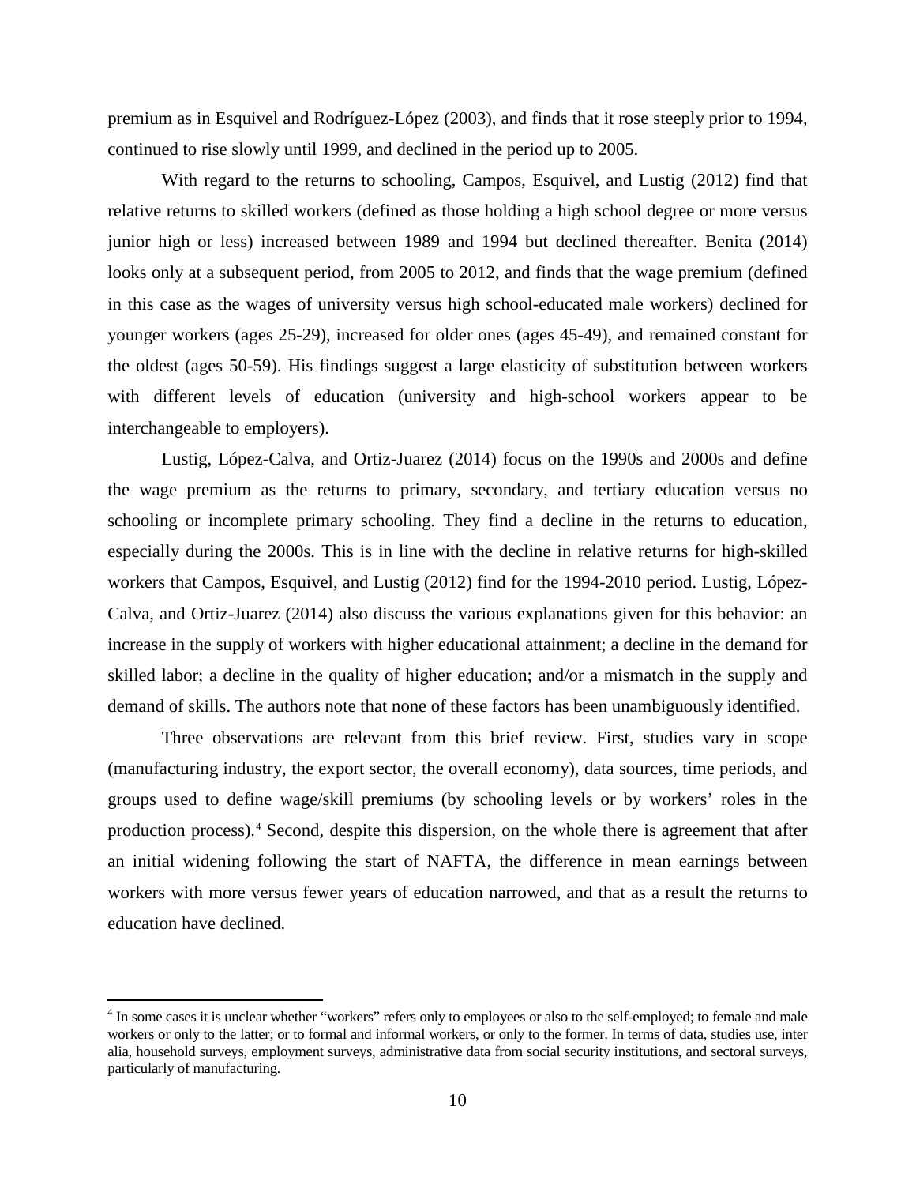premium as in Esquivel and Rodríguez-López (2003), and finds that it rose steeply prior to 1994, continued to rise slowly until 1999, and declined in the period up to 2005.

With regard to the returns to schooling, Campos, Esquivel, and Lustig (2012) find that relative returns to skilled workers (defined as those holding a high school degree or more versus junior high or less) increased between 1989 and 1994 but declined thereafter. Benita (2014) looks only at a subsequent period, from 2005 to 2012, and finds that the wage premium (defined in this case as the wages of university versus high school-educated male workers) declined for younger workers (ages 25-29), increased for older ones (ages 45-49), and remained constant for the oldest (ages 50-59). His findings suggest a large elasticity of substitution between workers with different levels of education (university and high-school workers appear to be interchangeable to employers).

Lustig, López-Calva, and Ortiz-Juarez (2014) focus on the 1990s and 2000s and define the wage premium as the returns to primary, secondary, and tertiary education versus no schooling or incomplete primary schooling. They find a decline in the returns to education, especially during the 2000s. This is in line with the decline in relative returns for high-skilled workers that Campos, Esquivel, and Lustig (2012) find for the 1994-2010 period. Lustig, López-Calva, and Ortiz-Juarez (2014) also discuss the various explanations given for this behavior: an increase in the supply of workers with higher educational attainment; a decline in the demand for skilled labor; a decline in the quality of higher education; and/or a mismatch in the supply and demand of skills. The authors note that none of these factors has been unambiguously identified.

Three observations are relevant from this brief review. First, studies vary in scope (manufacturing industry, the export sector, the overall economy), data sources, time periods, and groups used to define wage/skill premiums (by schooling levels or by workers' roles in the production process).[4] Second, despite this dispersion, on the whole there is agreement that after an initial widening following the start of NAFTA, the difference in mean earnings between workers with more versus fewer years of education narrowed, and that as a result the returns to education have declined.

---

[4] In some cases it is unclear whether "workers" refers only to employees or also to the self-employed; to female and male workers or only to the latter; or to formal and informal workers, or only to the former. In terms of data, studies use, inter alia, household surveys, employment surveys, administrative data from social security institutions, and sectoral surveys, particularly of manufacturing.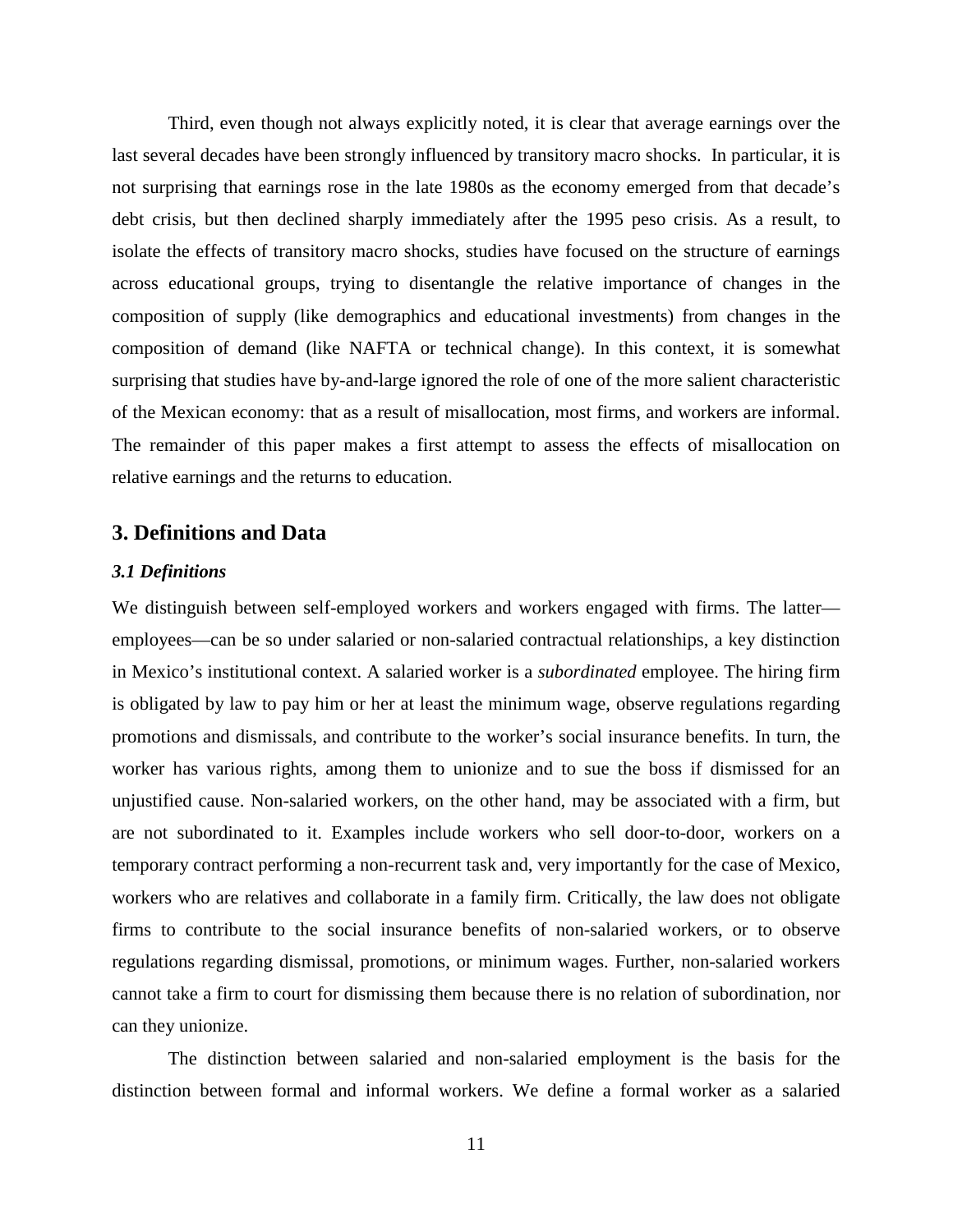Third, even though not always explicitly noted, it is clear that average earnings over the last several decades have been strongly influenced by transitory macro shocks. In particular, it is not surprising that earnings rose in the late 1980s as the economy emerged from that decade's debt crisis, but then declined sharply immediately after the 1995 peso crisis. As a result, to isolate the effects of transitory macro shocks, studies have focused on the structure of earnings across educational groups, trying to disentangle the relative importance of changes in the composition of supply (like demographics and educational investments) from changes in the composition of demand (like NAFTA or technical change). In this context, it is somewhat surprising that studies have by-and-large ignored the role of one of the more salient characteristic of the Mexican economy: that as a result of misallocation, most firms, and workers are informal. The remainder of this paper makes a first attempt to assess the effects of misallocation on relative earnings and the returns to education.

## 3. Definitions and Data

### *3.1 Definitions*

We distinguish between self-employed workers and workers engaged with firms. The latter—employees—can be so under salaried or non-salaried contractual relationships, a key distinction in Mexico's institutional context. A salaried worker is a *subordinated* employee. The hiring firm is obligated by law to pay him or her at least the minimum wage, observe regulations regarding promotions and dismissals, and contribute to the worker's social insurance benefits. In turn, the worker has various rights, among them to unionize and to sue the boss if dismissed for an unjustified cause. Non-salaried workers, on the other hand, may be associated with a firm, but are not subordinated to it. Examples include workers who sell door-to-door, workers on a temporary contract performing a non-recurrent task and, very importantly for the case of Mexico, workers who are relatives and collaborate in a family firm. Critically, the law does not obligate firms to contribute to the social insurance benefits of non-salaried workers, or to observe regulations regarding dismissal, promotions, or minimum wages. Further, non-salaried workers cannot take a firm to court for dismissing them because there is no relation of subordination, nor can they unionize.

The distinction between salaried and non-salaried employment is the basis for the distinction between formal and informal workers. We define a formal worker as a salaried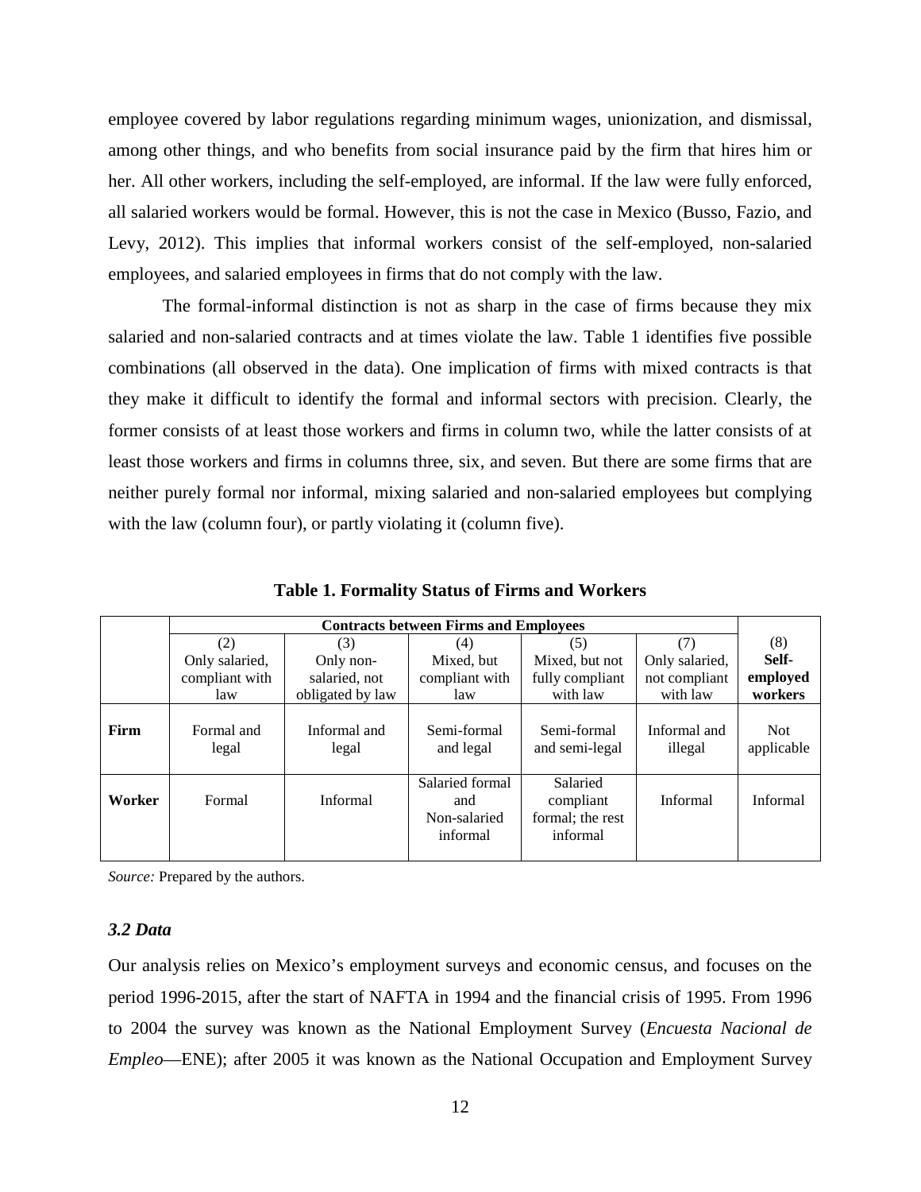employee covered by labor regulations regarding minimum wages, unionization, and dismissal, among other things, and who benefits from social insurance paid by the firm that hires him or her. All other workers, including the self-employed, are informal. If the law were fully enforced, all salaried workers would be formal. However, this is not the case in Mexico (Busso, Fazio, and Levy, 2012). This implies that informal workers consist of the self-employed, non-salaried employees, and salaried employees in firms that do not comply with the law.

The formal-informal distinction is not as sharp in the case of firms because they mix salaried and non-salaried contracts and at times violate the law. Table 1 identifies five possible combinations (all observed in the data). One implication of firms with mixed contracts is that they make it difficult to identify the formal and informal sectors with precision. Clearly, the former consists of at least those workers and firms in column two, while the latter consists of at least those workers and firms in columns three, six, and seven. But there are some firms that are neither purely formal nor informal, mixing salaried and non-salaried employees but complying with the law (column four), or partly violating it (column five).

**Table 1. Formality Status of Firms and Workers**

| | **Contracts between Firms and Employees** | | | | | |
|---|---|---|---|---|---|---|
| | (2) Only salaried, compliant with law | (3) Only non-salaried, not obligated by law | (4) Mixed, but compliant with law | (5) Mixed, but not fully compliant with law | (7) Only salaried, not compliant with law | (8) **Self-employed workers** |
| **Firm** | Formal and legal | Informal and legal | Semi-formal and legal | Semi-formal and semi-legal | Informal and illegal | Not applicable |
| **Worker** | Formal | Informal | Salaried formal and Non-salaried informal | Salaried compliant formal; the rest informal | Informal | Informal |

*Source:* Prepared by the authors.

### *3.2 Data*

Our analysis relies on Mexico's employment surveys and economic census, and focuses on the period 1996-2015, after the start of NAFTA in 1994 and the financial crisis of 1995. From 1996 to 2004 the survey was known as the National Employment Survey (*Encuesta Nacional de Empleo*—ENE); after 2005 it was known as the National Occupation and Employment Survey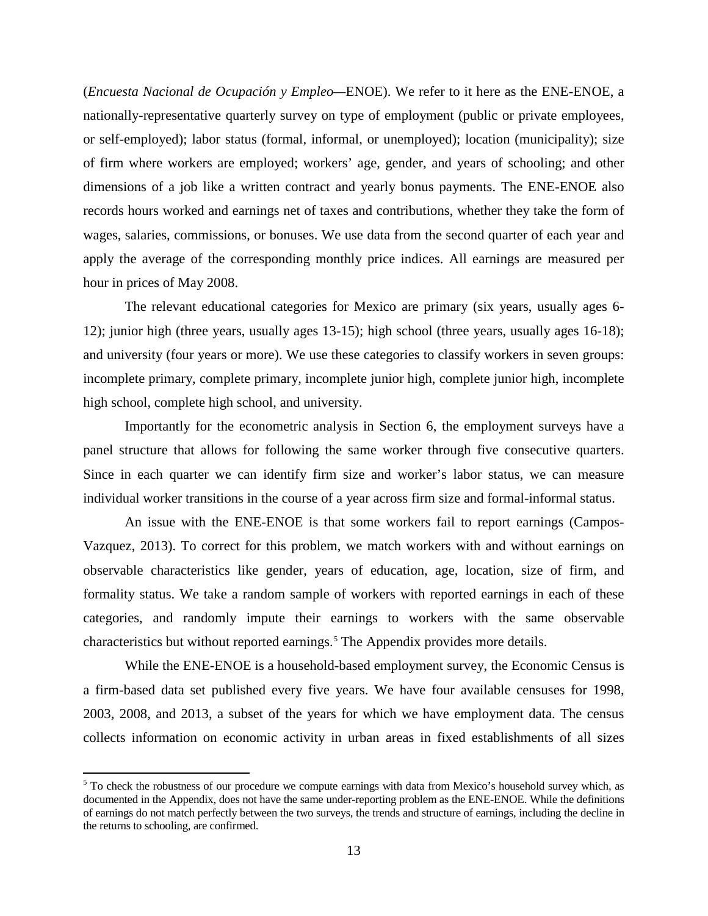(*Encuesta Nacional de Ocupación y Empleo*—ENOE). We refer to it here as the ENE-ENOE, a nationally-representative quarterly survey on type of employment (public or private employees, or self-employed); labor status (formal, informal, or unemployed); location (municipality); size of firm where workers are employed; workers' age, gender, and years of schooling; and other dimensions of a job like a written contract and yearly bonus payments. The ENE-ENOE also records hours worked and earnings net of taxes and contributions, whether they take the form of wages, salaries, commissions, or bonuses. We use data from the second quarter of each year and apply the average of the corresponding monthly price indices. All earnings are measured per hour in prices of May 2008.

The relevant educational categories for Mexico are primary (six years, usually ages 6-12); junior high (three years, usually ages 13-15); high school (three years, usually ages 16-18); and university (four years or more). We use these categories to classify workers in seven groups: incomplete primary, complete primary, incomplete junior high, complete junior high, incomplete high school, complete high school, and university.

Importantly for the econometric analysis in Section 6, the employment surveys have a panel structure that allows for following the same worker through five consecutive quarters. Since in each quarter we can identify firm size and worker's labor status, we can measure individual worker transitions in the course of a year across firm size and formal-informal status.

An issue with the ENE-ENOE is that some workers fail to report earnings (Campos-Vazquez, 2013). To correct for this problem, we match workers with and without earnings on observable characteristics like gender, years of education, age, location, size of firm, and formality status. We take a random sample of workers with reported earnings in each of these categories, and randomly impute their earnings to workers with the same observable characteristics but without reported earnings.[5] The Appendix provides more details.

While the ENE-ENOE is a household-based employment survey, the Economic Census is a firm-based data set published every five years. We have four available censuses for 1998, 2003, 2008, and 2013, a subset of the years for which we have employment data. The census collects information on economic activity in urban areas in fixed establishments of all sizes

[5] To check the robustness of our procedure we compute earnings with data from Mexico's household survey which, as documented in the Appendix, does not have the same under-reporting problem as the ENE-ENOE. While the definitions of earnings do not match perfectly between the two surveys, the trends and structure of earnings, including the decline in the returns to schooling, are confirmed.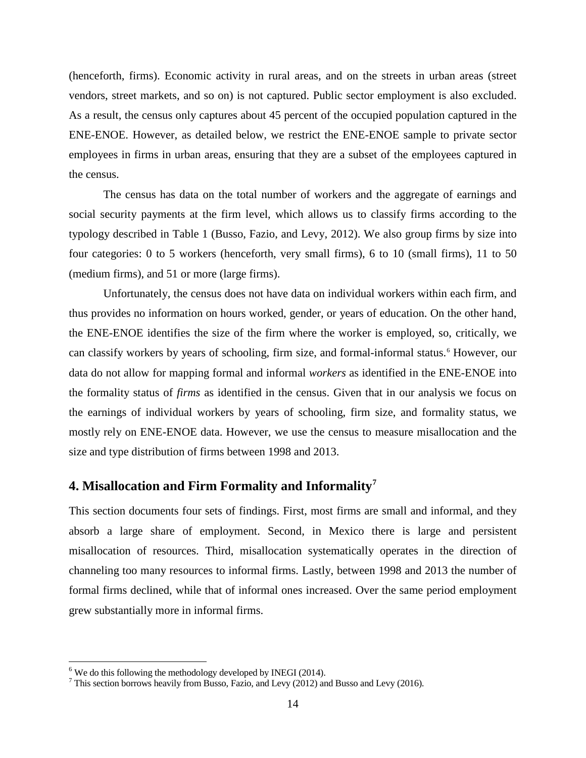(henceforth, firms). Economic activity in rural areas, and on the streets in urban areas (street vendors, street markets, and so on) is not captured. Public sector employment is also excluded. As a result, the census only captures about 45 percent of the occupied population captured in the ENE-ENOE. However, as detailed below, we restrict the ENE-ENOE sample to private sector employees in firms in urban areas, ensuring that they are a subset of the employees captured in the census.

The census has data on the total number of workers and the aggregate of earnings and social security payments at the firm level, which allows us to classify firms according to the typology described in Table 1 (Busso, Fazio, and Levy, 2012). We also group firms by size into four categories: 0 to 5 workers (henceforth, very small firms), 6 to 10 (small firms), 11 to 50 (medium firms), and 51 or more (large firms).

Unfortunately, the census does not have data on individual workers within each firm, and thus provides no information on hours worked, gender, or years of education. On the other hand, the ENE-ENOE identifies the size of the firm where the worker is employed, so, critically, we can classify workers by years of schooling, firm size, and formal-informal status.[6] However, our data do not allow for mapping formal and informal *workers* as identified in the ENE-ENOE into the formality status of *firms* as identified in the census. Given that in our analysis we focus on the earnings of individual workers by years of schooling, firm size, and formality status, we mostly rely on ENE-ENOE data. However, we use the census to measure misallocation and the size and type distribution of firms between 1998 and 2013.

## 4. Misallocation and Firm Formality and Informality[7]

This section documents four sets of findings. First, most firms are small and informal, and they absorb a large share of employment. Second, in Mexico there is large and persistent misallocation of resources. Third, misallocation systematically operates in the direction of channeling too many resources to informal firms. Lastly, between 1998 and 2013 the number of formal firms declined, while that of informal ones increased. Over the same period employment grew substantially more in informal firms.

[6] We do this following the methodology developed by INEGI (2014).

[7] This section borrows heavily from Busso, Fazio, and Levy (2012) and Busso and Levy (2016).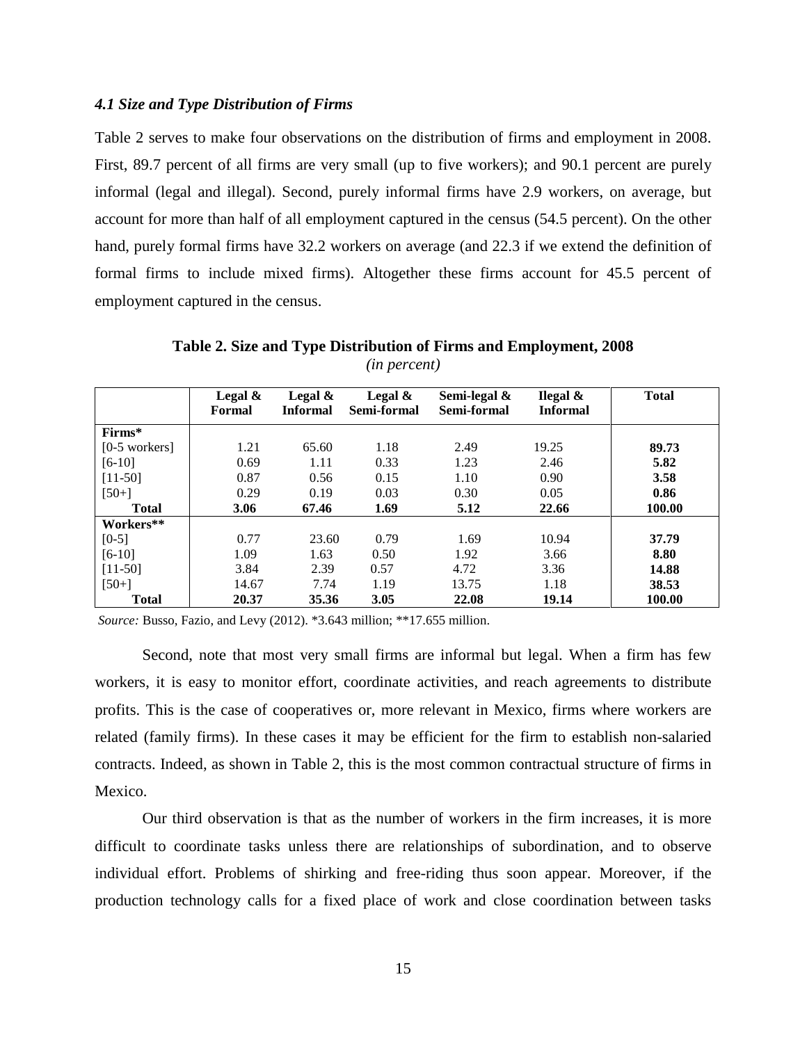### *4.1 Size and Type Distribution of Firms*

Table 2 serves to make four observations on the distribution of firms and employment in 2008. First, 89.7 percent of all firms are very small (up to five workers); and 90.1 percent are purely informal (legal and illegal). Second, purely informal firms have 2.9 workers, on average, but account for more than half of all employment captured in the census (54.5 percent). On the other hand, purely formal firms have 32.2 workers on average (and 22.3 if we extend the definition of formal firms to include mixed firms). Altogether these firms account for 45.5 percent of employment captured in the census.

**Table 2. Size and Type Distribution of Firms and Employment, 2008**
*(in percent)*

| | Legal & Formal | Legal & Informal | Legal & Semi-formal | Semi-legal & Semi-formal | Ilegal & Informal | Total |
|---|---|---|---|---|---|---|
| **Firms*** | | | | | | |
| [0-5 workers] | 1.21 | 65.60 | 1.18 | 2.49 | 19.25 | **89.73** |
| [6-10] | 0.69 | 1.11 | 0.33 | 1.23 | 2.46 | **5.82** |
| [11-50] | 0.87 | 0.56 | 0.15 | 1.10 | 0.90 | **3.58** |
| [50+] | 0.29 | 0.19 | 0.03 | 0.30 | 0.05 | **0.86** |
| **Total** | **3.06** | **67.46** | **1.69** | **5.12** | **22.66** | **100.00** |
| **Workers**** | | | | | | |
| [0-5] | 0.77 | 23.60 | 0.79 | 1.69 | 10.94 | **37.79** |
| [6-10] | 1.09 | 1.63 | 0.50 | 1.92 | 3.66 | **8.80** |
| [11-50] | 3.84 | 2.39 | 0.57 | 4.72 | 3.36 | **14.88** |
| [50+] | 14.67 | 7.74 | 1.19 | 13.75 | 1.18 | **38.53** |
| **Total** | **20.37** | **35.36** | **3.05** | **22.08** | **19.14** | **100.00** |

*Source:* Busso, Fazio, and Levy (2012). *3.643 million; **17.655 million.

Second, note that most very small firms are informal but legal. When a firm has few workers, it is easy to monitor effort, coordinate activities, and reach agreements to distribute profits. This is the case of cooperatives or, more relevant in Mexico, firms where workers are related (family firms). In these cases it may be efficient for the firm to establish non-salaried contracts. Indeed, as shown in Table 2, this is the most common contractual structure of firms in Mexico.

Our third observation is that as the number of workers in the firm increases, it is more difficult to coordinate tasks unless there are relationships of subordination, and to observe individual effort. Problems of shirking and free-riding thus soon appear. Moreover, if the production technology calls for a fixed place of work and close coordination between tasks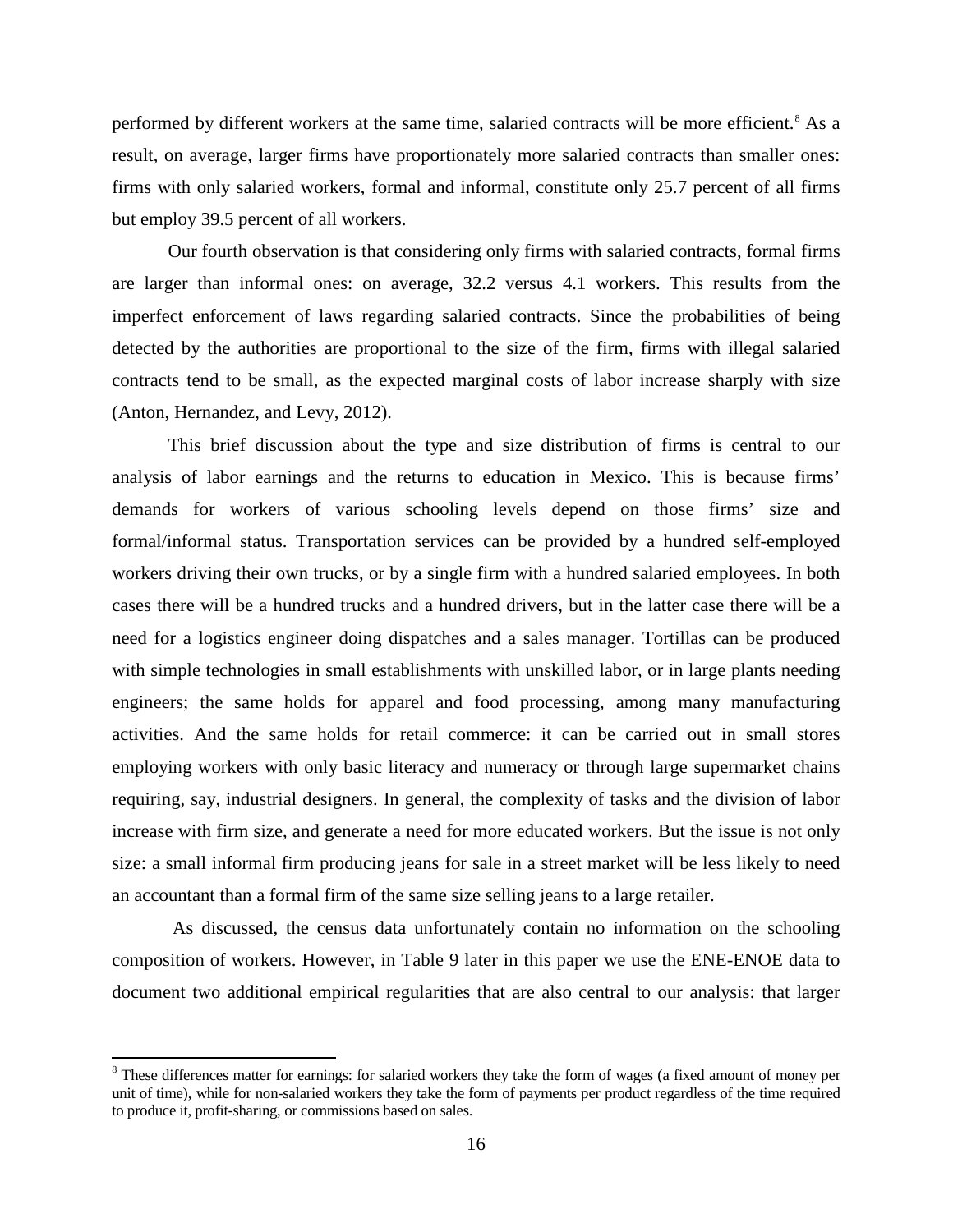performed by different workers at the same time, salaried contracts will be more efficient.[8] As a result, on average, larger firms have proportionately more salaried contracts than smaller ones: firms with only salaried workers, formal and informal, constitute only 25.7 percent of all firms but employ 39.5 percent of all workers.

Our fourth observation is that considering only firms with salaried contracts, formal firms are larger than informal ones: on average, 32.2 versus 4.1 workers. This results from the imperfect enforcement of laws regarding salaried contracts. Since the probabilities of being detected by the authorities are proportional to the size of the firm, firms with illegal salaried contracts tend to be small, as the expected marginal costs of labor increase sharply with size (Anton, Hernandez, and Levy, 2012).

This brief discussion about the type and size distribution of firms is central to our analysis of labor earnings and the returns to education in Mexico. This is because firms' demands for workers of various schooling levels depend on those firms' size and formal/informal status. Transportation services can be provided by a hundred self-employed workers driving their own trucks, or by a single firm with a hundred salaried employees. In both cases there will be a hundred trucks and a hundred drivers, but in the latter case there will be a need for a logistics engineer doing dispatches and a sales manager. Tortillas can be produced with simple technologies in small establishments with unskilled labor, or in large plants needing engineers; the same holds for apparel and food processing, among many manufacturing activities. And the same holds for retail commerce: it can be carried out in small stores employing workers with only basic literacy and numeracy or through large supermarket chains requiring, say, industrial designers. In general, the complexity of tasks and the division of labor increase with firm size, and generate a need for more educated workers. But the issue is not only size: a small informal firm producing jeans for sale in a street market will be less likely to need an accountant than a formal firm of the same size selling jeans to a large retailer.

As discussed, the census data unfortunately contain no information on the schooling composition of workers. However, in Table 9 later in this paper we use the ENE-ENOE data to document two additional empirical regularities that are also central to our analysis: that larger

[8] These differences matter for earnings: for salaried workers they take the form of wages (a fixed amount of money per unit of time), while for non-salaried workers they take the form of payments per product regardless of the time required to produce it, profit-sharing, or commissions based on sales.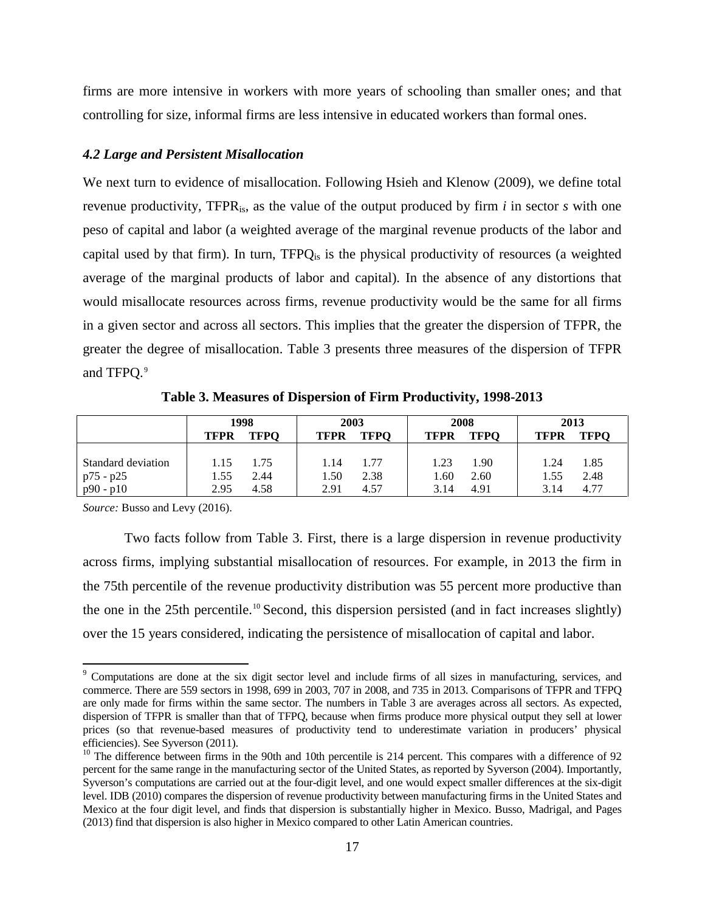firms are more intensive in workers with more years of schooling than smaller ones; and that controlling for size, informal firms are less intensive in educated workers than formal ones.

### *4.2 Large and Persistent Misallocation*

We next turn to evidence of misallocation. Following Hsieh and Klenow (2009), we define total revenue productivity, $TFPR_{is}$, as the value of the output produced by firm *i* in sector *s* with one peso of capital and labor (a weighted average of the marginal revenue products of the labor and capital used by that firm). In turn, $TFPQ_{is}$ is the physical productivity of resources (a weighted average of the marginal products of labor and capital). In the absence of any distortions that would misallocate resources across firms, revenue productivity would be the same for all firms in a given sector and across all sectors. This implies that the greater the dispersion of TFPR, the greater the degree of misallocation. Table 3 presents three measures of the dispersion of TFPR and TFPQ.[9]

**Table 3. Measures of Dispersion of Firm Productivity, 1998-2013**

| | 1998 | | 2003 | | 2008 | | 2013 | |
|---|---|---|---|---|---|---|---|---|
| | **TFPR** | **TFPQ** | **TFPR** | **TFPQ** | **TFPR** | **TFPQ** | **TFPR** | **TFPQ** |
| Standard deviation | 1.15 | 1.75 | 1.14 | 1.77 | 1.23 | 1.90 | 1.24 | 1.85 |
| p75 - p25 | 1.55 | 2.44 | 1.50 | 2.38 | 1.60 | 2.60 | 1.55 | 2.48 |
| p90 - p10 | 2.95 | 4.58 | 2.91 | 4.57 | 3.14 | 4.91 | 3.14 | 4.77 |

*Source:* Busso and Levy (2016).

Two facts follow from Table 3. First, there is a large dispersion in revenue productivity across firms, implying substantial misallocation of resources. For example, in 2013 the firm in the 75th percentile of the revenue productivity distribution was 55 percent more productive than the one in the 25th percentile.[10] Second, this dispersion persisted (and in fact increases slightly) over the 15 years considered, indicating the persistence of misallocation of capital and labor.

---

[9] Computations are done at the six digit sector level and include firms of all sizes in manufacturing, services, and commerce. There are 559 sectors in 1998, 699 in 2003, 707 in 2008, and 735 in 2013. Comparisons of TFPR and TFPQ are only made for firms within the same sector. The numbers in Table 3 are averages across all sectors. As expected, dispersion of TFPR is smaller than that of TFPQ, because when firms produce more physical output they sell at lower prices (so that revenue-based measures of productivity tend to underestimate variation in producers' physical efficiencies). See Syverson (2011).

[10] The difference between firms in the 90th and 10th percentile is 214 percent. This compares with a difference of 92 percent for the same range in the manufacturing sector of the United States, as reported by Syverson (2004). Importantly, Syverson's computations are carried out at the four-digit level, and one would expect smaller differences at the six-digit level. IDB (2010) compares the dispersion of revenue productivity between manufacturing firms in the United States and Mexico at the four digit level, and finds that dispersion is substantially higher in Mexico. Busso, Madrigal, and Pages (2013) find that dispersion is also higher in Mexico compared to other Latin American countries.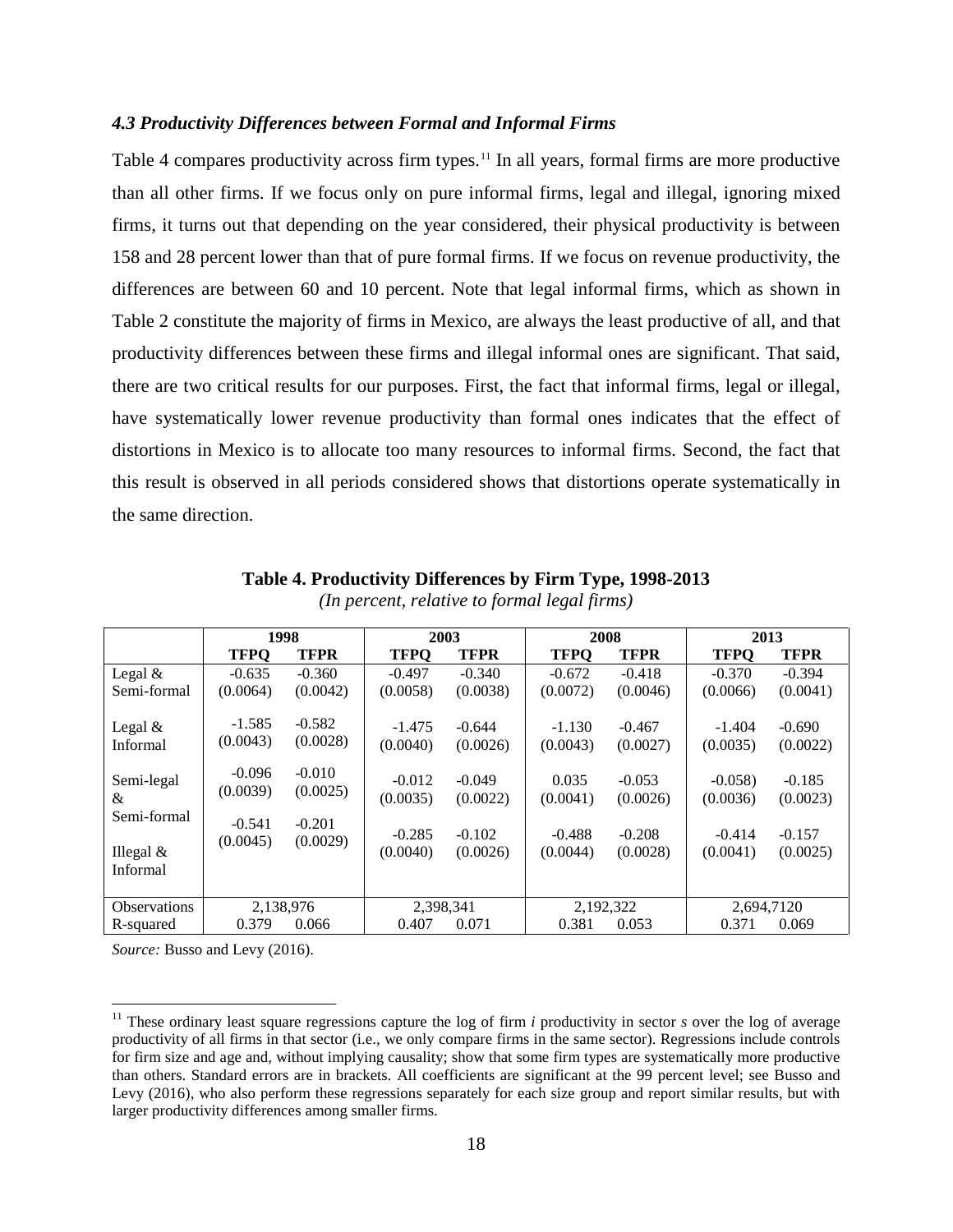### *4.3 Productivity Differences between Formal and Informal Firms*

Table 4 compares productivity across firm types.[11] In all years, formal firms are more productive than all other firms. If we focus only on pure informal firms, legal and illegal, ignoring mixed firms, it turns out that depending on the year considered, their physical productivity is between 158 and 28 percent lower than that of pure formal firms. If we focus on revenue productivity, the differences are between 60 and 10 percent. Note that legal informal firms, which as shown in Table 2 constitute the majority of firms in Mexico, are always the least productive of all, and that productivity differences between these firms and illegal informal ones are significant. That said, there are two critical results for our purposes. First, the fact that informal firms, legal or illegal, have systematically lower revenue productivity than formal ones indicates that the effect of distortions in Mexico is to allocate too many resources to informal firms. Second, the fact that this result is observed in all periods considered shows that distortions operate systematically in the same direction.

**Table 4. Productivity Differences by Firm Type, 1998-2013**

*(In percent, relative to formal legal firms)*

| | 1998 | | 2003 | | 2008 | | 2013 | |
|---|---|---|---|---|---|---|---|---|
| | **TFPQ** | **TFPR** | **TFPQ** | **TFPR** | **TFPQ** | **TFPR** | **TFPQ** | **TFPR** |
| Legal & Semi-formal | -0.635 | -0.360 | -0.497 | -0.340 | -0.672 | -0.418 | -0.370 | -0.394 |
| | (0.0064) | (0.0042) | (0.0058) | (0.0038) | (0.0072) | (0.0046) | (0.0066) | (0.0041) |
| Legal & Informal | -1.585 | -0.582 | -1.475 | -0.644 | -1.130 | -0.467 | -1.404 | -0.690 |
| | (0.0043) | (0.0028) | (0.0040) | (0.0026) | (0.0043) | (0.0027) | (0.0035) | (0.0022) |
| Semi-legal & Semi-formal | -0.096 | -0.010 | -0.012 | -0.049 | 0.035 | -0.053 | -0.058) | -0.185 |
| | (0.0039) | (0.0025) | (0.0035) | (0.0022) | (0.0041) | (0.0026) | (0.0036) | (0.0023) |
| Illegal & Informal | -0.541 | -0.201 | -0.285 | -0.102 | -0.488 | -0.208 | -0.414 | -0.157 |
| | (0.0045) | (0.0029) | (0.0040) | (0.0026) | (0.0044) | (0.0028) | (0.0041) | (0.0025) |
| Observations | 2,138,976 | | 2,398,341 | | 2,192,322 | | 2,694,7120 | |
| R-squared | 0.379 | 0.066 | 0.407 | 0.071 | 0.381 | 0.053 | 0.371 | 0.069 |

*Source:* Busso and Levy (2016).

[11] These ordinary least square regressions capture the log of firm *i* productivity in sector *s* over the log of average productivity of all firms in that sector (i.e., we only compare firms in the same sector). Regressions include controls for firm size and age and, without implying causality; show that some firm types are systematically more productive than others. Standard errors are in brackets. All coefficients are significant at the 99 percent level; see Busso and Levy (2016), who also perform these regressions separately for each size group and report similar results, but with larger productivity differences among smaller firms.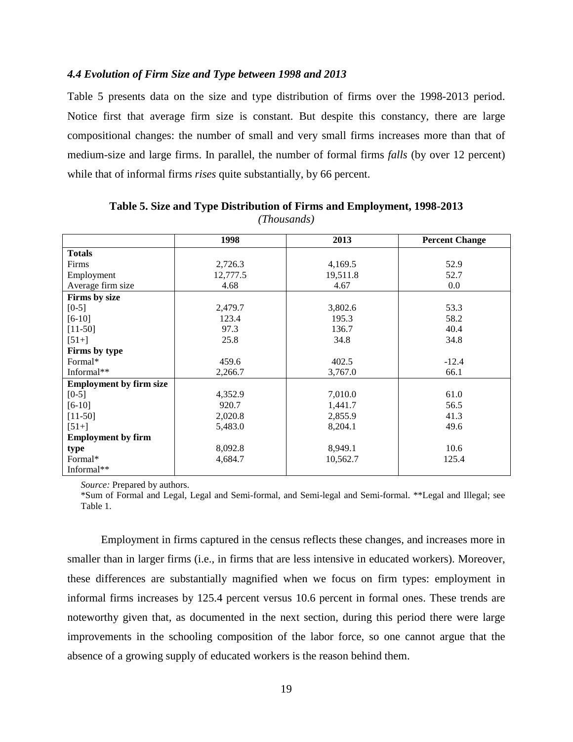### *4.4 Evolution of Firm Size and Type between 1998 and 2013*

Table 5 presents data on the size and type distribution of firms over the 1998-2013 period. Notice first that average firm size is constant. But despite this constancy, there are large compositional changes: the number of small and very small firms increases more than that of medium-size and large firms. In parallel, the number of formal firms *falls* (by over 12 percent) while that of informal firms *rises* quite substantially, by 66 percent.

**Table 5. Size and Type Distribution of Firms and Employment, 1998-2013**
*(Thousands)*

| | 1998 | 2013 | Percent Change |
|---|---|---|---|
| **Totals** | | | |
| Firms | 2,726.3 | 4,169.5 | 52.9 |
| Employment | 12,777.5 | 19,511.8 | 52.7 |
| Average firm size | 4.68 | 4.67 | 0.0 |
| **Firms by size** | | | |
| [0-5] | 2,479.7 | 3,802.6 | 53.3 |
| [6-10] | 123.4 | 195.3 | 58.2 |
| [11-50] | 97.3 | 136.7 | 40.4 |
| [51+] | 25.8 | 34.8 | 34.8 |
| **Firms by type** | | | |
| Formal* | 459.6 | 402.5 | -12.4 |
| Informal** | 2,266.7 | 3,767.0 | 66.1 |
| **Employment by firm size** | | | |
| [0-5] | 4,352.9 | 7,010.0 | 61.0 |
| [6-10] | 920.7 | 1,441.7 | 56.5 |
| [11-50] | 2,020.8 | 2,855.9 | 41.3 |
| [51+] | 5,483.0 | 8,204.1 | 49.6 |
| **Employment by firm type** | | | |
| Formal* | 8,092.8 | 8,949.1 | 10.6 |
| Informal** | 4,684.7 | 10,562.7 | 125.4 |

*Source:* Prepared by authors.
*Sum of Formal and Legal, Legal and Semi-formal, and Semi-legal and Semi-formal. **Legal and Illegal; see Table 1.

Employment in firms captured in the census reflects these changes, and increases more in smaller than in larger firms (i.e., in firms that are less intensive in educated workers). Moreover, these differences are substantially magnified when we focus on firm types: employment in informal firms increases by 125.4 percent versus 10.6 percent in formal ones. These trends are noteworthy given that, as documented in the next section, during this period there were large improvements in the schooling composition of the labor force, so one cannot argue that the absence of a growing supply of educated workers is the reason behind them.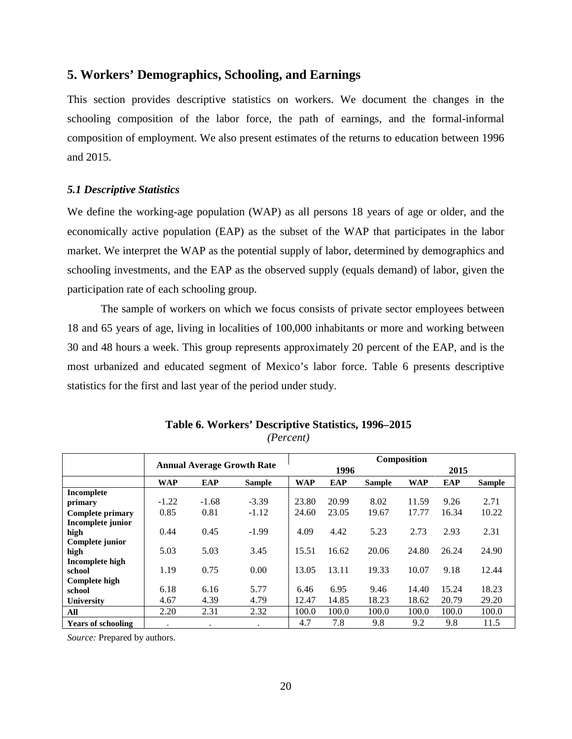## 5. Workers' Demographics, Schooling, and Earnings

This section provides descriptive statistics on workers. We document the changes in the schooling composition of the labor force, the path of earnings, and the formal-informal composition of employment. We also present estimates of the returns to education between 1996 and 2015.

### *5.1 Descriptive Statistics*

We define the working-age population (WAP) as all persons 18 years of age or older, and the economically active population (EAP) as the subset of the WAP that participates in the labor market. We interpret the WAP as the potential supply of labor, determined by demographics and schooling investments, and the EAP as the observed supply (equals demand) of labor, given the participation rate of each schooling group.

The sample of workers on which we focus consists of private sector employees between 18 and 65 years of age, living in localities of 100,000 inhabitants or more and working between 30 and 48 hours a week. This group represents approximately 20 percent of the EAP, and is the most urbanized and educated segment of Mexico's labor force. Table 6 presents descriptive statistics for the first and last year of the period under study.

**Table 6. Workers' Descriptive Statistics, 1996–2015**

*(Percent)*

| | Annual Average Growth Rate | | | Composition | | | | | |
|---|---|---|---|---|---|---|---|---|---|
| | | | | 1996 | | | 2015 | | |
| | **WAP** | **EAP** | **Sample** | **WAP** | **EAP** | **Sample** | **WAP** | **EAP** | **Sample** |
| **Incomplete primary** | -1.22 | -1.68 | -3.39 | 23.80 | 20.99 | 8.02 | 11.59 | 9.26 | 2.71 |
| **Complete primary** | 0.85 | 0.81 | -1.12 | 24.60 | 23.05 | 19.67 | 17.77 | 16.34 | 10.22 |
| **Incomplete junior high** | 0.44 | 0.45 | -1.99 | 4.09 | 4.42 | 5.23 | 2.73 | 2.93 | 2.31 |
| **Complete junior high** | 5.03 | 5.03 | 3.45 | 15.51 | 16.62 | 20.06 | 24.80 | 26.24 | 24.90 |
| **Incomplete high school** | 1.19 | 0.75 | 0.00 | 13.05 | 13.11 | 19.33 | 10.07 | 9.18 | 12.44 |
| **Complete high school** | 6.18 | 6.16 | 5.77 | 6.46 | 6.95 | 9.46 | 14.40 | 15.24 | 18.23 |
| **University** | 4.67 | 4.39 | 4.79 | 12.47 | 14.85 | 18.23 | 18.62 | 20.79 | 29.20 |
| **All** | 2.20 | 2.31 | 2.32 | 100.0 | 100.0 | 100.0 | 100.0 | 100.0 | 100.0 |
| **Years of schooling** | . | . | . | 4.7 | 7.8 | 9.8 | 9.2 | 9.8 | 11.5 |

*Source:* Prepared by authors.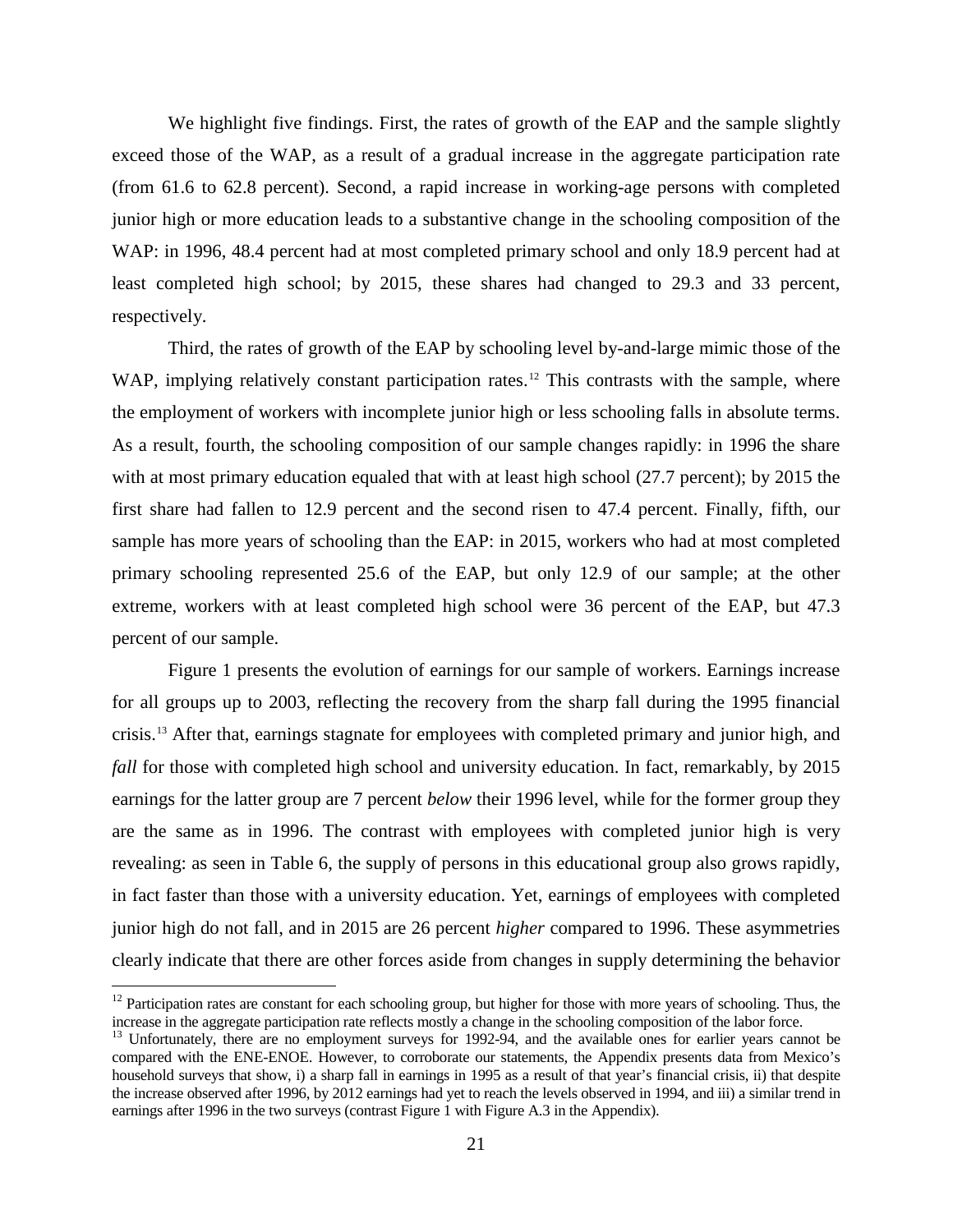We highlight five findings. First, the rates of growth of the EAP and the sample slightly exceed those of the WAP, as a result of a gradual increase in the aggregate participation rate (from 61.6 to 62.8 percent). Second, a rapid increase in working-age persons with completed junior high or more education leads to a substantive change in the schooling composition of the WAP: in 1996, 48.4 percent had at most completed primary school and only 18.9 percent had at least completed high school; by 2015, these shares had changed to 29.3 and 33 percent, respectively.

Third, the rates of growth of the EAP by schooling level by-and-large mimic those of the WAP, implying relatively constant participation rates.[12] This contrasts with the sample, where the employment of workers with incomplete junior high or less schooling falls in absolute terms. As a result, fourth, the schooling composition of our sample changes rapidly: in 1996 the share with at most primary education equaled that with at least high school (27.7 percent); by 2015 the first share had fallen to 12.9 percent and the second risen to 47.4 percent. Finally, fifth, our sample has more years of schooling than the EAP: in 2015, workers who had at most completed primary schooling represented 25.6 of the EAP, but only 12.9 of our sample; at the other extreme, workers with at least completed high school were 36 percent of the EAP, but 47.3 percent of our sample.

Figure 1 presents the evolution of earnings for our sample of workers. Earnings increase for all groups up to 2003, reflecting the recovery from the sharp fall during the 1995 financial crisis.[13] After that, earnings stagnate for employees with completed primary and junior high, and *fall* for those with completed high school and university education. In fact, remarkably, by 2015 earnings for the latter group are 7 percent *below* their 1996 level, while for the former group they are the same as in 1996. The contrast with employees with completed junior high is very revealing: as seen in Table 6, the supply of persons in this educational group also grows rapidly, in fact faster than those with a university education. Yet, earnings of employees with completed junior high do not fall, and in 2015 are 26 percent *higher* compared to 1996. These asymmetries clearly indicate that there are other forces aside from changes in supply determining the behavior

[12] Participation rates are constant for each schooling group, but higher for those with more years of schooling. Thus, the increase in the aggregate participation rate reflects mostly a change in the schooling composition of the labor force.

[13] Unfortunately, there are no employment surveys for 1992-94, and the available ones for earlier years cannot be compared with the ENE-ENOE. However, to corroborate our statements, the Appendix presents data from Mexico's household surveys that show, i) a sharp fall in earnings in 1995 as a result of that year's financial crisis, ii) that despite the increase observed after 1996, by 2012 earnings had yet to reach the levels observed in 1994, and iii) a similar trend in earnings after 1996 in the two surveys (contrast Figure 1 with Figure A.3 in the Appendix).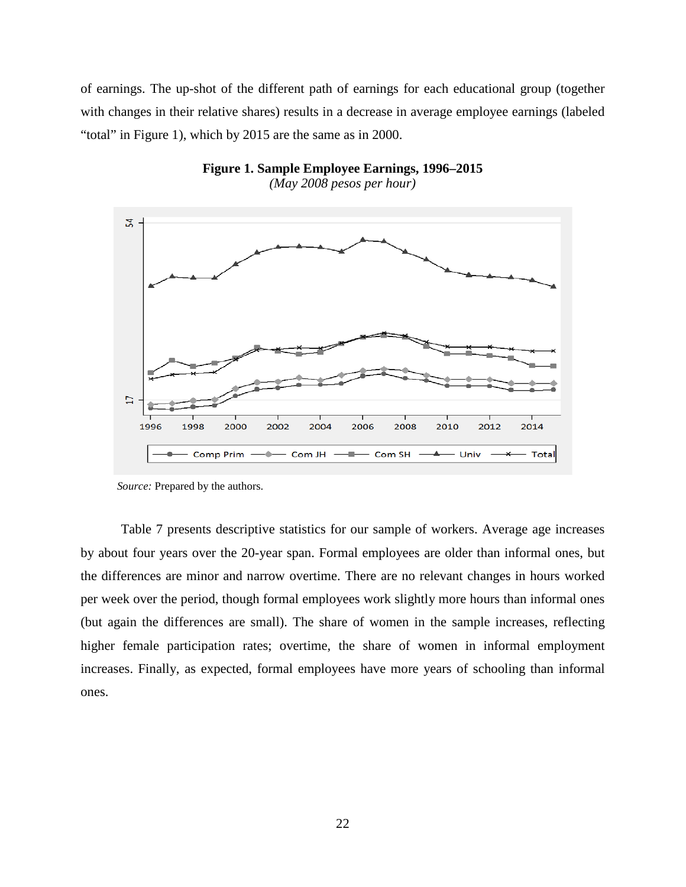of earnings. The up-shot of the different path of earnings for each educational group (together with changes in their relative shares) results in a decrease in average employee earnings (labeled "total" in Figure 1), which by 2015 are the same as in 2000.

**Figure 1. Sample Employee Earnings, 1996–2015**
*(May 2008 pesos per hour)*

*Source:* Prepared by the authors.

Table 7 presents descriptive statistics for our sample of workers. Average age increases by about four years over the 20-year span. Formal employees are older than informal ones, but the differences are minor and narrow overtime. There are no relevant changes in hours worked per week over the period, though formal employees work slightly more hours than informal ones (but again the differences are small). The share of women in the sample increases, reflecting higher female participation rates; overtime, the share of women in informal employment increases. Finally, as expected, formal employees have more years of schooling than informal ones.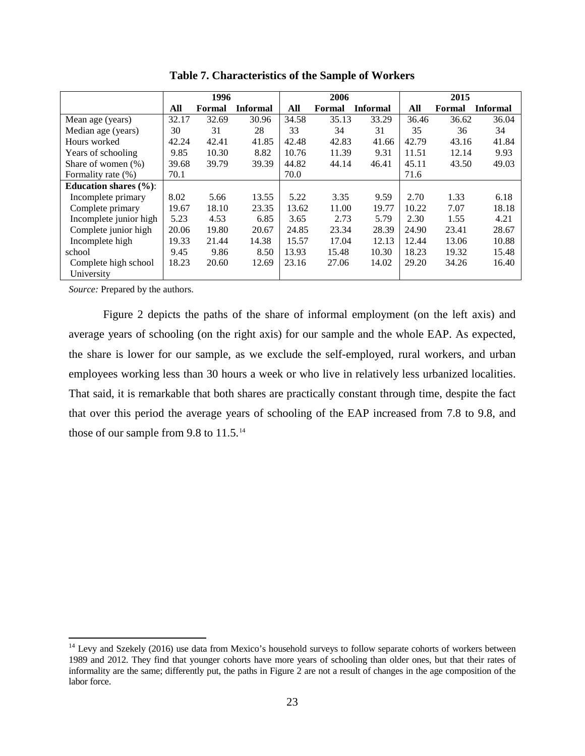**Table 7. Characteristics of the Sample of Workers**

| | 1996 | | | 2006 | | | 2015 | | |
|---|---|---|---|---|---|---|---|---|---|
| | **All** | **Formal** | **Informal** | **All** | **Formal** | **Informal** | **All** | **Formal** | **Informal** |
| Mean age (years) | 32.17 | 32.69 | 30.96 | 34.58 | 35.13 | 33.29 | 36.46 | 36.62 | 36.04 |
| Median age (years) | 30 | 31 | 28 | 33 | 34 | 31 | 35 | 36 | 34 |
| Hours worked | 42.24 | 42.41 | 41.85 | 42.48 | 42.83 | 41.66 | 42.79 | 43.16 | 41.84 |
| Years of schooling | 9.85 | 10.30 | 8.82 | 10.76 | 11.39 | 9.31 | 11.51 | 12.14 | 9.93 |
| Share of women (%) | 39.68 | 39.79 | 39.39 | 44.82 | 44.14 | 46.41 | 45.11 | 43.50 | 49.03 |
| Formality rate (%) | 70.1 | | | 70.0 | | | 71.6 | | |
| **Education shares (%)**: | | | | | | | | | |
| Incomplete primary | 8.02 | 5.66 | 13.55 | 5.22 | 3.35 | 9.59 | 2.70 | 1.33 | 6.18 |
| Complete primary | 19.67 | 18.10 | 23.35 | 13.62 | 11.00 | 19.77 | 10.22 | 7.07 | 18.18 |
| Incomplete junior high | 5.23 | 4.53 | 6.85 | 3.65 | 2.73 | 5.79 | 2.30 | 1.55 | 4.21 |
| Complete junior high | 20.06 | 19.80 | 20.67 | 24.85 | 23.34 | 28.39 | 24.90 | 23.41 | 28.67 |
| Incomplete high school | 19.33 | 21.44 | 14.38 | 15.57 | 17.04 | 12.13 | 12.44 | 13.06 | 10.88 |
| Complete high school | 9.45 | 9.86 | 8.50 | 13.93 | 15.48 | 10.30 | 18.23 | 19.32 | 15.48 |
| University | 18.23 | 20.60 | 12.69 | 23.16 | 27.06 | 14.02 | 29.20 | 34.26 | 16.40 |

*Source:* Prepared by the authors.

Figure 2 depicts the paths of the share of informal employment (on the left axis) and average years of schooling (on the right axis) for our sample and the whole EAP. As expected, the share is lower for our sample, as we exclude the self-employed, rural workers, and urban employees working less than 30 hours a week or who live in relatively less urbanized localities. That said, it is remarkable that both shares are practically constant through time, despite the fact that over this period the average years of schooling of the EAP increased from 7.8 to 9.8, and those of our sample from 9.8 to 11.5.[14]

[14] Levy and Szekely (2016) use data from Mexico's household surveys to follow separate cohorts of workers between 1989 and 2012. They find that younger cohorts have more years of schooling than older ones, but that their rates of informality are the same; differently put, the paths in Figure 2 are not a result of changes in the age composition of the labor force.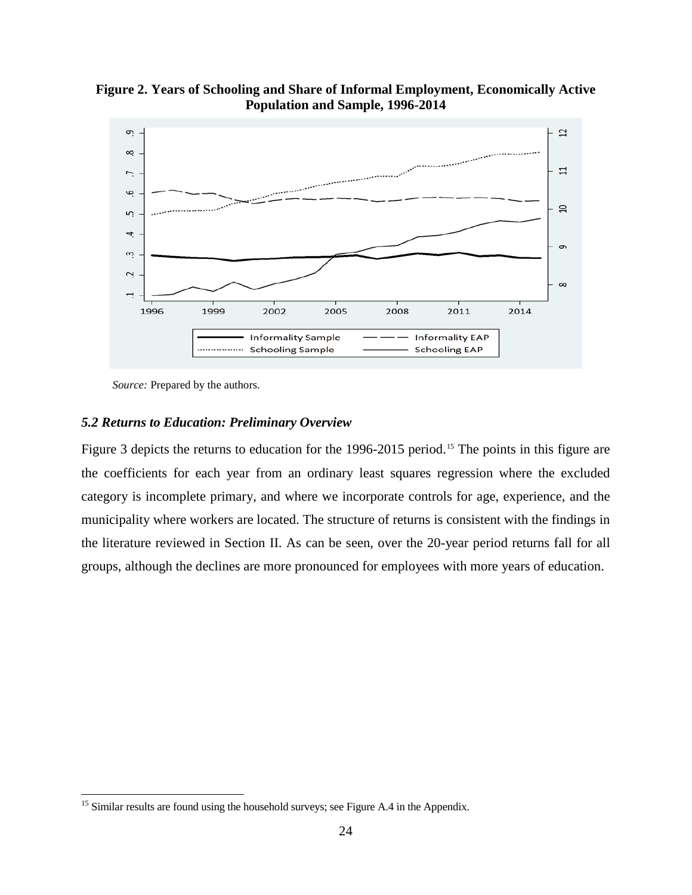**Figure 2. Years of Schooling and Share of Informal Employment, Economically Active Population and Sample, 1996-2014**

*Source:* Prepared by the authors.

### *5.2 Returns to Education: Preliminary Overview*

Figure 3 depicts the returns to education for the 1996-2015 period.[15] The points in this figure are the coefficients for each year from an ordinary least squares regression where the excluded category is incomplete primary, and where we incorporate controls for age, experience, and the municipality where workers are located. The structure of returns is consistent with the findings in the literature reviewed in Section II. As can be seen, over the 20-year period returns fall for all groups, although the declines are more pronounced for employees with more years of education.

[15] Similar results are found using the household surveys; see Figure A.4 in the Appendix.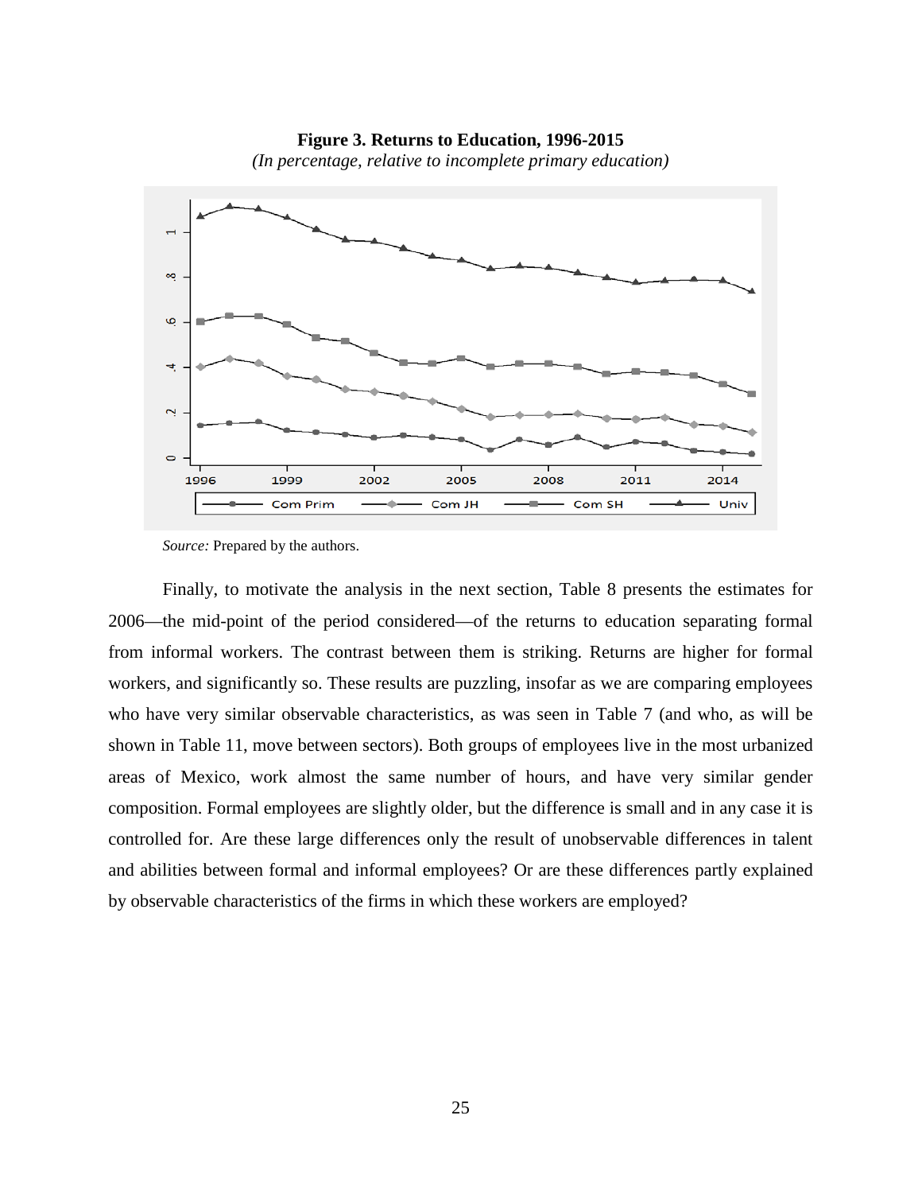**Figure 3. Returns to Education, 1996-2015**

*(In percentage, relative to incomplete primary education)*

*Source:* Prepared by the authors.

Finally, to motivate the analysis in the next section, Table 8 presents the estimates for 2006—the mid-point of the period considered—of the returns to education separating formal from informal workers. The contrast between them is striking. Returns are higher for formal workers, and significantly so. These results are puzzling, insofar as we are comparing employees who have very similar observable characteristics, as was seen in Table 7 (and who, as will be shown in Table 11, move between sectors). Both groups of employees live in the most urbanized areas of Mexico, work almost the same number of hours, and have very similar gender composition. Formal employees are slightly older, but the difference is small and in any case it is controlled for. Are these large differences only the result of unobservable differences in talent and abilities between formal and informal employees? Or are these differences partly explained by observable characteristics of the firms in which these workers are employed?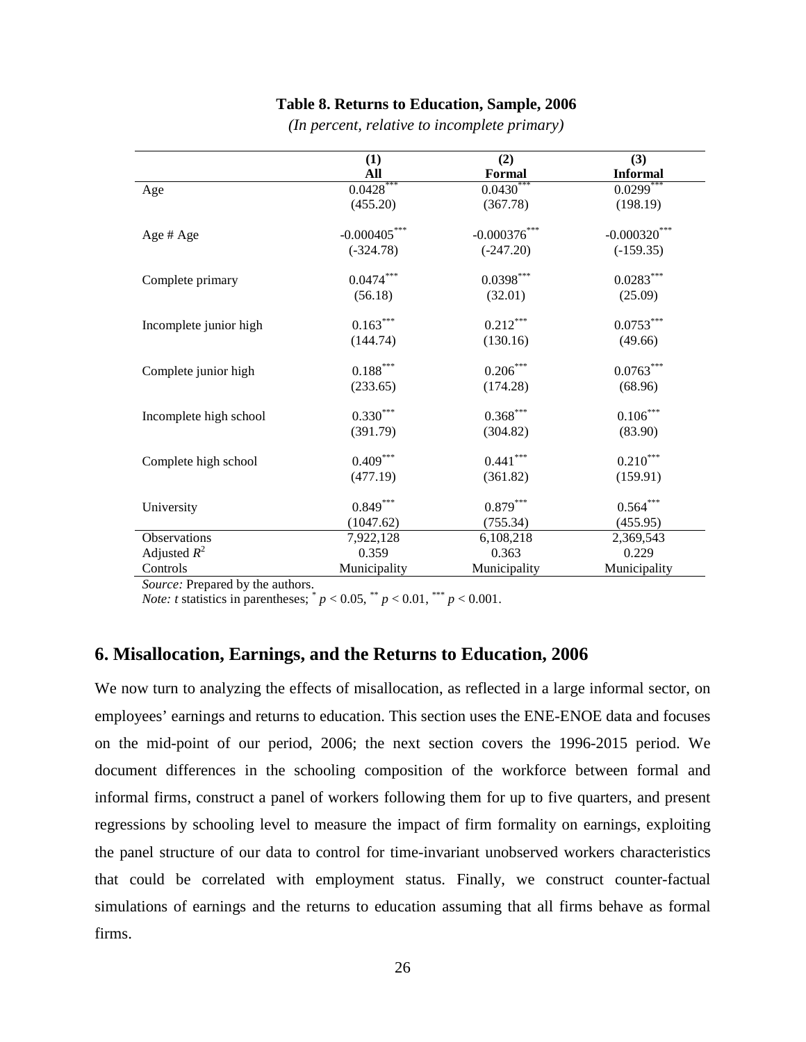**Table 8. Returns to Education, Sample, 2006**

*(In percent, relative to incomplete primary)*

| | (1) All | (2) Formal | (3) Informal |
|---|---|---|---|
| Age | $0.0428^{***}$ | $0.0430^{***}$ | $0.0299^{***}$ |
| | (455.20) | (367.78) | (198.19) |
| Age # Age | $-0.000405^{***}$ | $-0.000376^{***}$ | $-0.000320^{***}$ |
| | (-324.78) | (-247.20) | (-159.35) |
| Complete primary | $0.0474^{***}$ | $0.0398^{***}$ | $0.0283^{***}$ |
| | (56.18) | (32.01) | (25.09) |
| Incomplete junior high | $0.163^{***}$ | $0.212^{***}$ | $0.0753^{***}$ |
| | (144.74) | (130.16) | (49.66) |
| Complete junior high | $0.188^{***}$ | $0.206^{***}$ | $0.0763^{***}$ |
| | (233.65) | (174.28) | (68.96) |
| Incomplete high school | $0.330^{***}$ | $0.368^{***}$ | $0.106^{***}$ |
| | (391.79) | (304.82) | (83.90) |
| Complete high school | $0.409^{***}$ | $0.441^{***}$ | $0.210^{***}$ |
| | (477.19) | (361.82) | (159.91) |
| University | $0.849^{***}$ | $0.879^{***}$ | $0.564^{***}$ |
| | (1047.62) | (755.34) | (455.95) |
| Observations | 7,922,128 | 6,108,218 | 2,369,543 |
| Adjusted $R^2$ | 0.359 | 0.363 | 0.229 |
| Controls | Municipality | Municipality | Municipality |

*Source:* Prepared by the authors.
*Note:* $t$ statistics in parentheses; $^{*}$ $p < 0.05$, $^{**}$ $p < 0.01$, $^{***}$ $p < 0.001$.

## 6. Misallocation, Earnings, and the Returns to Education, 2006

We now turn to analyzing the effects of misallocation, as reflected in a large informal sector, on employees' earnings and returns to education. This section uses the ENE-ENOE data and focuses on the mid-point of our period, 2006; the next section covers the 1996-2015 period. We document differences in the schooling composition of the workforce between formal and informal firms, construct a panel of workers following them for up to five quarters, and present regressions by schooling level to measure the impact of firm formality on earnings, exploiting the panel structure of our data to control for time-invariant unobserved workers characteristics that could be correlated with employment status. Finally, we construct counter-factual simulations of earnings and the returns to education assuming that all firms behave as formal firms.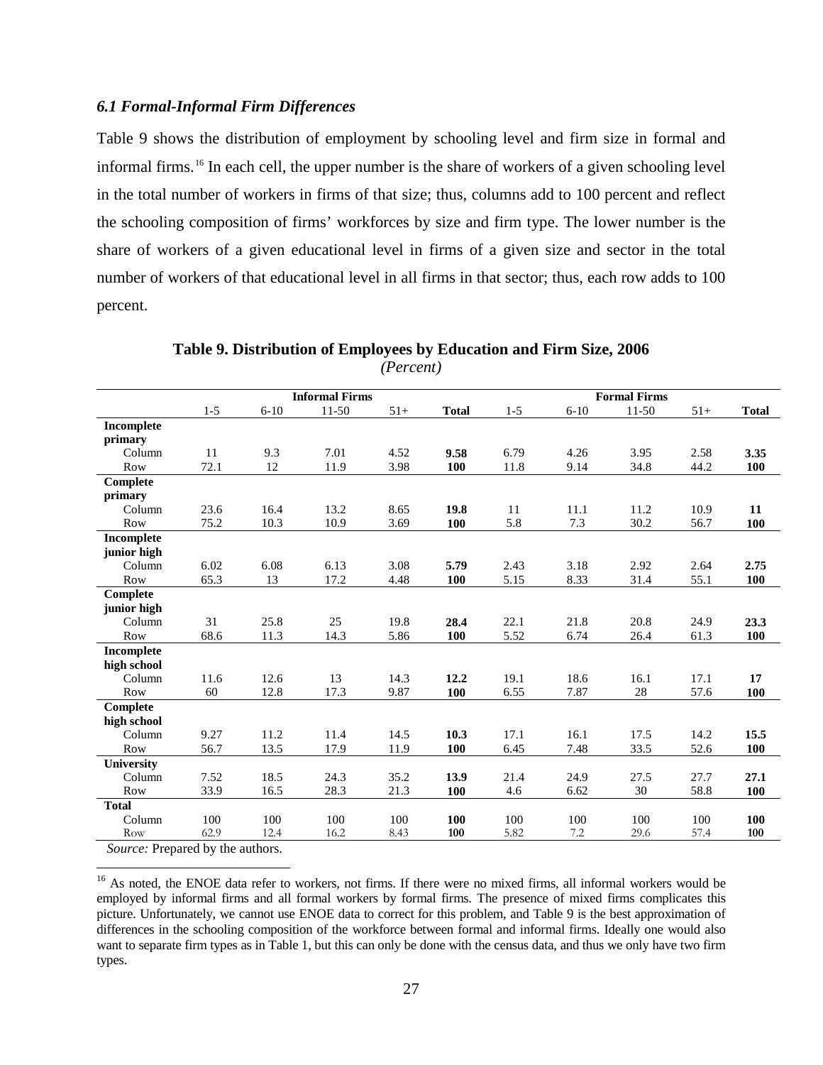### *6.1 Formal-Informal Firm Differences*

Table 9 shows the distribution of employment by schooling level and firm size in formal and informal firms.[16] In each cell, the upper number is the share of workers of a given schooling level in the total number of workers in firms of that size; thus, columns add to 100 percent and reflect the schooling composition of firms' workforces by size and firm type. The lower number is the share of workers of a given educational level in firms of a given size and sector in the total number of workers of that educational level in all firms in that sector; thus, each row adds to 100 percent.

**Table 9. Distribution of Employees by Education and Firm Size, 2006**
*(Percent)*

| | Informal Firms | | | | | Formal Firms | | | | |
|---|---|---|---|---|---|---|---|---|---|---|
| | 1-5 | 6-10 | 11-50 | 51+ | **Total** | 1-5 | 6-10 | 11-50 | 51+ | **Total** |
| **Incomplete primary** | | | | | | | | | | |
| Column | 11 | 9.3 | 7.01 | 4.52 | **9.58** | 6.79 | 4.26 | 3.95 | 2.58 | **3.35** |
| Row | 72.1 | 12 | 11.9 | 3.98 | **100** | 11.8 | 9.14 | 34.8 | 44.2 | **100** |
| **Complete primary** | | | | | | | | | | |
| Column | 23.6 | 16.4 | 13.2 | 8.65 | **19.8** | 11 | 11.1 | 11.2 | 10.9 | **11** |
| Row | 75.2 | 10.3 | 10.9 | 3.69 | **100** | 5.8 | 7.3 | 30.2 | 56.7 | **100** |
| **Incomplete junior high** | | | | | | | | | | |
| Column | 6.02 | 6.08 | 6.13 | 3.08 | **5.79** | 2.43 | 3.18 | 2.92 | 2.64 | **2.75** |
| Row | 65.3 | 13 | 17.2 | 4.48 | **100** | 5.15 | 8.33 | 31.4 | 55.1 | **100** |
| **Complete junior high** | | | | | | | | | | |
| Column | 31 | 25.8 | 25 | 19.8 | **28.4** | 22.1 | 21.8 | 20.8 | 24.9 | **23.3** |
| Row | 68.6 | 11.3 | 14.3 | 5.86 | **100** | 5.52 | 6.74 | 26.4 | 61.3 | **100** |
| **Incomplete high school** | | | | | | | | | | |
| Column | 11.6 | 12.6 | 13 | 14.3 | **12.2** | 19.1 | 18.6 | 16.1 | 17.1 | **17** |
| Row | 60 | 12.8 | 17.3 | 9.87 | **100** | 6.55 | 7.87 | 28 | 57.6 | **100** |
| **Complete high school** | | | | | | | | | | |
| Column | 9.27 | 11.2 | 11.4 | 14.5 | **10.3** | 17.1 | 16.1 | 17.5 | 14.2 | **15.5** |
| Row | 56.7 | 13.5 | 17.9 | 11.9 | **100** | 6.45 | 7.48 | 33.5 | 52.6 | **100** |
| **University** | | | | | | | | | | |
| Column | 7.52 | 18.5 | 24.3 | 35.2 | **13.9** | 21.4 | 24.9 | 27.5 | 27.7 | **27.1** |
| Row | 33.9 | 16.5 | 28.3 | 21.3 | **100** | 4.6 | 6.62 | 30 | 58.8 | **100** |
| **Total** | | | | | | | | | | |
| Column | 100 | 100 | 100 | 100 | **100** | 100 | 100 | 100 | 100 | **100** |
| Row | 62.9 | 12.4 | 16.2 | 8.43 | **100** | 5.82 | 7.2 | 29.6 | 57.4 | **100** |

*Source:* Prepared by the authors.

[16] As noted, the ENOE data refer to workers, not firms. If there were no mixed firms, all informal workers would be employed by informal firms and all formal workers by formal firms. The presence of mixed firms complicates this picture. Unfortunately, we cannot use ENOE data to correct for this problem, and Table 9 is the best approximation of differences in the schooling composition of the workforce between formal and informal firms. Ideally one would also want to separate firm types as in Table 1, but this can only be done with the census data, and thus we only have two firm types.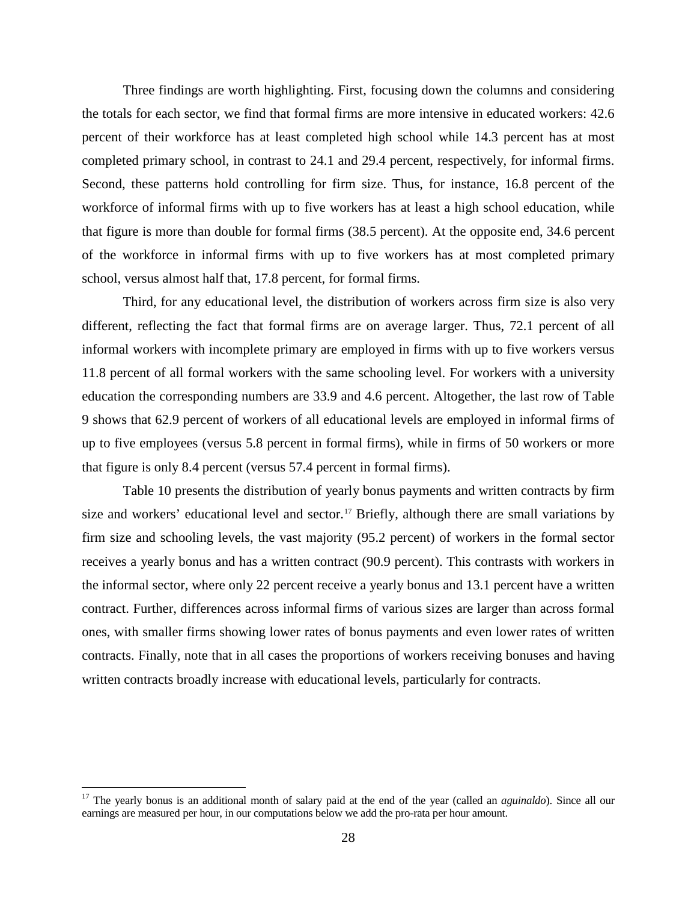Three findings are worth highlighting. First, focusing down the columns and considering the totals for each sector, we find that formal firms are more intensive in educated workers: 42.6 percent of their workforce has at least completed high school while 14.3 percent has at most completed primary school, in contrast to 24.1 and 29.4 percent, respectively, for informal firms. Second, these patterns hold controlling for firm size. Thus, for instance, 16.8 percent of the workforce of informal firms with up to five workers has at least a high school education, while that figure is more than double for formal firms (38.5 percent). At the opposite end, 34.6 percent of the workforce in informal firms with up to five workers has at most completed primary school, versus almost half that, 17.8 percent, for formal firms.

Third, for any educational level, the distribution of workers across firm size is also very different, reflecting the fact that formal firms are on average larger. Thus, 72.1 percent of all informal workers with incomplete primary are employed in firms with up to five workers versus 11.8 percent of all formal workers with the same schooling level. For workers with a university education the corresponding numbers are 33.9 and 4.6 percent. Altogether, the last row of Table 9 shows that 62.9 percent of workers of all educational levels are employed in informal firms of up to five employees (versus 5.8 percent in formal firms), while in firms of 50 workers or more that figure is only 8.4 percent (versus 57.4 percent in formal firms).

Table 10 presents the distribution of yearly bonus payments and written contracts by firm size and workers' educational level and sector.[17] Briefly, although there are small variations by firm size and schooling levels, the vast majority (95.2 percent) of workers in the formal sector receives a yearly bonus and has a written contract (90.9 percent). This contrasts with workers in the informal sector, where only 22 percent receive a yearly bonus and 13.1 percent have a written contract. Further, differences across informal firms of various sizes are larger than across formal ones, with smaller firms showing lower rates of bonus payments and even lower rates of written contracts. Finally, note that in all cases the proportions of workers receiving bonuses and having written contracts broadly increase with educational levels, particularly for contracts.

[17] The yearly bonus is an additional month of salary paid at the end of the year (called an *aguinaldo*). Since all our earnings are measured per hour, in our computations below we add the pro-rata per hour amount.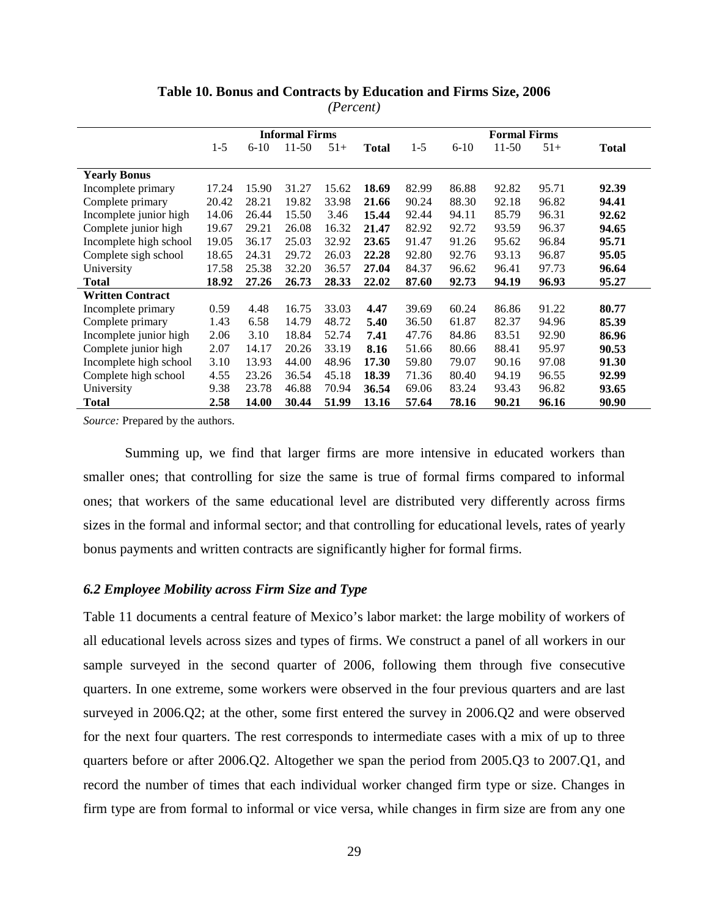**Table 10. Bonus and Contracts by Education and Firms Size, 2006**

*(Percent)*

| | Informal Firms | | | | | Formal Firms | | | | |
|---|---|---|---|---|---|---|---|---|---|---|
| | 1-5 | 6-10 | 11-50 | 51+ | **Total** | 1-5 | 6-10 | 11-50 | 51+ | **Total** |
| **Yearly Bonus** | | | | | | | | | | |
| Incomplete primary | 17.24 | 15.90 | 31.27 | 15.62 | **18.69** | 82.99 | 86.88 | 92.82 | 95.71 | **92.39** |
| Complete primary | 20.42 | 28.21 | 19.82 | 33.98 | **21.66** | 90.24 | 88.30 | 92.18 | 96.82 | **94.41** |
| Incomplete junior high | 14.06 | 26.44 | 15.50 | 3.46 | **15.44** | 92.44 | 94.11 | 85.79 | 96.31 | **92.62** |
| Complete junior high | 19.67 | 29.21 | 26.08 | 16.32 | **21.47** | 82.92 | 92.72 | 93.59 | 96.37 | **94.65** |
| Incomplete high school | 19.05 | 36.17 | 25.03 | 32.92 | **23.65** | 91.47 | 91.26 | 95.62 | 96.84 | **95.71** |
| Complete sigh school | 18.65 | 24.31 | 29.72 | 26.03 | **22.28** | 92.80 | 92.76 | 93.13 | 96.87 | **95.05** |
| University | 17.58 | 25.38 | 32.20 | 36.57 | **27.04** | 84.37 | 96.62 | 96.41 | 97.73 | **96.64** |
| **Total** | **18.92** | **27.26** | **26.73** | **28.33** | **22.02** | **87.60** | **92.73** | **94.19** | **96.93** | **95.27** |
| **Written Contract** | | | | | | | | | | |
| Incomplete primary | 0.59 | 4.48 | 16.75 | 33.03 | **4.47** | 39.69 | 60.24 | 86.86 | 91.22 | **80.77** |
| Complete primary | 1.43 | 6.58 | 14.79 | 48.72 | **5.40** | 36.50 | 61.87 | 82.37 | 94.96 | **85.39** |
| Incomplete junior high | 2.06 | 3.10 | 18.84 | 52.74 | **7.41** | 47.76 | 84.86 | 83.51 | 92.90 | **86.96** |
| Complete junior high | 2.07 | 14.17 | 20.26 | 33.19 | **8.16** | 51.66 | 80.66 | 88.41 | 95.97 | **90.53** |
| Incomplete high school | 3.10 | 13.93 | 44.00 | 48.96 | **17.30** | 59.80 | 79.07 | 90.16 | 97.08 | **91.30** |
| Complete high school | 4.55 | 23.26 | 36.54 | 45.18 | **18.39** | 71.36 | 80.40 | 94.19 | 96.55 | **92.99** |
| University | 9.38 | 23.78 | 46.88 | 70.94 | **36.54** | 69.06 | 83.24 | 93.43 | 96.82 | **93.65** |
| **Total** | **2.58** | **14.00** | **30.44** | **51.99** | **13.16** | **57.64** | **78.16** | **90.21** | **96.16** | **90.90** |

*Source:* Prepared by the authors.

Summing up, we find that larger firms are more intensive in educated workers than smaller ones; that controlling for size the same is true of formal firms compared to informal ones; that workers of the same educational level are distributed very differently across firms sizes in the formal and informal sector; and that controlling for educational levels, rates of yearly bonus payments and written contracts are significantly higher for formal firms.

### *6.2 Employee Mobility across Firm Size and Type*

Table 11 documents a central feature of Mexico's labor market: the large mobility of workers of all educational levels across sizes and types of firms. We construct a panel of all workers in our sample surveyed in the second quarter of 2006, following them through five consecutive quarters. In one extreme, some workers were observed in the four previous quarters and are last surveyed in 2006.Q2; at the other, some first entered the survey in 2006.Q2 and were observed for the next four quarters. The rest corresponds to intermediate cases with a mix of up to three quarters before or after 2006.Q2. Altogether we span the period from 2005.Q3 to 2007.Q1, and record the number of times that each individual worker changed firm type or size. Changes in firm type are from formal to informal or vice versa, while changes in firm size are from any one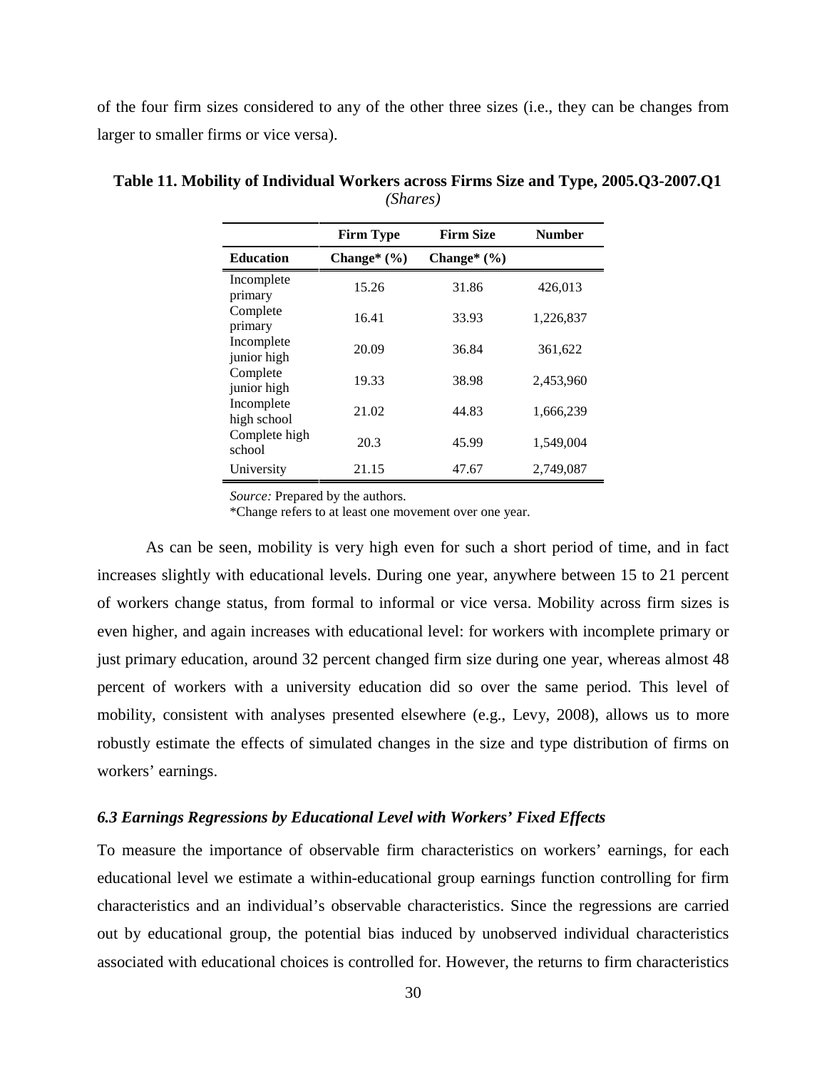of the four firm sizes considered to any of the other three sizes (i.e., they can be changes from larger to smaller firms or vice versa).

**Table 11. Mobility of Individual Workers across Firms Size and Type, 2005.Q3-2007.Q1**
*(Shares)*

| | **Firm Type** | **Firm Size** | **Number** |
|---|---|---|---|
| **Education** | **Change* (%)** | **Change* (%)** | |
| Incomplete primary | 15.26 | 31.86 | 426,013 |
| Complete primary | 16.41 | 33.93 | 1,226,837 |
| Incomplete junior high | 20.09 | 36.84 | 361,622 |
| Complete junior high | 19.33 | 38.98 | 2,453,960 |
| Incomplete high school | 21.02 | 44.83 | 1,666,239 |
| Complete high school | 20.3 | 45.99 | 1,549,004 |
| University | 21.15 | 47.67 | 2,749,087 |

*Source:* Prepared by the authors.
*Change refers to at least one movement over one year.

As can be seen, mobility is very high even for such a short period of time, and in fact increases slightly with educational levels. During one year, anywhere between 15 to 21 percent of workers change status, from formal to informal or vice versa. Mobility across firm sizes is even higher, and again increases with educational level: for workers with incomplete primary or just primary education, around 32 percent changed firm size during one year, whereas almost 48 percent of workers with a university education did so over the same period. This level of mobility, consistent with analyses presented elsewhere (e.g., Levy, 2008), allows us to more robustly estimate the effects of simulated changes in the size and type distribution of firms on workers' earnings.

### *6.3 Earnings Regressions by Educational Level with Workers' Fixed Effects*

To measure the importance of observable firm characteristics on workers' earnings, for each educational level we estimate a within-educational group earnings function controlling for firm characteristics and an individual's observable characteristics. Since the regressions are carried out by educational group, the potential bias induced by unobserved individual characteristics associated with educational choices is controlled for. However, the returns to firm characteristics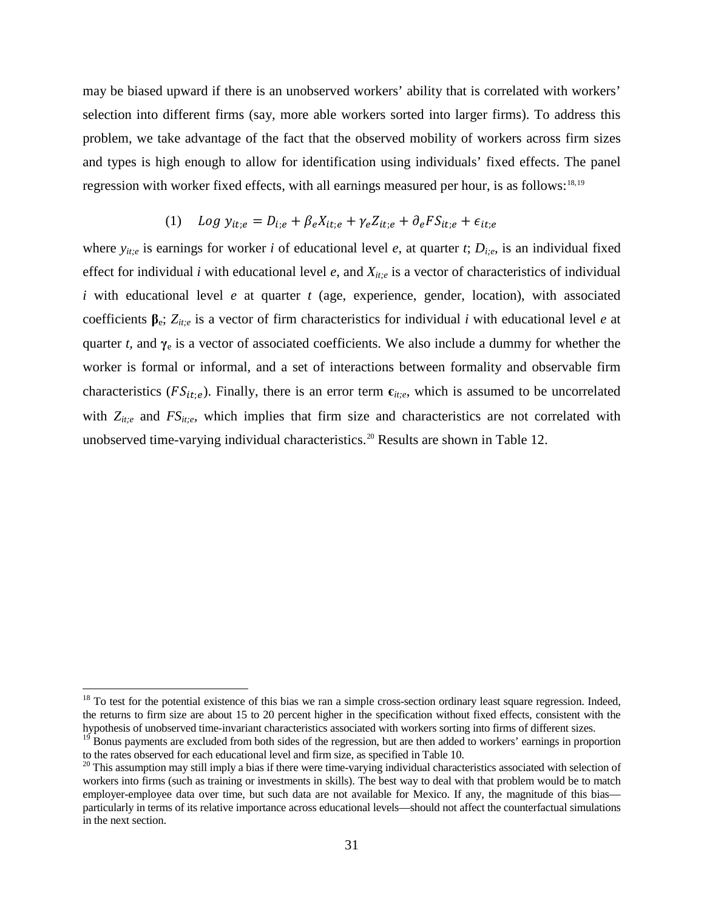may be biased upward if there is an unobserved workers' ability that is correlated with workers' selection into different firms (say, more able workers sorted into larger firms). To address this problem, we take advantage of the fact that the observed mobility of workers across firm sizes and types is high enough to allow for identification using individuals' fixed effects. The panel regression with worker fixed effects, with all earnings measured per hour, is as follows:[18,19]

$$(1) \quad Log\ y_{it;e} = D_{i;e} + \beta_e X_{it;e} + \gamma_e Z_{it;e} + \partial_e FS_{it;e} + \epsilon_{it;e}$$

where $y_{it;e}$ is earnings for worker *i* of educational level *e*, at quarter *t*; $D_{i;e}$, is an individual fixed effect for individual *i* with educational level *e*, and $X_{it;e}$ is a vector of characteristics of individual *i* with educational level *e* at quarter *t* (age, experience, gender, location), with associated coefficients $\boldsymbol{\beta}_e$; $Z_{it;e}$ is a vector of firm characteristics for individual *i* with educational level *e* at quarter *t*, and $\boldsymbol{\gamma}_e$ is a vector of associated coefficients. We also include a dummy for whether the worker is formal or informal, and a set of interactions between formality and observable firm characteristics ($FS_{it;e}$). Finally, there is an error term $\boldsymbol{\epsilon}_{it;e}$, which is assumed to be uncorrelated with $Z_{it;e}$ and $FS_{it;e}$, which implies that firm size and characteristics are not correlated with unobserved time-varying individual characteristics.[20] Results are shown in Table 12.

---

[18] To test for the potential existence of this bias we ran a simple cross-section ordinary least square regression. Indeed, the returns to firm size are about 15 to 20 percent higher in the specification without fixed effects, consistent with the hypothesis of unobserved time-invariant characteristics associated with workers sorting into firms of different sizes.

[19] Bonus payments are excluded from both sides of the regression, but are then added to workers' earnings in proportion to the rates observed for each educational level and firm size, as specified in Table 10.

[20] This assumption may still imply a bias if there were time-varying individual characteristics associated with selection of workers into firms (such as training or investments in skills). The best way to deal with that problem would be to match employer-employee data over time, but such data are not available for Mexico. If any, the magnitude of this bias—particularly in terms of its relative importance across educational levels—should not affect the counterfactual simulations in the next section.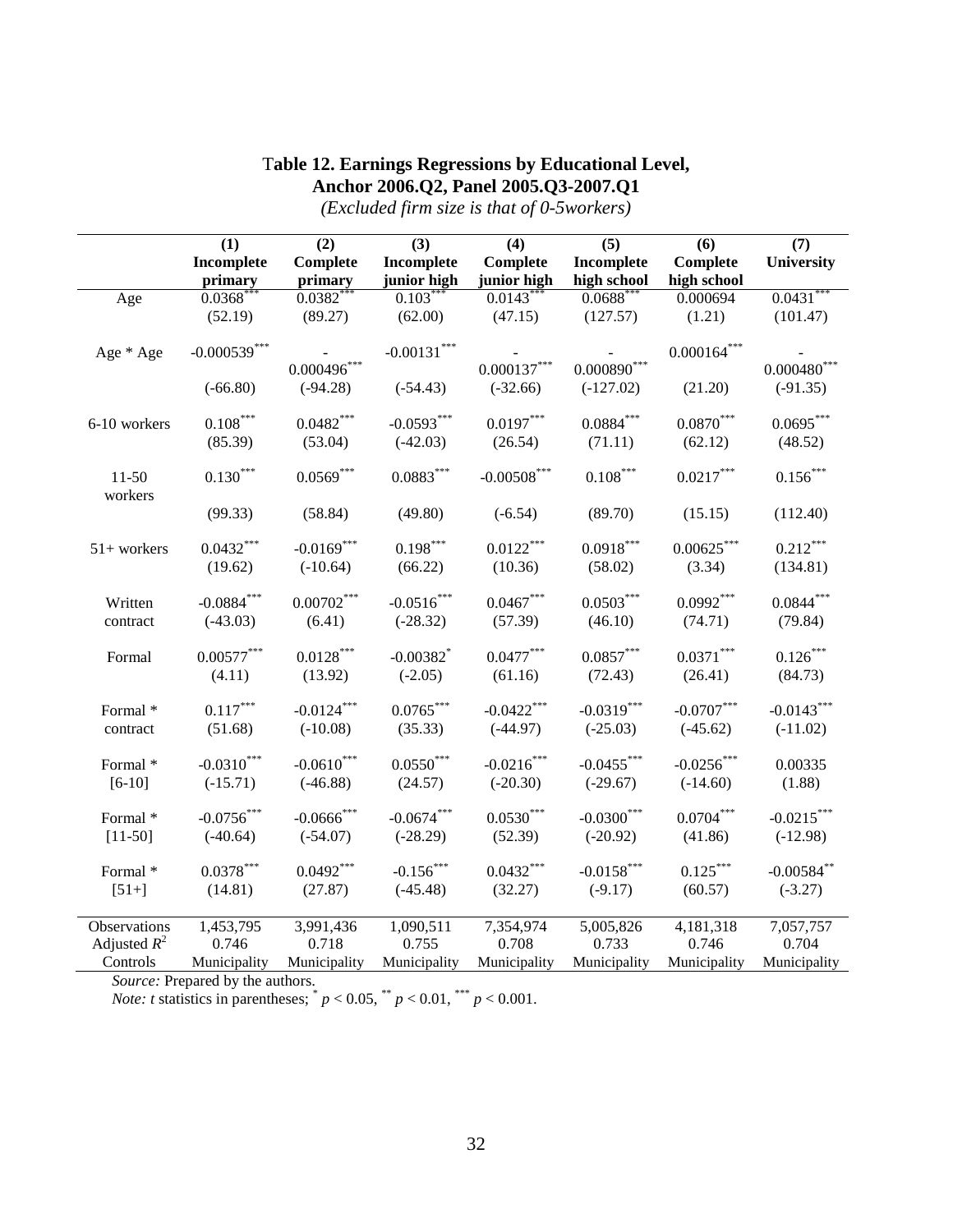# Table 12. Earnings Regressions by Educational Level, Anchor 2006.Q2, Panel 2005.Q3-2007.Q1

*(Excluded firm size is that of 0-5workers)*

| | (1) Incomplete primary | (2) Complete primary | (3) Incomplete junior high | (4) Complete junior high | (5) Incomplete high school | (6) Complete high school | (7) University |
|---|---|---|---|---|---|---|---|
| Age | $0.0368^{***}$ | $0.0382^{***}$ | $0.103^{***}$ | $0.0143^{***}$ | $0.0688^{***}$ | 0.000694 | $0.0431^{***}$ |
| | (52.19) | (89.27) | (62.00) | (47.15) | (127.57) | (1.21) | (101.47) |
| Age * Age | $-0.000539^{***}$ | $-0.000496^{***}$ | $-0.00131^{***}$ | $-0.000137^{***}$ | $-0.000890^{***}$ | $0.000164^{***}$ | $-0.000480^{***}$ |
| | (-66.80) | (-94.28) | (-54.43) | (-32.66) | (-127.02) | (21.20) | (-91.35) |
| 6-10 workers | $0.108^{***}$ | $0.0482^{***}$ | $-0.0593^{***}$ | $0.0197^{***}$ | $0.0884^{***}$ | $0.0870^{***}$ | $0.0695^{***}$ |
| | (85.39) | (53.04) | (-42.03) | (26.54) | (71.11) | (62.12) | (48.52) |
| 11-50 workers | $0.130^{***}$ | $0.0569^{***}$ | $0.0883^{***}$ | $-0.00508^{***}$ | $0.108^{***}$ | $0.0217^{***}$ | $0.156^{***}$ |
| | (99.33) | (58.84) | (49.80) | (-6.54) | (89.70) | (15.15) | (112.40) |
| 51+ workers | $0.0432^{***}$ | $-0.0169^{***}$ | $0.198^{***}$ | $0.0122^{***}$ | $0.0918^{***}$ | $0.00625^{***}$ | $0.212^{***}$ |
| | (19.62) | (-10.64) | (66.22) | (10.36) | (58.02) | (3.34) | (134.81) |
| Written contract | $-0.0884^{***}$ | $0.00702^{***}$ | $-0.0516^{***}$ | $0.0467^{***}$ | $0.0503^{***}$ | $0.0992^{***}$ | $0.0844^{***}$ |
| | (-43.03) | (6.41) | (-28.32) | (57.39) | (46.10) | (74.71) | (79.84) |
| Formal | $0.00577^{***}$ | $0.0128^{***}$ | $-0.00382^{*}$ | $0.0477^{***}$ | $0.0857^{***}$ | $0.0371^{***}$ | $0.126^{***}$ |
| | (4.11) | (13.92) | (-2.05) | (61.16) | (72.43) | (26.41) | (84.73) |
| Formal * contract | $0.117^{***}$ | $-0.0124^{***}$ | $0.0765^{***}$ | $-0.0422^{***}$ | $-0.0319^{***}$ | $-0.0707^{***}$ | $-0.0143^{***}$ |
| | (51.68) | (-10.08) | (35.33) | (-44.97) | (-25.03) | (-45.62) | (-11.02) |
| Formal * [6-10] | $-0.0310^{***}$ | $-0.0610^{***}$ | $0.0550^{***}$ | $-0.0216^{***}$ | $-0.0455^{***}$ | $-0.0256^{***}$ | 0.00335 |
| | (-15.71) | (-46.88) | (24.57) | (-20.30) | (-29.67) | (-14.60) | (1.88) |
| Formal * [11-50] | $-0.0756^{***}$ | $-0.0666^{***}$ | $-0.0674^{***}$ | $0.0530^{***}$ | $-0.0300^{***}$ | $0.0704^{***}$ | $-0.0215^{***}$ |
| | (-40.64) | (-54.07) | (-28.29) | (52.39) | (-20.92) | (41.86) | (-12.98) |
| Formal * [51+] | $0.0378^{***}$ | $0.0492^{***}$ | $-0.156^{***}$ | $0.0432^{***}$ | $-0.0158^{***}$ | $0.125^{***}$ | $-0.00584^{**}$ |
| | (14.81) | (27.87) | (-45.48) | (32.27) | (-9.17) | (60.57) | (-3.27) |
| Observations | 1,453,795 | 3,991,436 | 1,090,511 | 7,354,974 | 5,005,826 | 4,181,318 | 7,057,757 |
| Adjusted $R^2$ | 0.746 | 0.718 | 0.755 | 0.708 | 0.733 | 0.746 | 0.704 |
| Controls | Municipality | Municipality | Municipality | Municipality | Municipality | Municipality | Municipality |

*Source:* Prepared by the authors.

*Note:* $t$ statistics in parentheses; $^{*}$ $p < 0.05$, $^{**}$ $p < 0.01$, $^{***}$ $p < 0.001$.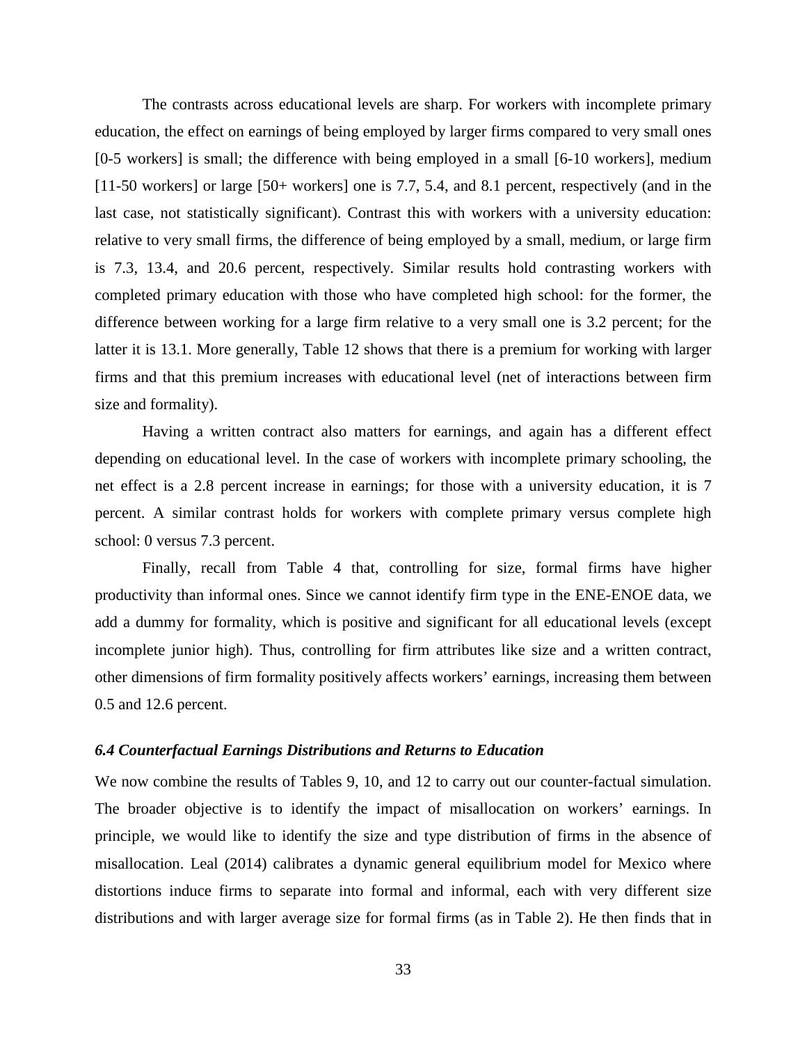The contrasts across educational levels are sharp. For workers with incomplete primary education, the effect on earnings of being employed by larger firms compared to very small ones [0-5 workers] is small; the difference with being employed in a small [6-10 workers], medium [11-50 workers] or large [50+ workers] one is 7.7, 5.4, and 8.1 percent, respectively (and in the last case, not statistically significant). Contrast this with workers with a university education: relative to very small firms, the difference of being employed by a small, medium, or large firm is 7.3, 13.4, and 20.6 percent, respectively. Similar results hold contrasting workers with completed primary education with those who have completed high school: for the former, the difference between working for a large firm relative to a very small one is 3.2 percent; for the latter it is 13.1. More generally, Table 12 shows that there is a premium for working with larger firms and that this premium increases with educational level (net of interactions between firm size and formality).

Having a written contract also matters for earnings, and again has a different effect depending on educational level. In the case of workers with incomplete primary schooling, the net effect is a 2.8 percent increase in earnings; for those with a university education, it is 7 percent. A similar contrast holds for workers with complete primary versus complete high school: 0 versus 7.3 percent.

Finally, recall from Table 4 that, controlling for size, formal firms have higher productivity than informal ones. Since we cannot identify firm type in the ENE-ENOE data, we add a dummy for formality, which is positive and significant for all educational levels (except incomplete junior high). Thus, controlling for firm attributes like size and a written contract, other dimensions of firm formality positively affects workers' earnings, increasing them between 0.5 and 12.6 percent.

### *6.4 Counterfactual Earnings Distributions and Returns to Education*

We now combine the results of Tables 9, 10, and 12 to carry out our counter-factual simulation. The broader objective is to identify the impact of misallocation on workers' earnings. In principle, we would like to identify the size and type distribution of firms in the absence of misallocation. Leal (2014) calibrates a dynamic general equilibrium model for Mexico where distortions induce firms to separate into formal and informal, each with very different size distributions and with larger average size for formal firms (as in Table 2). He then finds that in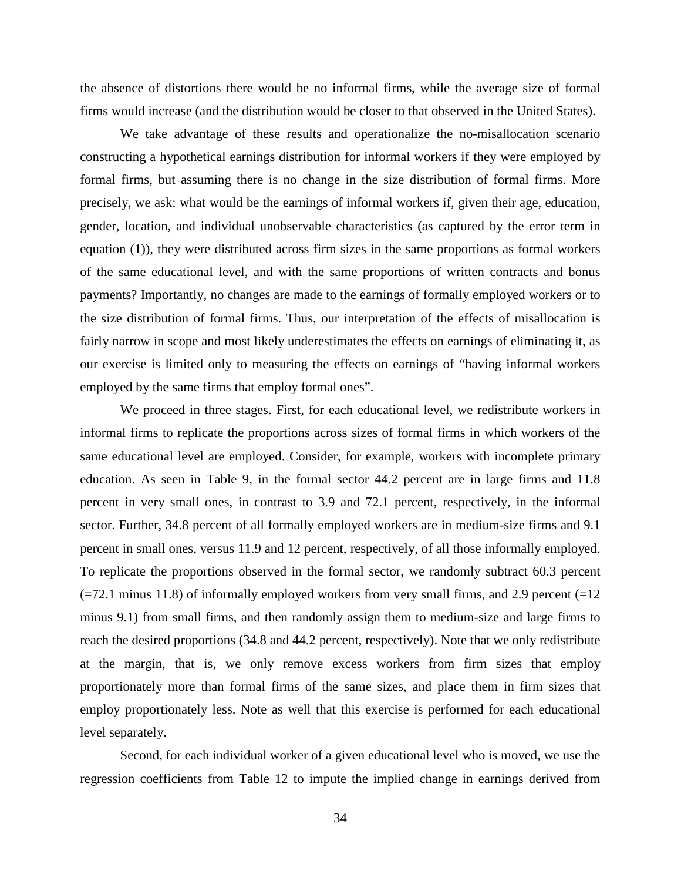the absence of distortions there would be no informal firms, while the average size of formal firms would increase (and the distribution would be closer to that observed in the United States).

We take advantage of these results and operationalize the no-misallocation scenario constructing a hypothetical earnings distribution for informal workers if they were employed by formal firms, but assuming there is no change in the size distribution of formal firms. More precisely, we ask: what would be the earnings of informal workers if, given their age, education, gender, location, and individual unobservable characteristics (as captured by the error term in equation (1)), they were distributed across firm sizes in the same proportions as formal workers of the same educational level, and with the same proportions of written contracts and bonus payments? Importantly, no changes are made to the earnings of formally employed workers or to the size distribution of formal firms. Thus, our interpretation of the effects of misallocation is fairly narrow in scope and most likely underestimates the effects on earnings of eliminating it, as our exercise is limited only to measuring the effects on earnings of "having informal workers employed by the same firms that employ formal ones".

We proceed in three stages. First, for each educational level, we redistribute workers in informal firms to replicate the proportions across sizes of formal firms in which workers of the same educational level are employed. Consider, for example, workers with incomplete primary education. As seen in Table 9, in the formal sector 44.2 percent are in large firms and 11.8 percent in very small ones, in contrast to 3.9 and 72.1 percent, respectively, in the informal sector. Further, 34.8 percent of all formally employed workers are in medium-size firms and 9.1 percent in small ones, versus 11.9 and 12 percent, respectively, of all those informally employed. To replicate the proportions observed in the formal sector, we randomly subtract 60.3 percent (=72.1 minus 11.8) of informally employed workers from very small firms, and 2.9 percent (=12 minus 9.1) from small firms, and then randomly assign them to medium-size and large firms to reach the desired proportions (34.8 and 44.2 percent, respectively). Note that we only redistribute at the margin, that is, we only remove excess workers from firm sizes that employ proportionately more than formal firms of the same sizes, and place them in firm sizes that employ proportionately less. Note as well that this exercise is performed for each educational level separately.

Second, for each individual worker of a given educational level who is moved, we use the regression coefficients from Table 12 to impute the implied change in earnings derived from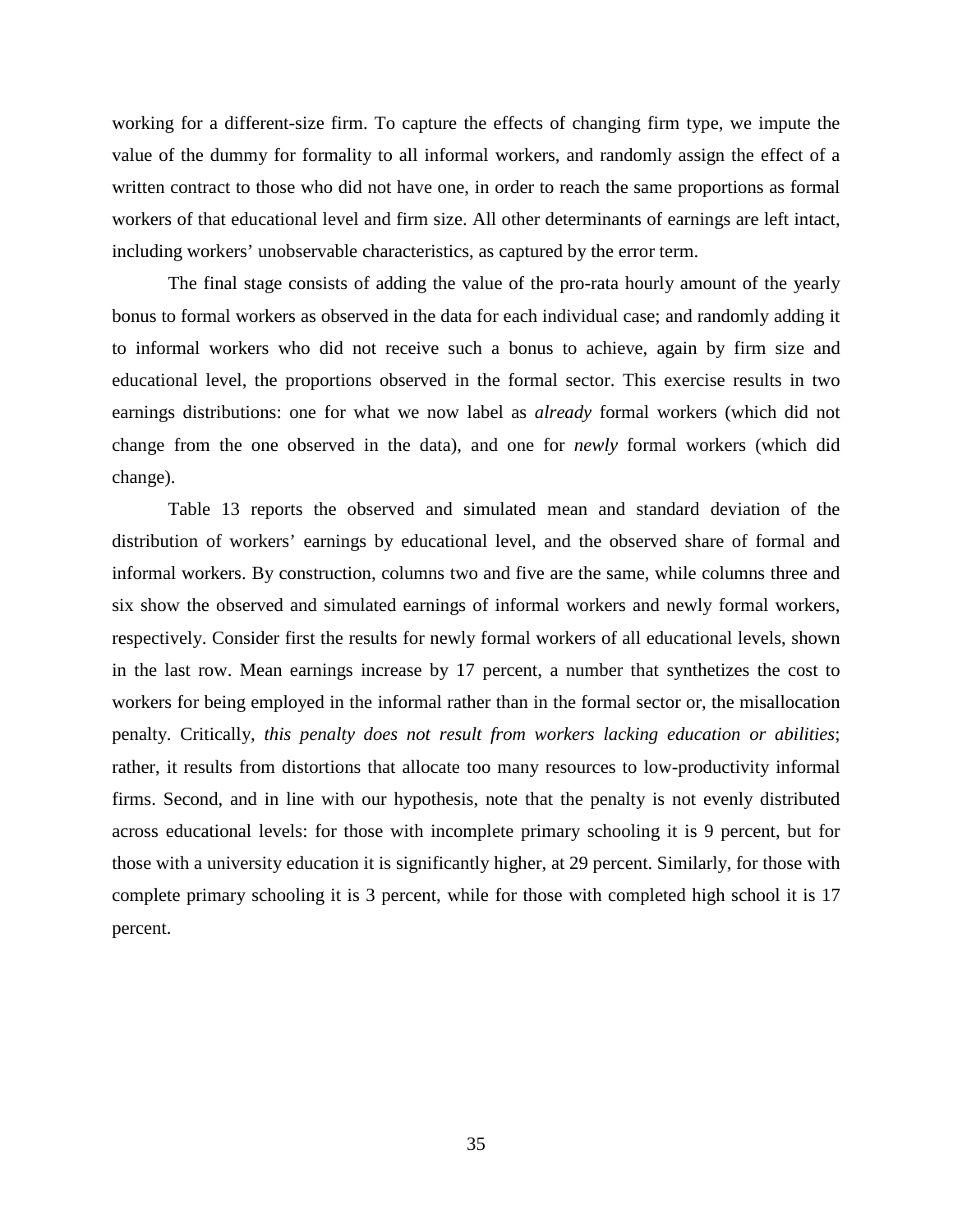working for a different-size firm. To capture the effects of changing firm type, we impute the value of the dummy for formality to all informal workers, and randomly assign the effect of a written contract to those who did not have one, in order to reach the same proportions as formal workers of that educational level and firm size. All other determinants of earnings are left intact, including workers' unobservable characteristics, as captured by the error term.

The final stage consists of adding the value of the pro-rata hourly amount of the yearly bonus to formal workers as observed in the data for each individual case; and randomly adding it to informal workers who did not receive such a bonus to achieve, again by firm size and educational level, the proportions observed in the formal sector. This exercise results in two earnings distributions: one for what we now label as *already* formal workers (which did not change from the one observed in the data), and one for *newly* formal workers (which did change).

Table 13 reports the observed and simulated mean and standard deviation of the distribution of workers' earnings by educational level, and the observed share of formal and informal workers. By construction, columns two and five are the same, while columns three and six show the observed and simulated earnings of informal workers and newly formal workers, respectively. Consider first the results for newly formal workers of all educational levels, shown in the last row. Mean earnings increase by 17 percent, a number that synthetizes the cost to workers for being employed in the informal rather than in the formal sector or, the misallocation penalty. Critically, *this penalty does not result from workers lacking education or abilities*; rather, it results from distortions that allocate too many resources to low-productivity informal firms. Second, and in line with our hypothesis, note that the penalty is not evenly distributed across educational levels: for those with incomplete primary schooling it is 9 percent, but for those with a university education it is significantly higher, at 29 percent. Similarly, for those with complete primary schooling it is 3 percent, while for those with completed high school it is 17 percent.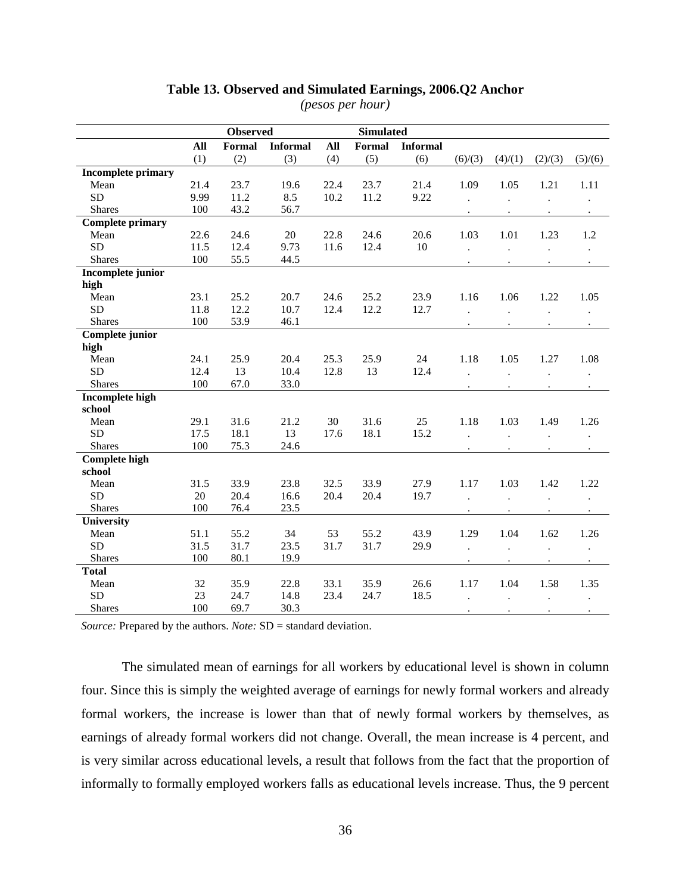**Table 13. Observed and Simulated Earnings, 2006.Q2 Anchor**

*(pesos per hour)*

| | Observed | | | Simulated | | | | | | |
|---|---|---|---|---|---|---|---|---|---|---|
| | All | Formal | Informal | All | Formal | Informal | | | | |
| | (1) | (2) | (3) | (4) | (5) | (6) | (6)/(3) | (4)/(1) | (2)/(3) | (5)/(6) |
| **Incomplete primary** | | | | | | | | | | |
| Mean | 21.4 | 23.7 | 19.6 | 22.4 | 23.7 | 21.4 | 1.09 | 1.05 | 1.21 | 1.11 |
| SD | 9.99 | 11.2 | 8.5 | 10.2 | 11.2 | 9.22 | . | . | . | . |
| Shares | 100 | 43.2 | 56.7 | | | | . | . | . | . |
| **Complete primary** | | | | | | | | | | |
| Mean | 22.6 | 24.6 | 20 | 22.8 | 24.6 | 20.6 | 1.03 | 1.01 | 1.23 | 1.2 |
| SD | 11.5 | 12.4 | 9.73 | 11.6 | 12.4 | 10 | . | . | . | . |
| Shares | 100 | 55.5 | 44.5 | | | | . | . | . | . |
| **Incomplete junior high** | | | | | | | | | | |
| Mean | 23.1 | 25.2 | 20.7 | 24.6 | 25.2 | 23.9 | 1.16 | 1.06 | 1.22 | 1.05 |
| SD | 11.8 | 12.2 | 10.7 | 12.4 | 12.2 | 12.7 | . | . | . | . |
| Shares | 100 | 53.9 | 46.1 | | | | . | . | . | . |
| **Complete junior high** | | | | | | | | | | |
| Mean | 24.1 | 25.9 | 20.4 | 25.3 | 25.9 | 24 | 1.18 | 1.05 | 1.27 | 1.08 |
| SD | 12.4 | 13 | 10.4 | 12.8 | 13 | 12.4 | . | . | . | . |
| Shares | 100 | 67.0 | 33.0 | | | | . | . | . | . |
| **Incomplete high school** | | | | | | | | | | |
| Mean | 29.1 | 31.6 | 21.2 | 30 | 31.6 | 25 | 1.18 | 1.03 | 1.49 | 1.26 |
| SD | 17.5 | 18.1 | 13 | 17.6 | 18.1 | 15.2 | . | . | . | . |
| Shares | 100 | 75.3 | 24.6 | | | | . | . | . | . |
| **Complete high school** | | | | | | | | | | |
| Mean | 31.5 | 33.9 | 23.8 | 32.5 | 33.9 | 27.9 | 1.17 | 1.03 | 1.42 | 1.22 |
| SD | 20 | 20.4 | 16.6 | 20.4 | 20.4 | 19.7 | . | . | . | . |
| Shares | 100 | 76.4 | 23.5 | | | | . | . | . | . |
| **University** | | | | | | | | | | |
| Mean | 51.1 | 55.2 | 34 | 53 | 55.2 | 43.9 | 1.29 | 1.04 | 1.62 | 1.26 |
| SD | 31.5 | 31.7 | 23.5 | 31.7 | 31.7 | 29.9 | . | . | . | . |
| Shares | 100 | 80.1 | 19.9 | | | | . | . | . | . |
| **Total** | | | | | | | | | | |
| Mean | 32 | 35.9 | 22.8 | 33.1 | 35.9 | 26.6 | 1.17 | 1.04 | 1.58 | 1.35 |
| SD | 23 | 24.7 | 14.8 | 23.4 | 24.7 | 18.5 | . | . | . | . |
| Shares | 100 | 69.7 | 30.3 | | | | . | . | . | . |

*Source:* Prepared by the authors. *Note:* SD = standard deviation.

The simulated mean of earnings for all workers by educational level is shown in column four. Since this is simply the weighted average of earnings for newly formal workers and already formal workers, the increase is lower than that of newly formal workers by themselves, as earnings of already formal workers did not change. Overall, the mean increase is 4 percent, and is very similar across educational levels, a result that follows from the fact that the proportion of informally to formally employed workers falls as educational levels increase. Thus, the 9 percent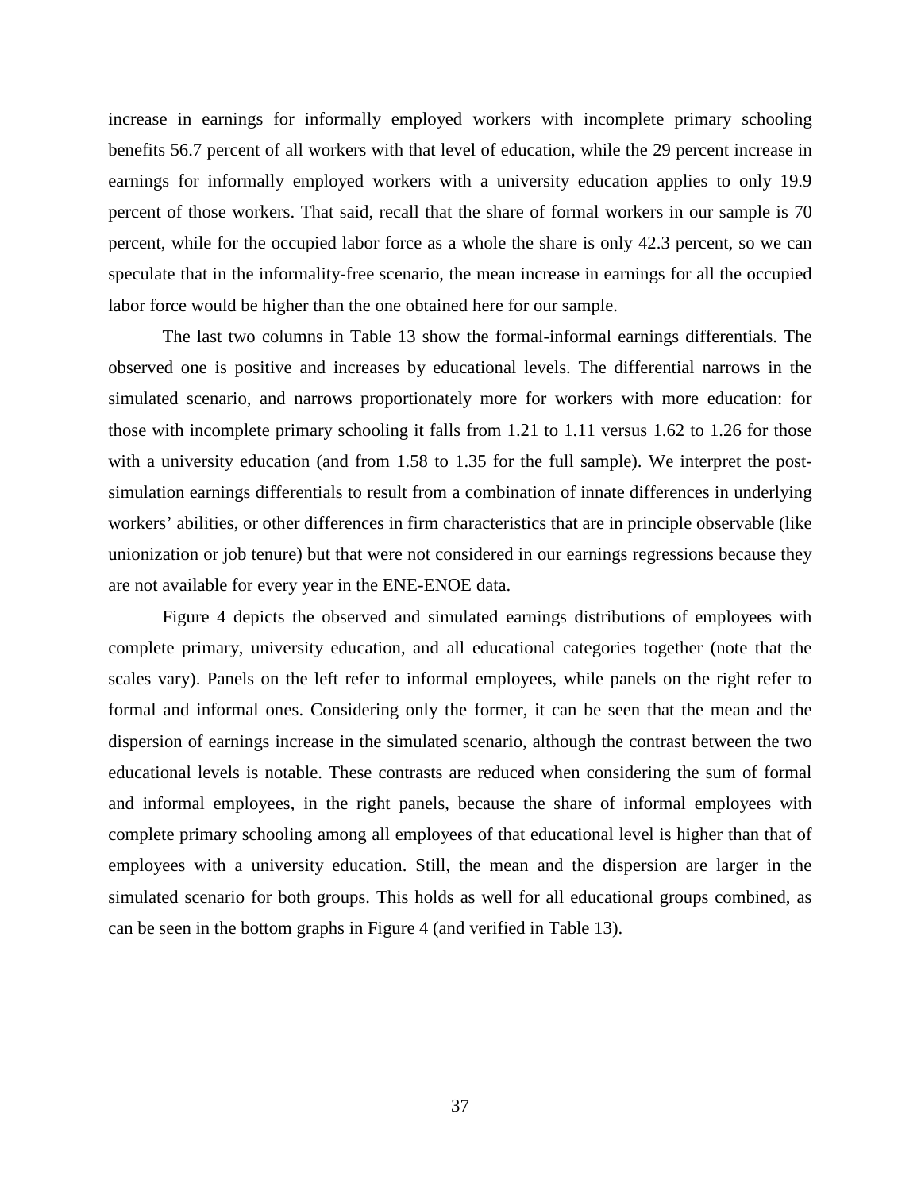increase in earnings for informally employed workers with incomplete primary schooling benefits 56.7 percent of all workers with that level of education, while the 29 percent increase in earnings for informally employed workers with a university education applies to only 19.9 percent of those workers. That said, recall that the share of formal workers in our sample is 70 percent, while for the occupied labor force as a whole the share is only 42.3 percent, so we can speculate that in the informality-free scenario, the mean increase in earnings for all the occupied labor force would be higher than the one obtained here for our sample.

The last two columns in Table 13 show the formal-informal earnings differentials. The observed one is positive and increases by educational levels. The differential narrows in the simulated scenario, and narrows proportionately more for workers with more education: for those with incomplete primary schooling it falls from 1.21 to 1.11 versus 1.62 to 1.26 for those with a university education (and from 1.58 to 1.35 for the full sample). We interpret the post-simulation earnings differentials to result from a combination of innate differences in underlying workers' abilities, or other differences in firm characteristics that are in principle observable (like unionization or job tenure) but that were not considered in our earnings regressions because they are not available for every year in the ENE-ENOE data.

Figure 4 depicts the observed and simulated earnings distributions of employees with complete primary, university education, and all educational categories together (note that the scales vary). Panels on the left refer to informal employees, while panels on the right refer to formal and informal ones. Considering only the former, it can be seen that the mean and the dispersion of earnings increase in the simulated scenario, although the contrast between the two educational levels is notable. These contrasts are reduced when considering the sum of formal and informal employees, in the right panels, because the share of informal employees with complete primary schooling among all employees of that educational level is higher than that of employees with a university education. Still, the mean and the dispersion are larger in the simulated scenario for both groups. This holds as well for all educational groups combined, as can be seen in the bottom graphs in Figure 4 (and verified in Table 13).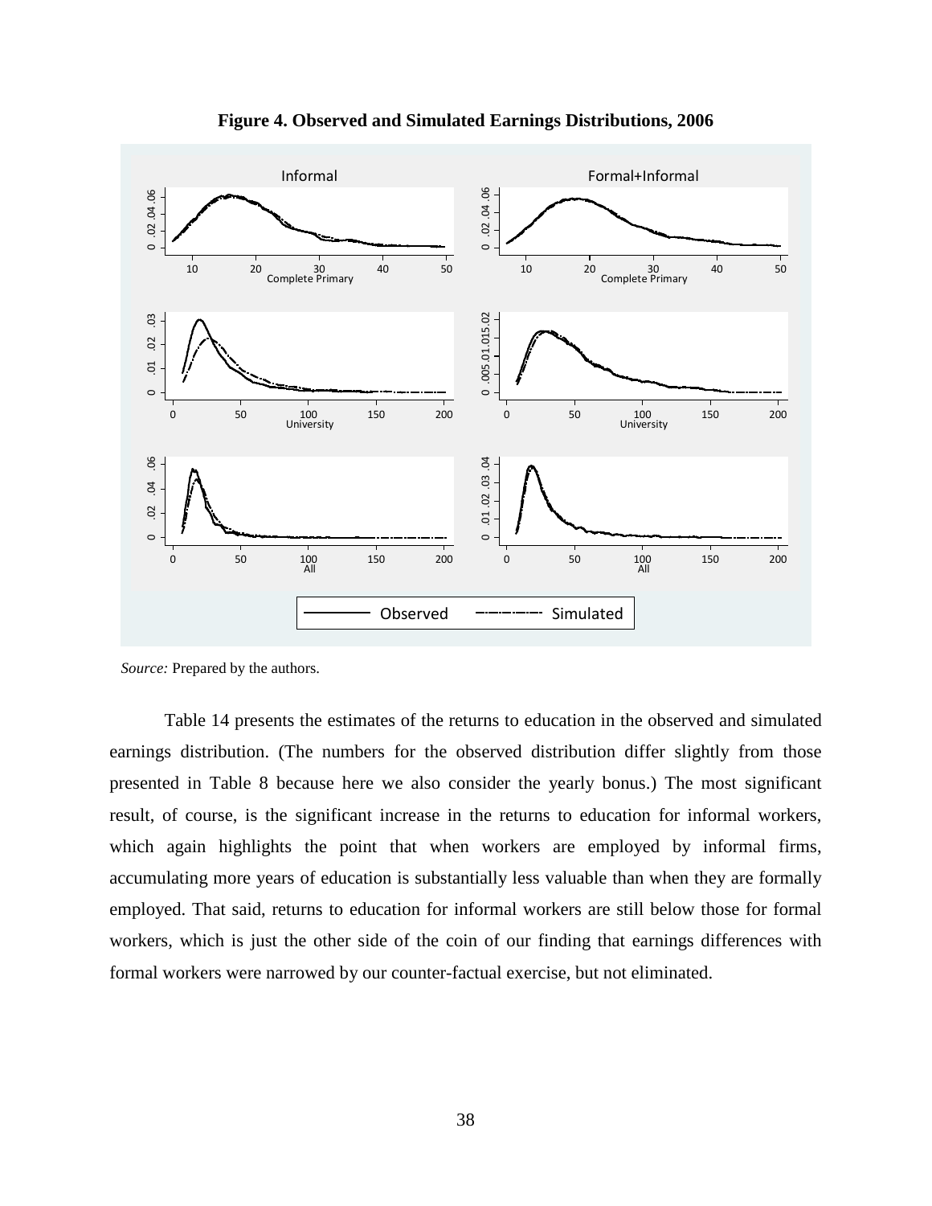**Figure 4. Observed and Simulated Earnings Distributions, 2006**

*Source:* Prepared by the authors.

Table 14 presents the estimates of the returns to education in the observed and simulated earnings distribution. (The numbers for the observed distribution differ slightly from those presented in Table 8 because here we also consider the yearly bonus.) The most significant result, of course, is the significant increase in the returns to education for informal workers, which again highlights the point that when workers are employed by informal firms, accumulating more years of education is substantially less valuable than when they are formally employed. That said, returns to education for informal workers are still below those for formal workers, which is just the other side of the coin of our finding that earnings differences with formal workers were narrowed by our counter-factual exercise, but not eliminated.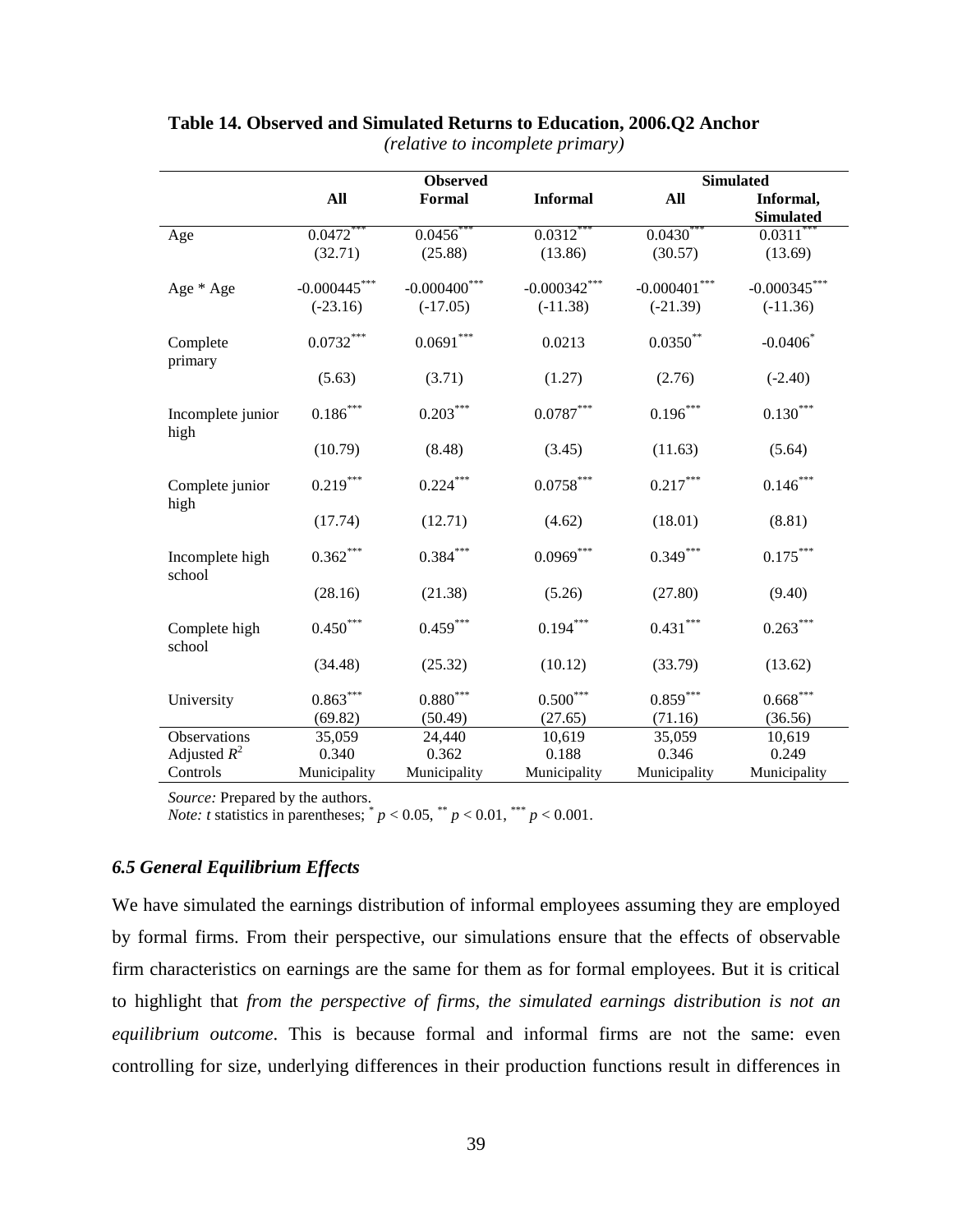**Table 14. Observed and Simulated Returns to Education, 2006.Q2 Anchor**

*(relative to incomplete primary)*

| | Observed | | | Simulated | |
|---|---|---|---|---|---|
| | **All** | **Formal** | **Informal** | **All** | **Informal, Simulated** |
| Age | 0.0472*** | 0.0456*** | 0.0312*** | 0.0430*** | 0.0311*** |
| | (32.71) | (25.88) | (13.86) | (30.57) | (13.69) |
| Age * Age | -0.000445*** | -0.000400*** | -0.000342*** | -0.000401*** | -0.000345*** |
| | (-23.16) | (-17.05) | (-11.38) | (-21.39) | (-11.36) |
| Complete primary | 0.0732*** | 0.0691*** | 0.0213 | 0.0350** | -0.0406* |
| | (5.63) | (3.71) | (1.27) | (2.76) | (-2.40) |
| Incomplete junior high | 0.186*** | 0.203*** | 0.0787*** | 0.196*** | 0.130*** |
| | (10.79) | (8.48) | (3.45) | (11.63) | (5.64) |
| Complete junior high | 0.219*** | 0.224*** | 0.0758*** | 0.217*** | 0.146*** |
| | (17.74) | (12.71) | (4.62) | (18.01) | (8.81) |
| Incomplete high school | 0.362*** | 0.384*** | 0.0969*** | 0.349*** | 0.175*** |
| | (28.16) | (21.38) | (5.26) | (27.80) | (9.40) |
| Complete high school | 0.450*** | 0.459*** | 0.194*** | 0.431*** | 0.263*** |
| | (34.48) | (25.32) | (10.12) | (33.79) | (13.62) |
| University | 0.863*** | 0.880*** | 0.500*** | 0.859*** | 0.668*** |
| | (69.82) | (50.49) | (27.65) | (71.16) | (36.56) |
| Observations | 35,059 | 24,440 | 10,619 | 35,059 | 10,619 |
| Adjusted $R^2$ | 0.340 | 0.362 | 0.188 | 0.346 | 0.249 |
| Controls | Municipality | Municipality | Municipality | Municipality | Municipality |

*Source:* Prepared by the authors.
*Note: t* statistics in parentheses; * $p < 0.05$, ** $p < 0.01$, *** $p < 0.001$.

### *6.5 General Equilibrium Effects*

We have simulated the earnings distribution of informal employees assuming they are employed by formal firms. From their perspective, our simulations ensure that the effects of observable firm characteristics on earnings are the same for them as for formal employees. But it is critical to highlight that *from the perspective of firms, the simulated earnings distribution is not an equilibrium outcome*. This is because formal and informal firms are not the same: even controlling for size, underlying differences in their production functions result in differences in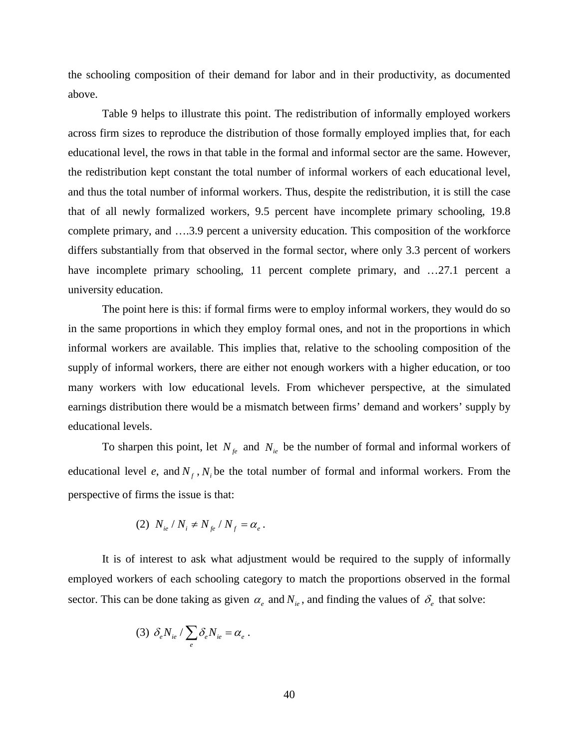the schooling composition of their demand for labor and in their productivity, as documented above.

Table 9 helps to illustrate this point. The redistribution of informally employed workers across firm sizes to reproduce the distribution of those formally employed implies that, for each educational level, the rows in that table in the formal and informal sector are the same. However, the redistribution kept constant the total number of informal workers of each educational level, and thus the total number of informal workers. Thus, despite the redistribution, it is still the case that of all newly formalized workers, 9.5 percent have incomplete primary schooling, 19.8 complete primary, and ….3.9 percent a university education. This composition of the workforce differs substantially from that observed in the formal sector, where only 3.3 percent of workers have incomplete primary schooling, 11 percent complete primary, and …27.1 percent a university education.

The point here is this: if formal firms were to employ informal workers, they would do so in the same proportions in which they employ formal ones, and not in the proportions in which informal workers are available. This implies that, relative to the schooling composition of the supply of informal workers, there are either not enough workers with a higher education, or too many workers with low educational levels. From whichever perspective, at the simulated earnings distribution there would be a mismatch between firms' demand and workers' supply by educational levels.

To sharpen this point, let $N_{fe}$ and $N_{ie}$ be the number of formal and informal workers of educational level *e*, and $N_f$, $N_i$ be the total number of formal and informal workers. From the perspective of firms the issue is that:

$$(2)\ \ N_{ie} / N_i \neq N_{fe} / N_f = \alpha_e .$$

It is of interest to ask what adjustment would be required to the supply of informally employed workers of each schooling category to match the proportions observed in the formal sector. This can be done taking as given $\alpha_e$ and $N_{ie}$, and finding the values of $\delta_e$ that solve:

$$(3)\ \ \delta_e N_{ie} / \sum_e \delta_e N_{ie} = \alpha_e .$$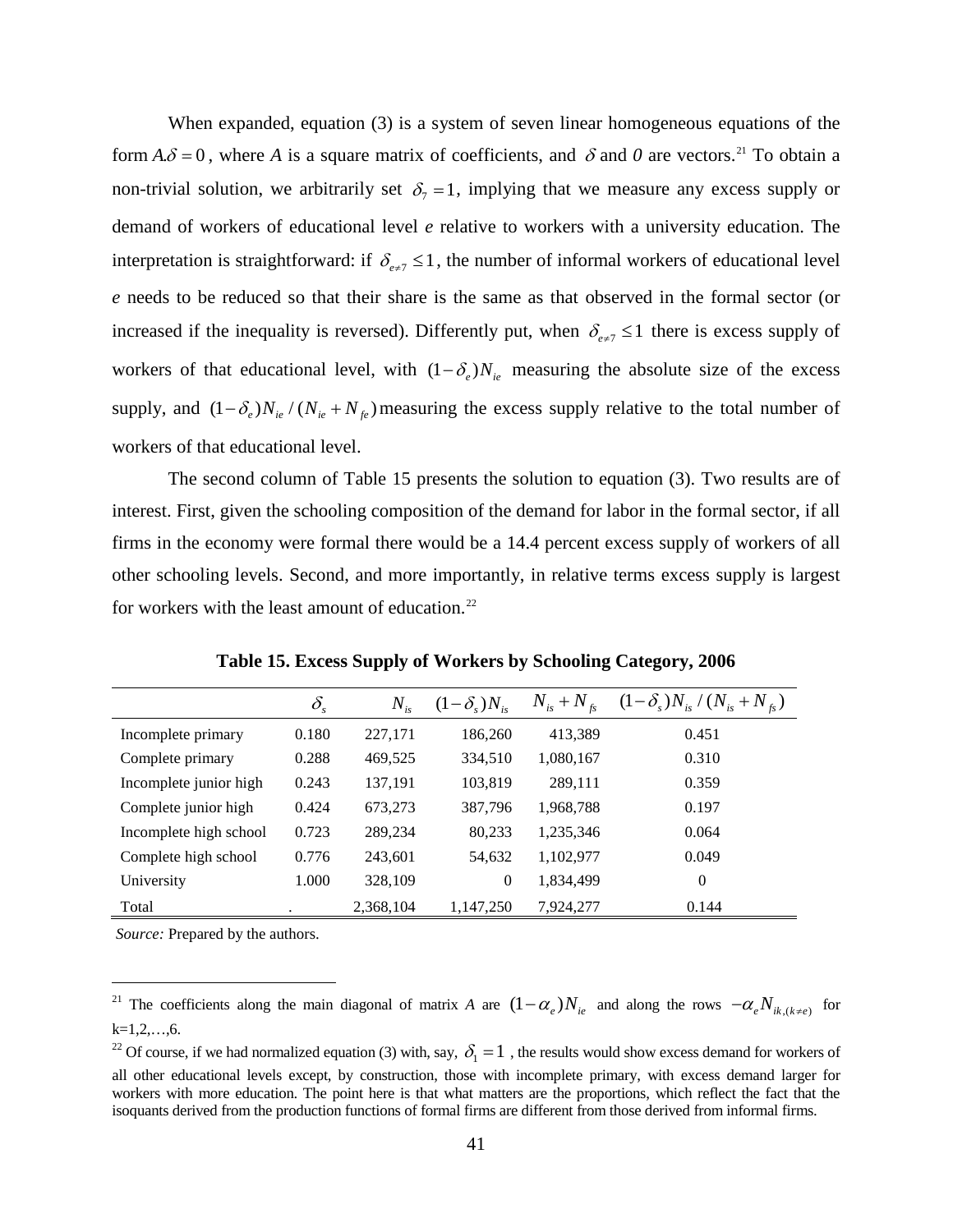When expanded, equation (3) is a system of seven linear homogeneous equations of the form $A.\delta = 0$, where *A* is a square matrix of coefficients, and $\delta$ and *0* are vectors.[21] To obtain a non-trivial solution, we arbitrarily set $\delta_7 = 1$, implying that we measure any excess supply or demand of workers of educational level *e* relative to workers with a university education. The interpretation is straightforward: if $\delta_{e \neq 7} \leq 1$, the number of informal workers of educational level *e* needs to be reduced so that their share is the same as that observed in the formal sector (or increased if the inequality is reversed). Differently put, when $\delta_{e \neq 7} \leq 1$ there is excess supply of workers of that educational level, with $(1-\delta_e)N_{ie}$ measuring the absolute size of the excess supply, and $(1-\delta_e)N_{ie}/(N_{ie}+N_{fe})$ measuring the excess supply relative to the total number of workers of that educational level.

The second column of Table 15 presents the solution to equation (3). Two results are of interest. First, given the schooling composition of the demand for labor in the formal sector, if all firms in the economy were formal there would be a 14.4 percent excess supply of workers of all other schooling levels. Second, and more importantly, in relative terms excess supply is largest for workers with the least amount of education.[22]

**Table 15. Excess Supply of Workers by Schooling Category, 2006**

| | $\delta_s$ | $N_{is}$ | $(1-\delta_s)N_{is}$ | $N_{is}+N_{fs}$ | $(1-\delta_s)N_{is}/(N_{is}+N_{fs})$ |
|---|---|---|---|---|---|
| Incomplete primary | 0.180 | 227,171 | 186,260 | 413,389 | 0.451 |
| Complete primary | 0.288 | 469,525 | 334,510 | 1,080,167 | 0.310 |
| Incomplete junior high | 0.243 | 137,191 | 103,819 | 289,111 | 0.359 |
| Complete junior high | 0.424 | 673,273 | 387,796 | 1,968,788 | 0.197 |
| Incomplete high school | 0.723 | 289,234 | 80,233 | 1,235,346 | 0.064 |
| Complete high school | 0.776 | 243,601 | 54,632 | 1,102,977 | 0.049 |
| University | 1.000 | 328,109 | 0 | 1,834,499 | 0 |
| Total | . | 2,368,104 | 1,147,250 | 7,924,277 | 0.144 |

*Source:* Prepared by the authors.

[21] The coefficients along the main diagonal of matrix *A* are $(1-\alpha_e)N_{ie}$ and along the rows $-\alpha_e N_{ik,(k \neq e)}$ for k=1,2,…,6.

[22] Of course, if we had normalized equation (3) with, say, $\delta_1 = 1$, the results would show excess demand for workers of all other educational levels except, by construction, those with incomplete primary, with excess demand larger for workers with more education. The point here is that what matters are the proportions, which reflect the fact that the isoquants derived from the production functions of formal firms are different from those derived from informal firms.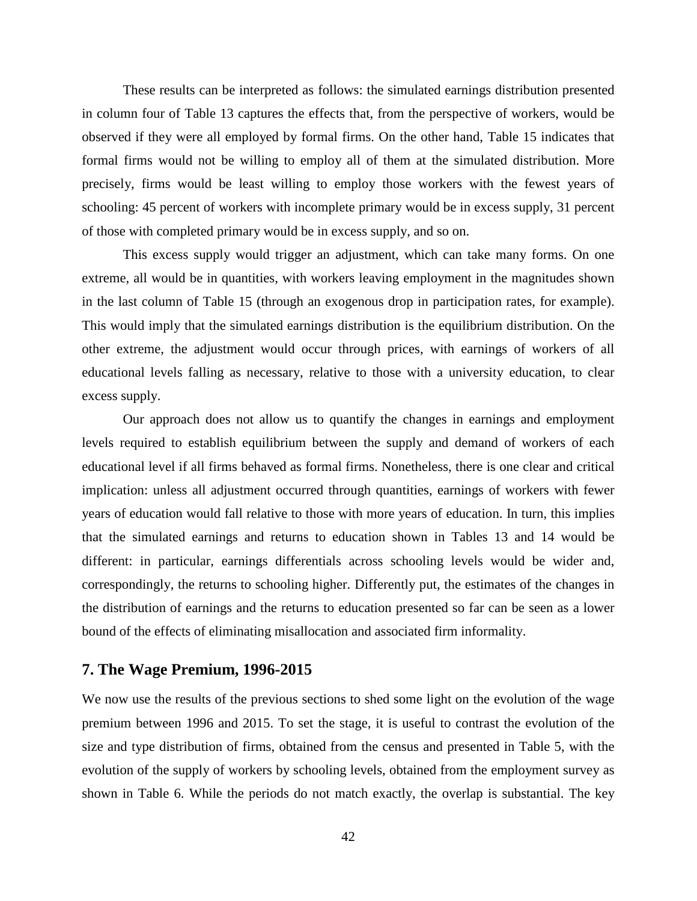These results can be interpreted as follows: the simulated earnings distribution presented in column four of Table 13 captures the effects that, from the perspective of workers, would be observed if they were all employed by formal firms. On the other hand, Table 15 indicates that formal firms would not be willing to employ all of them at the simulated distribution. More precisely, firms would be least willing to employ those workers with the fewest years of schooling: 45 percent of workers with incomplete primary would be in excess supply, 31 percent of those with completed primary would be in excess supply, and so on.

This excess supply would trigger an adjustment, which can take many forms. On one extreme, all would be in quantities, with workers leaving employment in the magnitudes shown in the last column of Table 15 (through an exogenous drop in participation rates, for example). This would imply that the simulated earnings distribution is the equilibrium distribution. On the other extreme, the adjustment would occur through prices, with earnings of workers of all educational levels falling as necessary, relative to those with a university education, to clear excess supply.

Our approach does not allow us to quantify the changes in earnings and employment levels required to establish equilibrium between the supply and demand of workers of each educational level if all firms behaved as formal firms. Nonetheless, there is one clear and critical implication: unless all adjustment occurred through quantities, earnings of workers with fewer years of education would fall relative to those with more years of education. In turn, this implies that the simulated earnings and returns to education shown in Tables 13 and 14 would be different: in particular, earnings differentials across schooling levels would be wider and, correspondingly, the returns to schooling higher. Differently put, the estimates of the changes in the distribution of earnings and the returns to education presented so far can be seen as a lower bound of the effects of eliminating misallocation and associated firm informality.

## 7. The Wage Premium, 1996-2015

We now use the results of the previous sections to shed some light on the evolution of the wage premium between 1996 and 2015. To set the stage, it is useful to contrast the evolution of the size and type distribution of firms, obtained from the census and presented in Table 5, with the evolution of the supply of workers by schooling levels, obtained from the employment survey as shown in Table 6. While the periods do not match exactly, the overlap is substantial. The key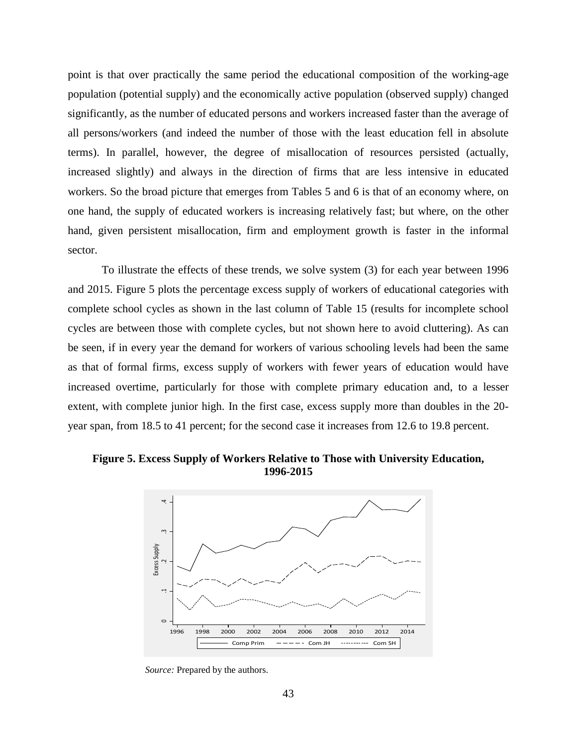point is that over practically the same period the educational composition of the working-age population (potential supply) and the economically active population (observed supply) changed significantly, as the number of educated persons and workers increased faster than the average of all persons/workers (and indeed the number of those with the least education fell in absolute terms). In parallel, however, the degree of misallocation of resources persisted (actually, increased slightly) and always in the direction of firms that are less intensive in educated workers. So the broad picture that emerges from Tables 5 and 6 is that of an economy where, on one hand, the supply of educated workers is increasing relatively fast; but where, on the other hand, given persistent misallocation, firm and employment growth is faster in the informal sector.

To illustrate the effects of these trends, we solve system (3) for each year between 1996 and 2015. Figure 5 plots the percentage excess supply of workers of educational categories with complete school cycles as shown in the last column of Table 15 (results for incomplete school cycles are between those with complete cycles, but not shown here to avoid cluttering). As can be seen, if in every year the demand for workers of various schooling levels had been the same as that of formal firms, excess supply of workers with fewer years of education would have increased overtime, particularly for those with complete primary education and, to a lesser extent, with complete junior high. In the first case, excess supply more than doubles in the 20-year span, from 18.5 to 41 percent; for the second case it increases from 12.6 to 19.8 percent.

**Figure 5. Excess Supply of Workers Relative to Those with University Education, 1996-2015**

*Source:* Prepared by the authors.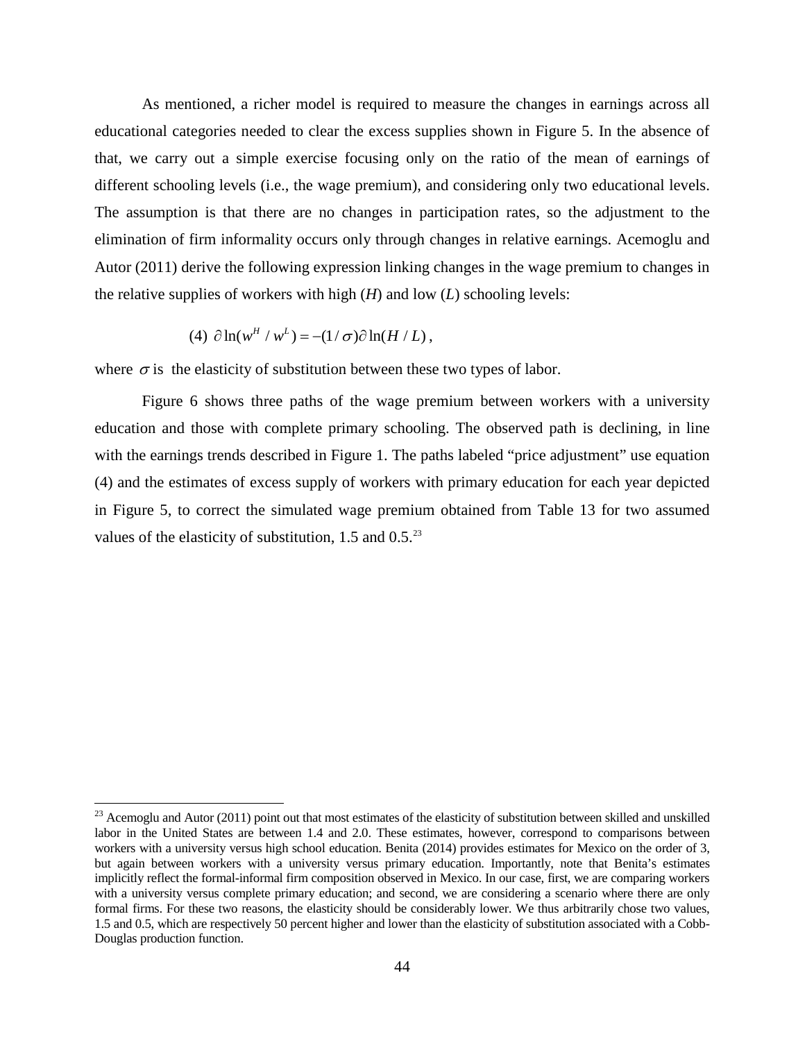As mentioned, a richer model is required to measure the changes in earnings across all educational categories needed to clear the excess supplies shown in Figure 5. In the absence of that, we carry out a simple exercise focusing only on the ratio of the mean of earnings of different schooling levels (i.e., the wage premium), and considering only two educational levels. The assumption is that there are no changes in participation rates, so the adjustment to the elimination of firm informality occurs only through changes in relative earnings. Acemoglu and Autor (2011) derive the following expression linking changes in the wage premium to changes in the relative supplies of workers with high (*H*) and low (*L*) schooling levels:

$$(4)\ \partial \ln(w^H / w^L) = -(1/\sigma)\partial \ln(H / L),$$

where $\sigma$ is the elasticity of substitution between these two types of labor.

Figure 6 shows three paths of the wage premium between workers with a university education and those with complete primary schooling. The observed path is declining, in line with the earnings trends described in Figure 1. The paths labeled "price adjustment" use equation (4) and the estimates of excess supply of workers with primary education for each year depicted in Figure 5, to correct the simulated wage premium obtained from Table 13 for two assumed values of the elasticity of substitution, 1.5 and 0.5.[23]

[23] Acemoglu and Autor (2011) point out that most estimates of the elasticity of substitution between skilled and unskilled labor in the United States are between 1.4 and 2.0. These estimates, however, correspond to comparisons between workers with a university versus high school education. Benita (2014) provides estimates for Mexico on the order of 3, but again between workers with a university versus primary education. Importantly, note that Benita's estimates implicitly reflect the formal-informal firm composition observed in Mexico. In our case, first, we are comparing workers with a university versus complete primary education; and second, we are considering a scenario where there are only formal firms. For these two reasons, the elasticity should be considerably lower. We thus arbitrarily chose two values, 1.5 and 0.5, which are respectively 50 percent higher and lower than the elasticity of substitution associated with a Cobb-Douglas production function.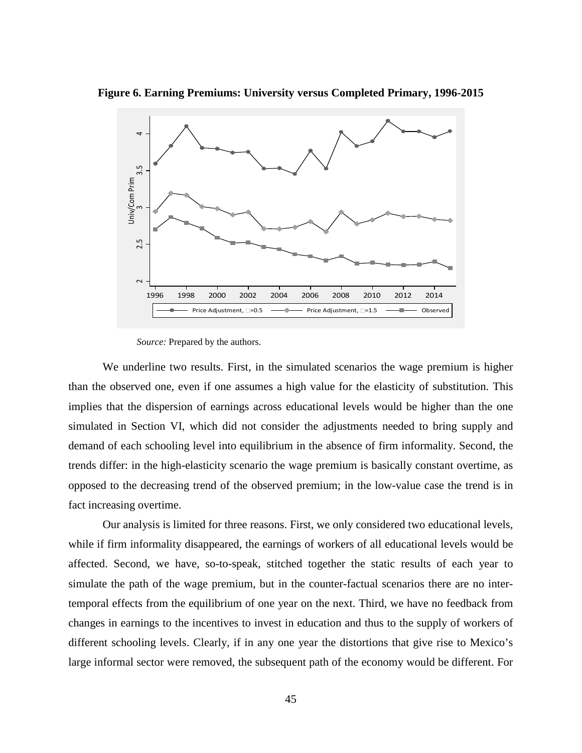**Figure 6. Earning Premiums: University versus Completed Primary, 1996-2015**

*Source:* Prepared by the authors.

We underline two results. First, in the simulated scenarios the wage premium is higher than the observed one, even if one assumes a high value for the elasticity of substitution. This implies that the dispersion of earnings across educational levels would be higher than the one simulated in Section VI, which did not consider the adjustments needed to bring supply and demand of each schooling level into equilibrium in the absence of firm informality. Second, the trends differ: in the high-elasticity scenario the wage premium is basically constant overtime, as opposed to the decreasing trend of the observed premium; in the low-value case the trend is in fact increasing overtime.

Our analysis is limited for three reasons. First, we only considered two educational levels, while if firm informality disappeared, the earnings of workers of all educational levels would be affected. Second, we have, so-to-speak, stitched together the static results of each year to simulate the path of the wage premium, but in the counter-factual scenarios there are no inter-temporal effects from the equilibrium of one year on the next. Third, we have no feedback from changes in earnings to the incentives to invest in education and thus to the supply of workers of different schooling levels. Clearly, if in any one year the distortions that give rise to Mexico's large informal sector were removed, the subsequent path of the economy would be different. For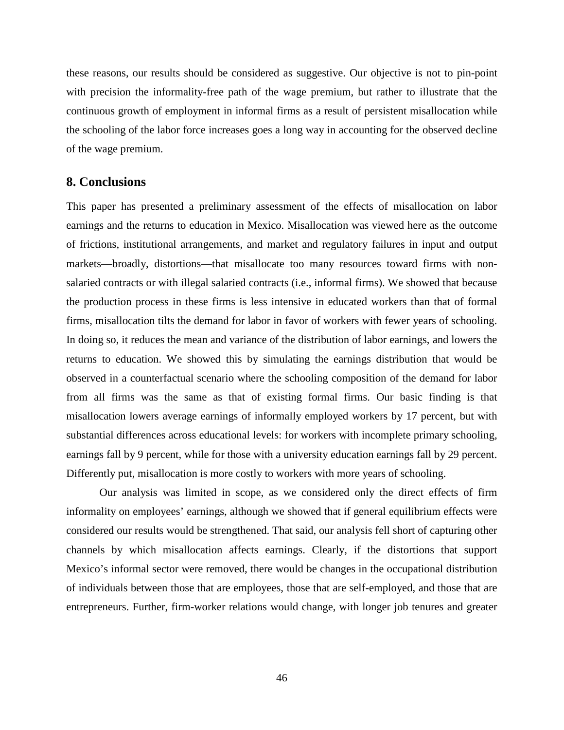these reasons, our results should be considered as suggestive. Our objective is not to pin-point with precision the informality-free path of the wage premium, but rather to illustrate that the continuous growth of employment in informal firms as a result of persistent misallocation while the schooling of the labor force increases goes a long way in accounting for the observed decline of the wage premium.

## 8. Conclusions

This paper has presented a preliminary assessment of the effects of misallocation on labor earnings and the returns to education in Mexico. Misallocation was viewed here as the outcome of frictions, institutional arrangements, and market and regulatory failures in input and output markets—broadly, distortions—that misallocate too many resources toward firms with non-salaried contracts or with illegal salaried contracts (i.e., informal firms). We showed that because the production process in these firms is less intensive in educated workers than that of formal firms, misallocation tilts the demand for labor in favor of workers with fewer years of schooling. In doing so, it reduces the mean and variance of the distribution of labor earnings, and lowers the returns to education. We showed this by simulating the earnings distribution that would be observed in a counterfactual scenario where the schooling composition of the demand for labor from all firms was the same as that of existing formal firms. Our basic finding is that misallocation lowers average earnings of informally employed workers by 17 percent, but with substantial differences across educational levels: for workers with incomplete primary schooling, earnings fall by 9 percent, while for those with a university education earnings fall by 29 percent. Differently put, misallocation is more costly to workers with more years of schooling.

Our analysis was limited in scope, as we considered only the direct effects of firm informality on employees' earnings, although we showed that if general equilibrium effects were considered our results would be strengthened. That said, our analysis fell short of capturing other channels by which misallocation affects earnings. Clearly, if the distortions that support Mexico's informal sector were removed, there would be changes in the occupational distribution of individuals between those that are employees, those that are self-employed, and those that are entrepreneurs. Further, firm-worker relations would change, with longer job tenures and greater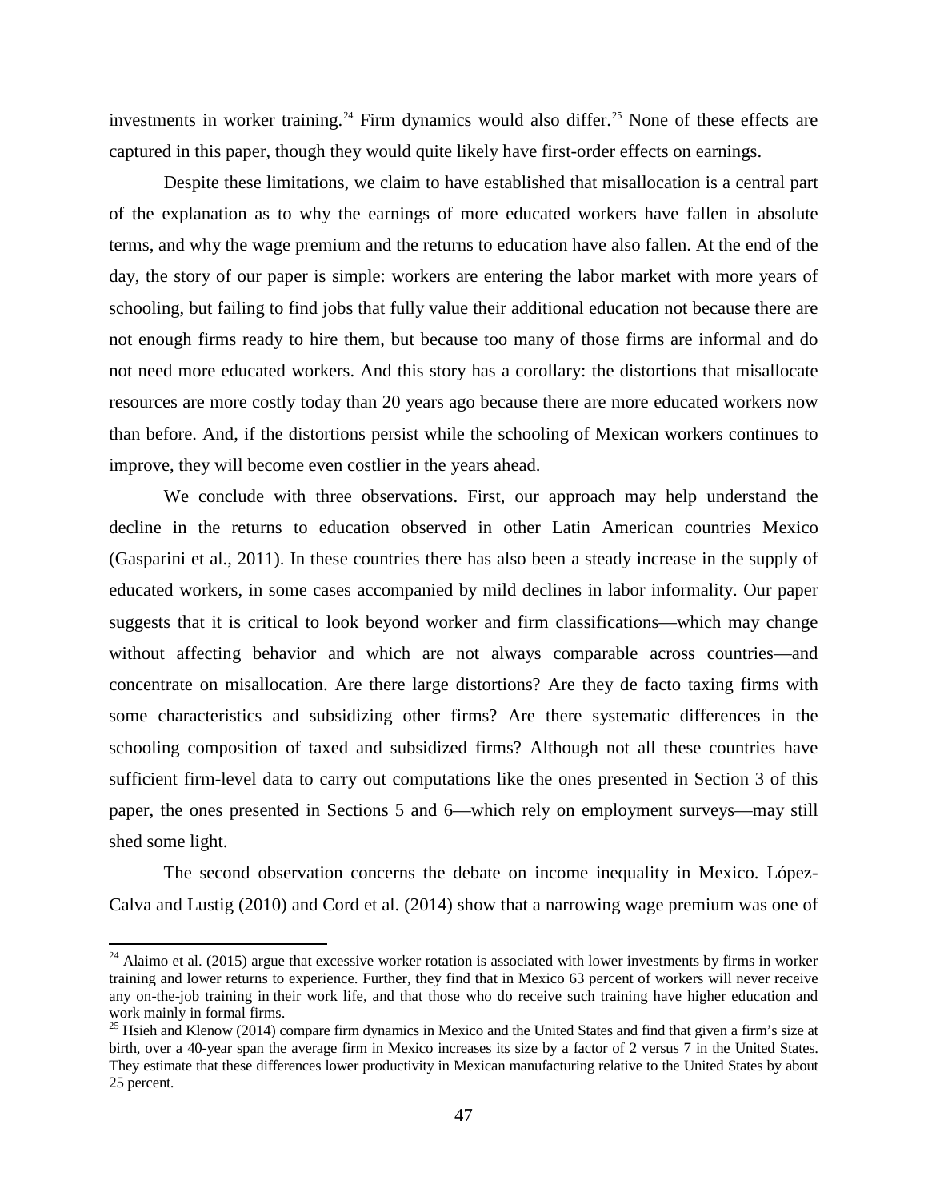investments in worker training.[24] Firm dynamics would also differ.[25] None of these effects are captured in this paper, though they would quite likely have first-order effects on earnings.

Despite these limitations, we claim to have established that misallocation is a central part of the explanation as to why the earnings of more educated workers have fallen in absolute terms, and why the wage premium and the returns to education have also fallen. At the end of the day, the story of our paper is simple: workers are entering the labor market with more years of schooling, but failing to find jobs that fully value their additional education not because there are not enough firms ready to hire them, but because too many of those firms are informal and do not need more educated workers. And this story has a corollary: the distortions that misallocate resources are more costly today than 20 years ago because there are more educated workers now than before. And, if the distortions persist while the schooling of Mexican workers continues to improve, they will become even costlier in the years ahead.

We conclude with three observations. First, our approach may help understand the decline in the returns to education observed in other Latin American countries Mexico (Gasparini et al., 2011). In these countries there has also been a steady increase in the supply of educated workers, in some cases accompanied by mild declines in labor informality. Our paper suggests that it is critical to look beyond worker and firm classifications—which may change without affecting behavior and which are not always comparable across countries—and concentrate on misallocation. Are there large distortions? Are they de facto taxing firms with some characteristics and subsidizing other firms? Are there systematic differences in the schooling composition of taxed and subsidized firms? Although not all these countries have sufficient firm-level data to carry out computations like the ones presented in Section 3 of this paper, the ones presented in Sections 5 and 6—which rely on employment surveys—may still shed some light.

The second observation concerns the debate on income inequality in Mexico. López-Calva and Lustig (2010) and Cord et al. (2014) show that a narrowing wage premium was one of

---

[24] Alaimo et al. (2015) argue that excessive worker rotation is associated with lower investments by firms in worker training and lower returns to experience. Further, they find that in Mexico 63 percent of workers will never receive any on-the-job training in their work life, and that those who do receive such training have higher education and work mainly in formal firms.

[25] Hsieh and Klenow (2014) compare firm dynamics in Mexico and the United States and find that given a firm's size at birth, over a 40-year span the average firm in Mexico increases its size by a factor of 2 versus 7 in the United States. They estimate that these differences lower productivity in Mexican manufacturing relative to the United States by about 25 percent.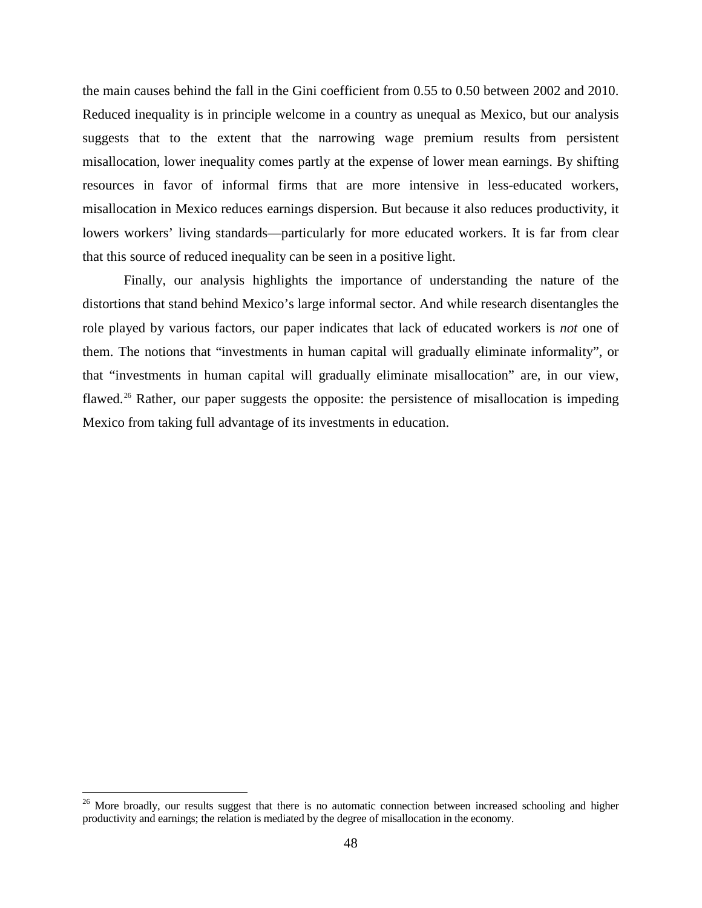the main causes behind the fall in the Gini coefficient from 0.55 to 0.50 between 2002 and 2010. Reduced inequality is in principle welcome in a country as unequal as Mexico, but our analysis suggests that to the extent that the narrowing wage premium results from persistent misallocation, lower inequality comes partly at the expense of lower mean earnings. By shifting resources in favor of informal firms that are more intensive in less-educated workers, misallocation in Mexico reduces earnings dispersion. But because it also reduces productivity, it lowers workers' living standards—particularly for more educated workers. It is far from clear that this source of reduced inequality can be seen in a positive light.

Finally, our analysis highlights the importance of understanding the nature of the distortions that stand behind Mexico's large informal sector. And while research disentangles the role played by various factors, our paper indicates that lack of educated workers is *not* one of them. The notions that "investments in human capital will gradually eliminate informality", or that "investments in human capital will gradually eliminate misallocation" are, in our view, flawed.[26] Rather, our paper suggests the opposite: the persistence of misallocation is impeding Mexico from taking full advantage of its investments in education.

---

[26] More broadly, our results suggest that there is no automatic connection between increased schooling and higher productivity and earnings; the relation is mediated by the degree of misallocation in the economy.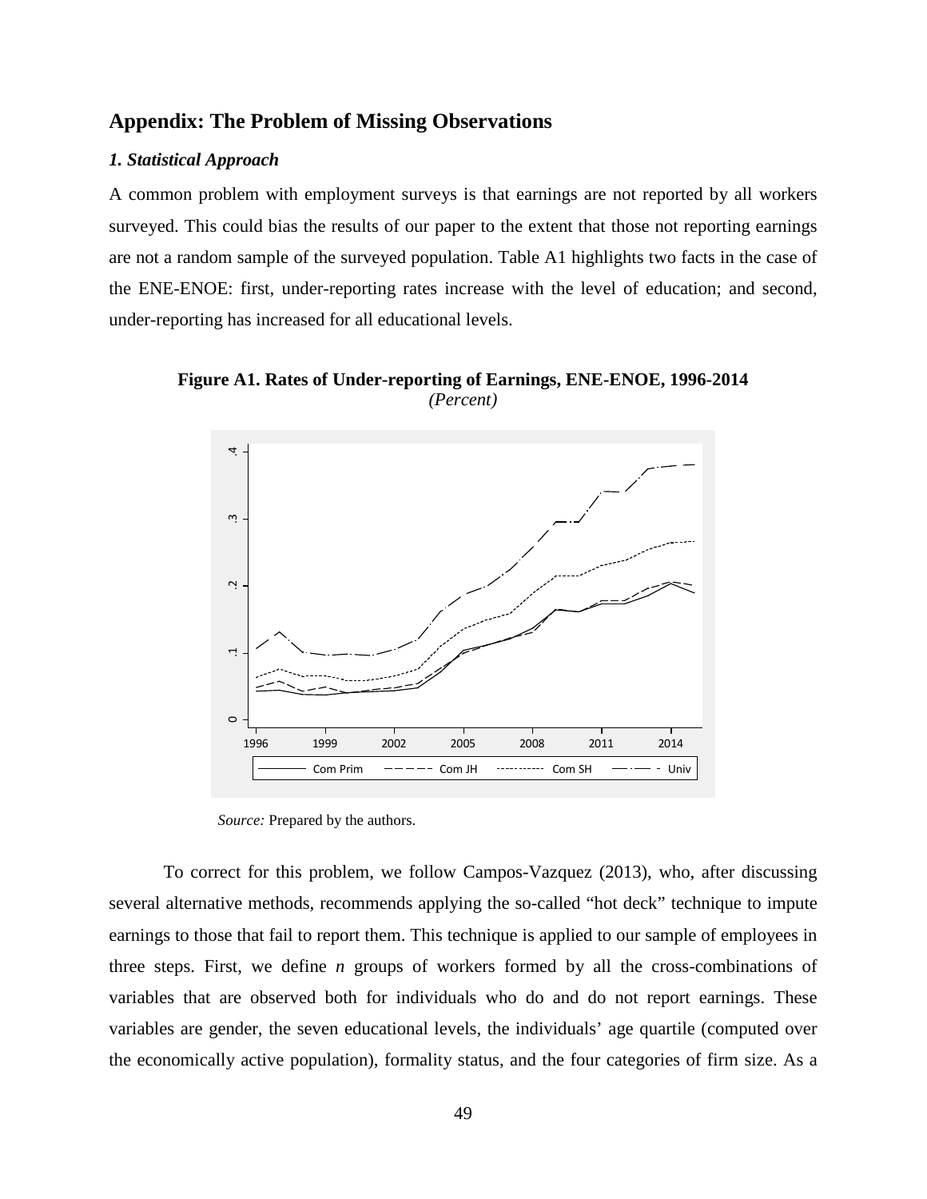## Appendix: The Problem of Missing Observations

### *1. Statistical Approach*

A common problem with employment surveys is that earnings are not reported by all workers surveyed. This could bias the results of our paper to the extent that those not reporting earnings are not a random sample of the surveyed population. Table A1 highlights two facts in the case of the ENE-ENOE: first, under-reporting rates increase with the level of education; and second, under-reporting has increased for all educational levels.

**Figure A1. Rates of Under-reporting of Earnings, ENE-ENOE, 1996-2014**
*(Percent)*

*Source:* Prepared by the authors.

To correct for this problem, we follow Campos-Vazquez (2013), who, after discussing several alternative methods, recommends applying the so-called "hot deck" technique to impute earnings to those that fail to report them. This technique is applied to our sample of employees in three steps. First, we define *n* groups of workers formed by all the cross-combinations of variables that are observed both for individuals who do and do not report earnings. These variables are gender, the seven educational levels, the individuals' age quartile (computed over the economically active population), formality status, and the four categories of firm size. As a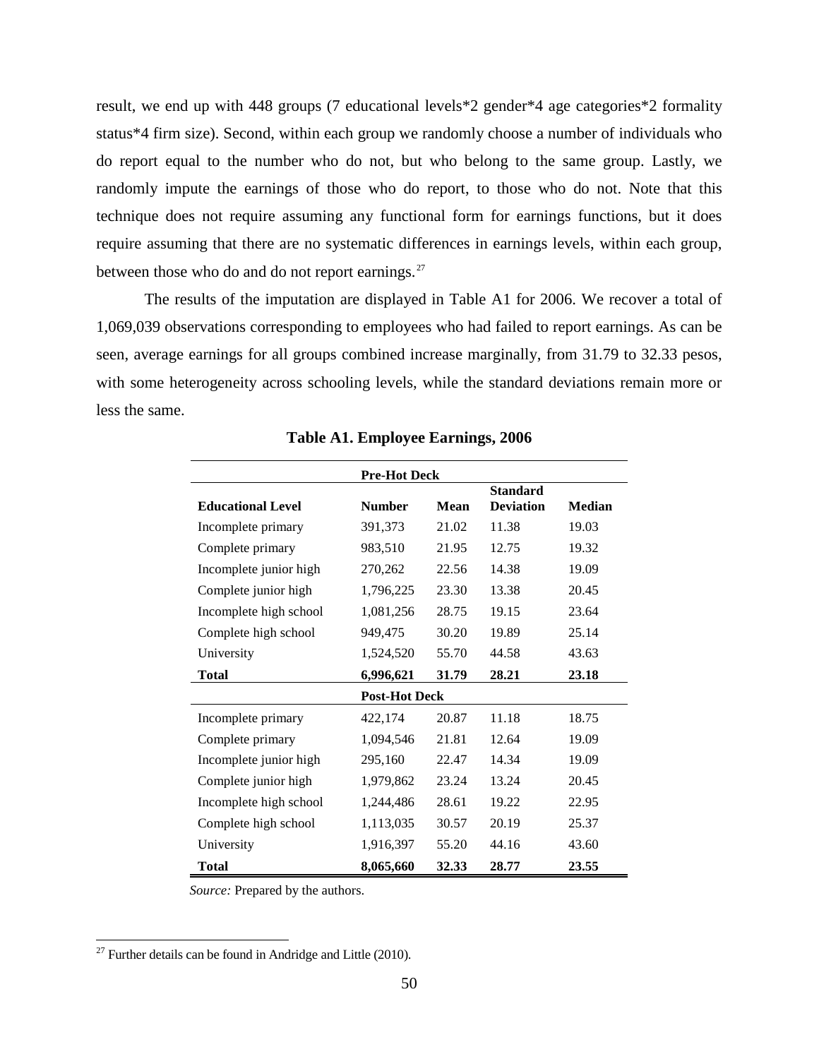result, we end up with 448 groups (7 educational levels*2 gender*4 age categories*2 formality status*4 firm size). Second, within each group we randomly choose a number of individuals who do report equal to the number who do not, but who belong to the same group. Lastly, we randomly impute the earnings of those who do report, to those who do not. Note that this technique does not require assuming any functional form for earnings functions, but it does require assuming that there are no systematic differences in earnings levels, within each group, between those who do and do not report earnings.[27]

The results of the imputation are displayed in Table A1 for 2006. We recover a total of 1,069,039 observations corresponding to employees who had failed to report earnings. As can be seen, average earnings for all groups combined increase marginally, from 31.79 to 32.33 pesos, with some heterogeneity across schooling levels, while the standard deviations remain more or less the same.

**Table A1. Employee Earnings, 2006**

| | **Pre-Hot Deck** | | | |
|---|---|---|---|---|
| **Educational Level** | **Number** | **Mean** | **Standard Deviation** | **Median** |
| Incomplete primary | 391,373 | 21.02 | 11.38 | 19.03 |
| Complete primary | 983,510 | 21.95 | 12.75 | 19.32 |
| Incomplete junior high | 270,262 | 22.56 | 14.38 | 19.09 |
| Complete junior high | 1,796,225 | 23.30 | 13.38 | 20.45 |
| Incomplete high school | 1,081,256 | 28.75 | 19.15 | 23.64 |
| Complete high school | 949,475 | 30.20 | 19.89 | 25.14 |
| University | 1,524,520 | 55.70 | 44.58 | 43.63 |
| **Total** | **6,996,621** | **31.79** | **28.21** | **23.18** |
| | **Post-Hot Deck** | | | |
| Incomplete primary | 422,174 | 20.87 | 11.18 | 18.75 |
| Complete primary | 1,094,546 | 21.81 | 12.64 | 19.09 |
| Incomplete junior high | 295,160 | 22.47 | 14.34 | 19.09 |
| Complete junior high | 1,979,862 | 23.24 | 13.24 | 20.45 |
| Incomplete high school | 1,244,486 | 28.61 | 19.22 | 22.95 |
| Complete high school | 1,113,035 | 30.57 | 20.19 | 25.37 |
| University | 1,916,397 | 55.20 | 44.16 | 43.60 |
| **Total** | **8,065,660** | **32.33** | **28.77** | **23.55** |

*Source:* Prepared by the authors.

[27] Further details can be found in Andridge and Little (2010).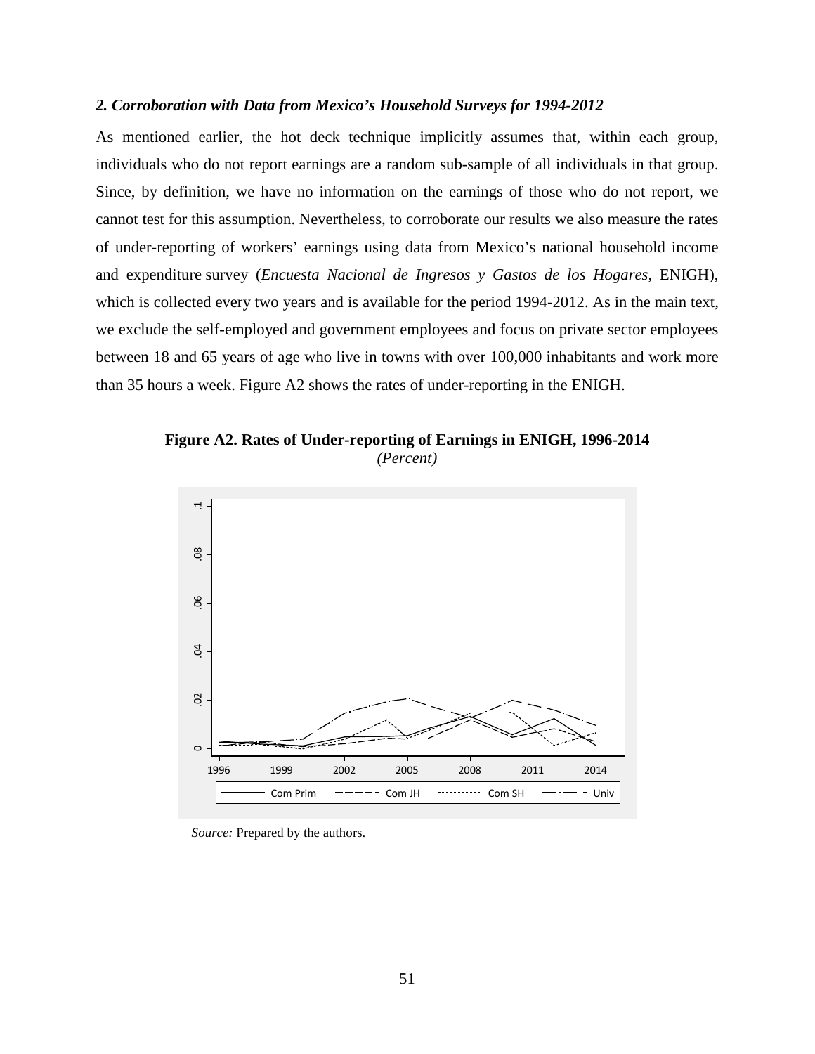### *2. Corroboration with Data from Mexico's Household Surveys for 1994-2012*

As mentioned earlier, the hot deck technique implicitly assumes that, within each group, individuals who do not report earnings are a random sub-sample of all individuals in that group. Since, by definition, we have no information on the earnings of those who do not report, we cannot test for this assumption. Nevertheless, to corroborate our results we also measure the rates of under-reporting of workers' earnings using data from Mexico's national household income and expenditure survey (*Encuesta Nacional de Ingresos y Gastos de los Hogares*, ENIGH), which is collected every two years and is available for the period 1994-2012. As in the main text, we exclude the self-employed and government employees and focus on private sector employees between 18 and 65 years of age who live in towns with over 100,000 inhabitants and work more than 35 hours a week. Figure A2 shows the rates of under-reporting in the ENIGH.

**Figure A2. Rates of Under-reporting of Earnings in ENIGH, 1996-2014**
*(Percent)*

*Source:* Prepared by the authors.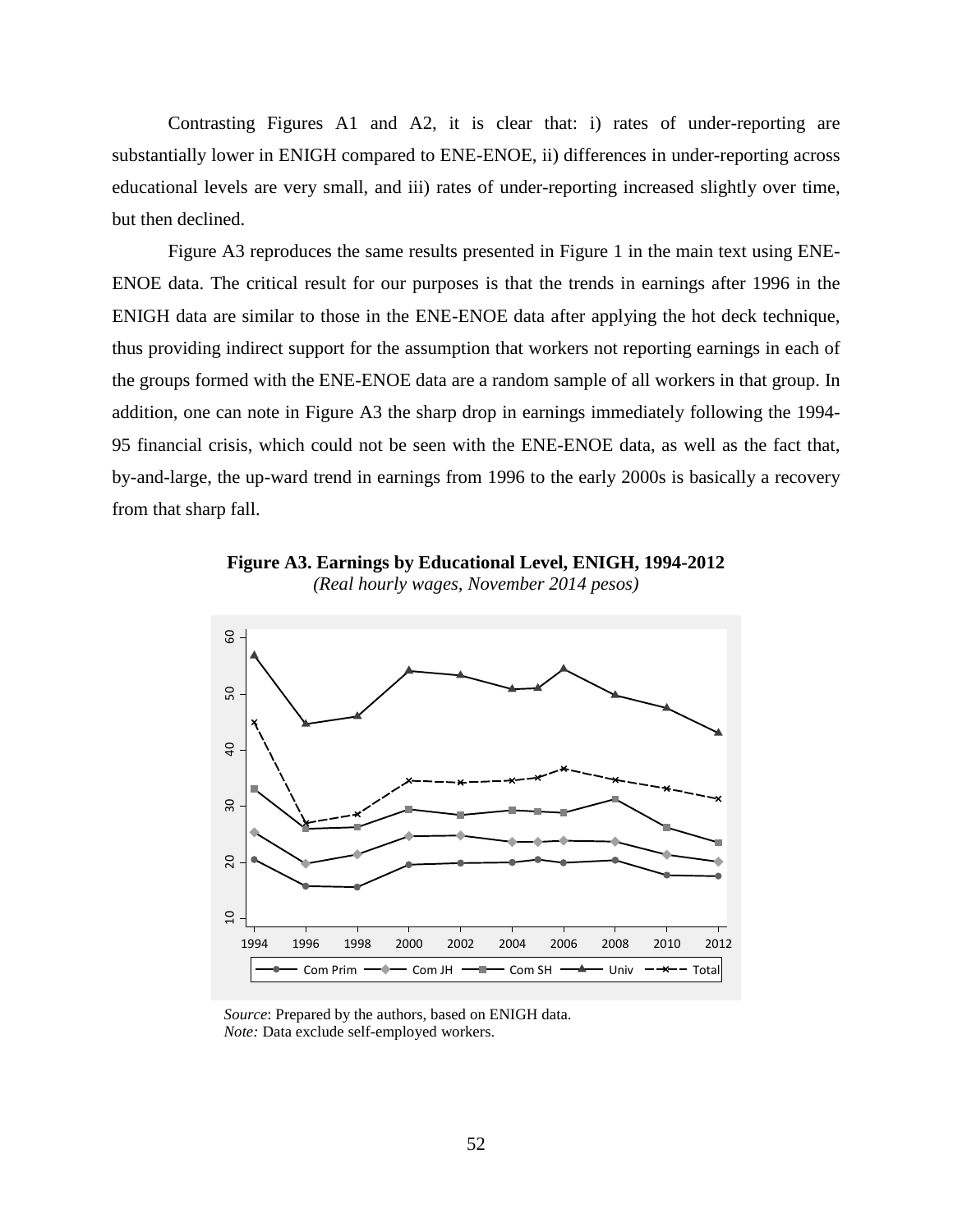Contrasting Figures A1 and A2, it is clear that: i) rates of under-reporting are substantially lower in ENIGH compared to ENE-ENOE, ii) differences in under-reporting across educational levels are very small, and iii) rates of under-reporting increased slightly over time, but then declined.

Figure A3 reproduces the same results presented in Figure 1 in the main text using ENE-ENOE data. The critical result for our purposes is that the trends in earnings after 1996 in the ENIGH data are similar to those in the ENE-ENOE data after applying the hot deck technique, thus providing indirect support for the assumption that workers not reporting earnings in each of the groups formed with the ENE-ENOE data are a random sample of all workers in that group. In addition, one can note in Figure A3 the sharp drop in earnings immediately following the 1994-95 financial crisis, which could not be seen with the ENE-ENOE data, as well as the fact that, by-and-large, the up-ward trend in earnings from 1996 to the early 2000s is basically a recovery from that sharp fall.

**Figure A3. Earnings by Educational Level, ENIGH, 1994-2012**

*(Real hourly wages, November 2014 pesos)*

*Source*: Prepared by the authors, based on ENIGH data.
*Note:* Data exclude self-employed workers.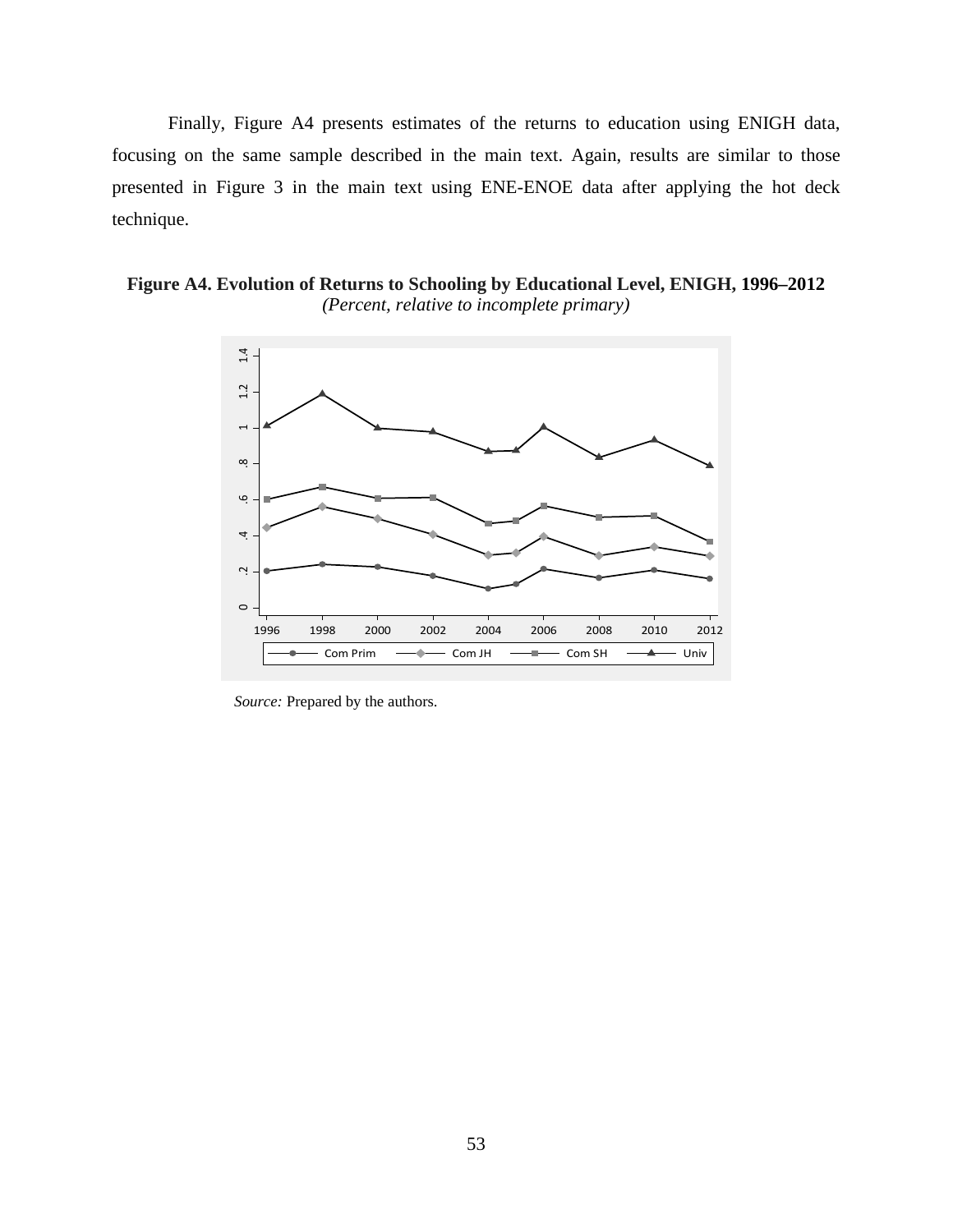Finally, Figure A4 presents estimates of the returns to education using ENIGH data, focusing on the same sample described in the main text. Again, results are similar to those presented in Figure 3 in the main text using ENE-ENOE data after applying the hot deck technique.

**Figure A4. Evolution of Returns to Schooling by Educational Level, ENIGH, 1996–2012**
*(Percent, relative to incomplete primary)*

*Source:* Prepared by the authors.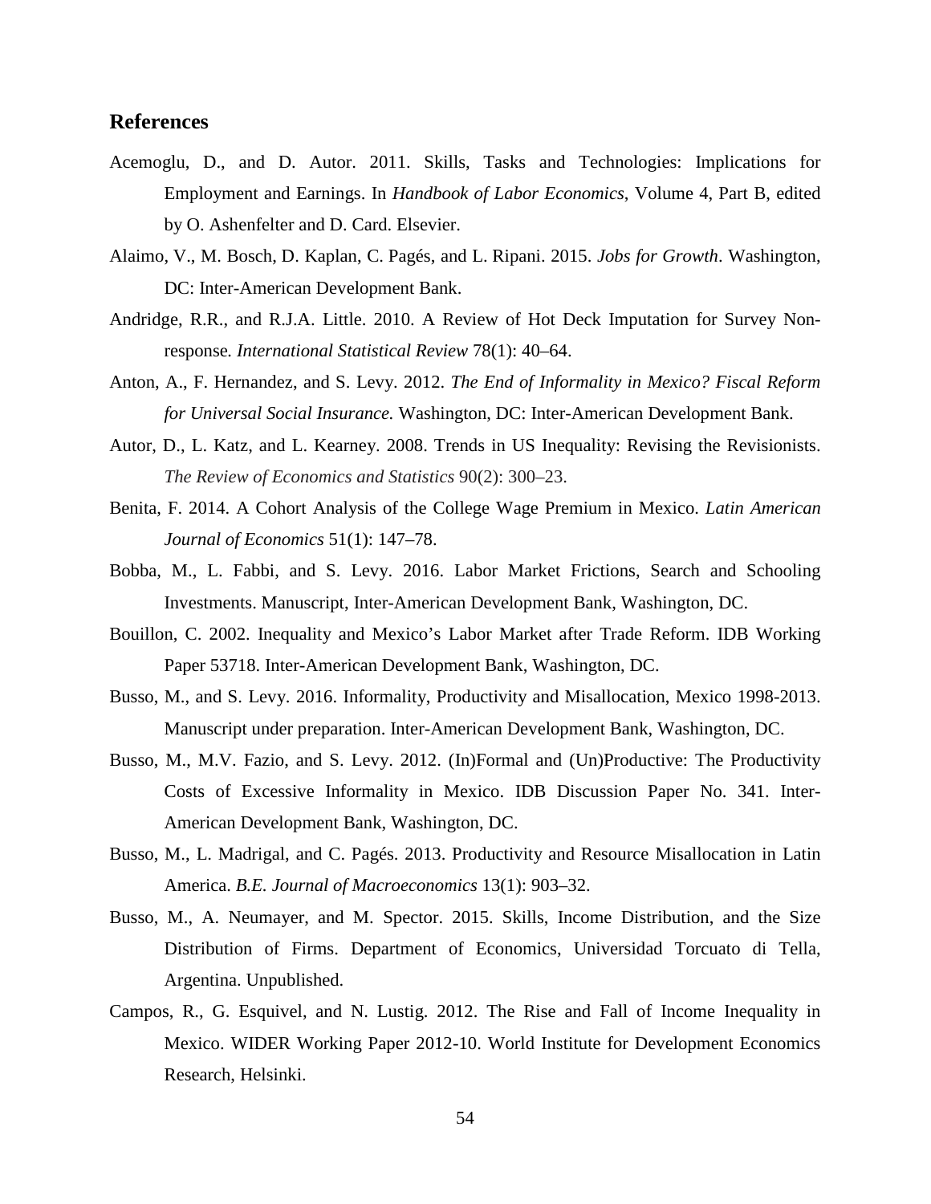## References

Acemoglu, D., and D. Autor. 2011. Skills, Tasks and Technologies: Implications for Employment and Earnings. In *Handbook of Labor Economics*, Volume 4, Part B, edited by O. Ashenfelter and D. Card. Elsevier.

Alaimo, V., M. Bosch, D. Kaplan, C. Pagés, and L. Ripani. 2015. *Jobs for Growth*. Washington, DC: Inter-American Development Bank.

Andridge, R.R., and R.J.A. Little. 2010. A Review of Hot Deck Imputation for Survey Non-response. *International Statistical Review* 78(1): 40–64.

Anton, A., F. Hernandez, and S. Levy. 2012. *The End of Informality in Mexico? Fiscal Reform for Universal Social Insurance.* Washington, DC: Inter-American Development Bank.

Autor, D., L. Katz, and L. Kearney. 2008. Trends in US Inequality: Revising the Revisionists. *The Review of Economics and Statistics* 90(2): 300–23.

Benita, F. 2014. A Cohort Analysis of the College Wage Premium in Mexico. *Latin American Journal of Economics* 51(1): 147–78.

Bobba, M., L. Fabbi, and S. Levy. 2016. Labor Market Frictions, Search and Schooling Investments. Manuscript, Inter-American Development Bank, Washington, DC.

Bouillon, C. 2002. Inequality and Mexico's Labor Market after Trade Reform. IDB Working Paper 53718. Inter-American Development Bank, Washington, DC.

Busso, M., and S. Levy. 2016. Informality, Productivity and Misallocation, Mexico 1998-2013. Manuscript under preparation. Inter-American Development Bank, Washington, DC.

Busso, M., M.V. Fazio, and S. Levy. 2012. (In)Formal and (Un)Productive: The Productivity Costs of Excessive Informality in Mexico. IDB Discussion Paper No. 341. Inter-American Development Bank, Washington, DC.

Busso, M., L. Madrigal, and C. Pagés. 2013. Productivity and Resource Misallocation in Latin America. *B.E. Journal of Macroeconomics* 13(1): 903–32.

Busso, M., A. Neumayer, and M. Spector. 2015. Skills, Income Distribution, and the Size Distribution of Firms. Department of Economics, Universidad Torcuato di Tella, Argentina. Unpublished.

Campos, R., G. Esquivel, and N. Lustig. 2012. The Rise and Fall of Income Inequality in Mexico. WIDER Working Paper 2012-10. World Institute for Development Economics Research, Helsinki.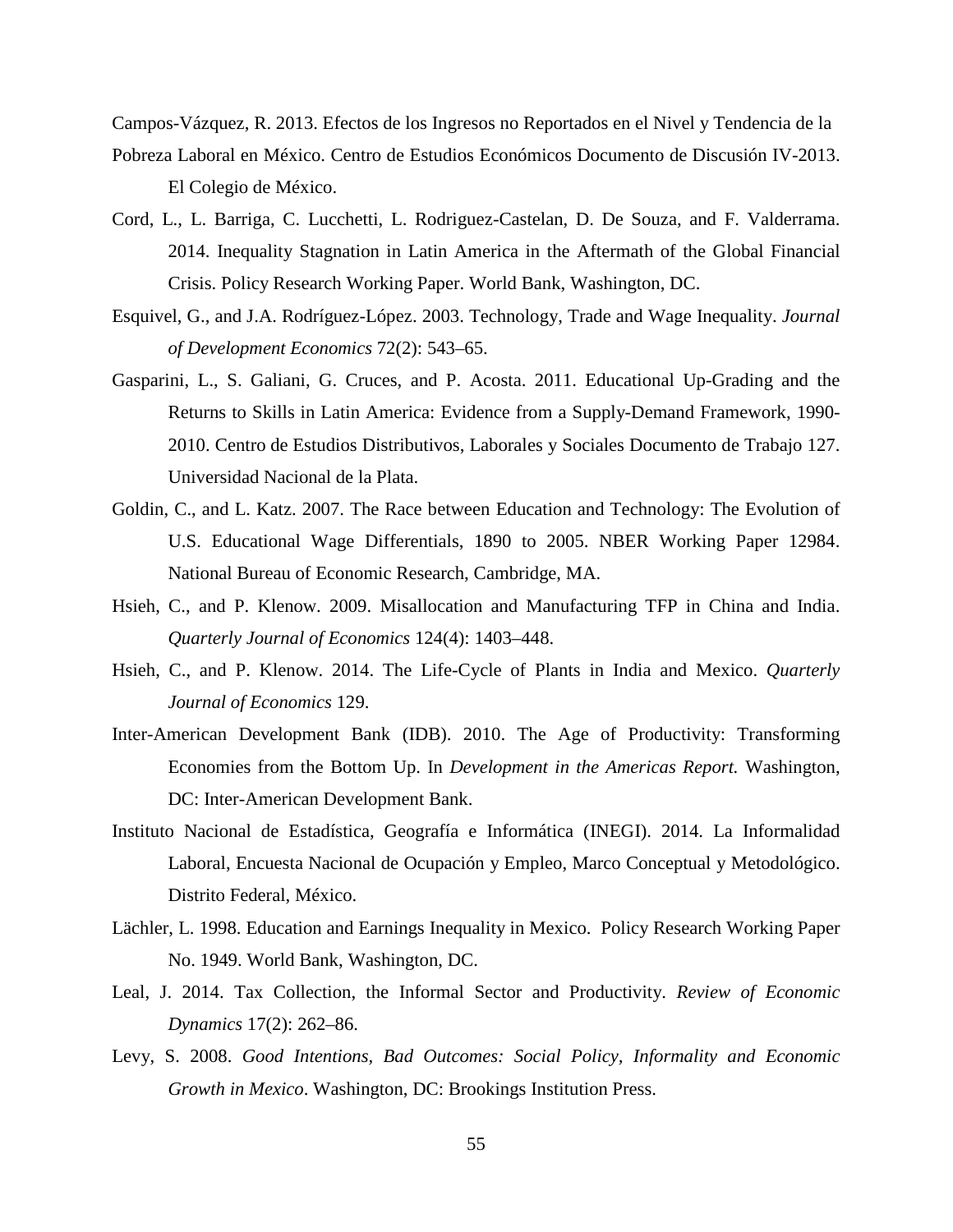Campos-Vázquez, R. 2013. Efectos de los Ingresos no Reportados en el Nivel y Tendencia de la Pobreza Laboral en México. Centro de Estudios Económicos Documento de Discusión IV-2013. El Colegio de México.

Cord, L., L. Barriga, C. Lucchetti, L. Rodriguez-Castelan, D. De Souza, and F. Valderrama. 2014. Inequality Stagnation in Latin America in the Aftermath of the Global Financial Crisis. Policy Research Working Paper. World Bank, Washington, DC.

Esquivel, G., and J.A. Rodríguez-López. 2003. Technology, Trade and Wage Inequality. *Journal of Development Economics* 72(2): 543–65.

Gasparini, L., S. Galiani, G. Cruces, and P. Acosta. 2011. Educational Up-Grading and the Returns to Skills in Latin America: Evidence from a Supply-Demand Framework, 1990-2010. Centro de Estudios Distributivos, Laborales y Sociales Documento de Trabajo 127. Universidad Nacional de la Plata.

Goldin, C., and L. Katz. 2007. The Race between Education and Technology: The Evolution of U.S. Educational Wage Differentials, 1890 to 2005. NBER Working Paper 12984. National Bureau of Economic Research, Cambridge, MA.

Hsieh, C., and P. Klenow. 2009. Misallocation and Manufacturing TFP in China and India. *Quarterly Journal of Economics* 124(4): 1403–448.

Hsieh, C., and P. Klenow. 2014. The Life-Cycle of Plants in India and Mexico. *Quarterly Journal of Economics* 129.

Inter-American Development Bank (IDB). 2010. The Age of Productivity: Transforming Economies from the Bottom Up. In *Development in the Americas Report.* Washington, DC: Inter-American Development Bank.

Instituto Nacional de Estadística, Geografía e Informática (INEGI). 2014. La Informalidad Laboral, Encuesta Nacional de Ocupación y Empleo, Marco Conceptual y Metodológico. Distrito Federal, México.

Lächler, L. 1998. Education and Earnings Inequality in Mexico. Policy Research Working Paper No. 1949. World Bank, Washington, DC.

Leal, J. 2014. Tax Collection, the Informal Sector and Productivity. *Review of Economic Dynamics* 17(2): 262–86.

Levy, S. 2008. *Good Intentions, Bad Outcomes: Social Policy, Informality and Economic Growth in Mexico*. Washington, DC: Brookings Institution Press.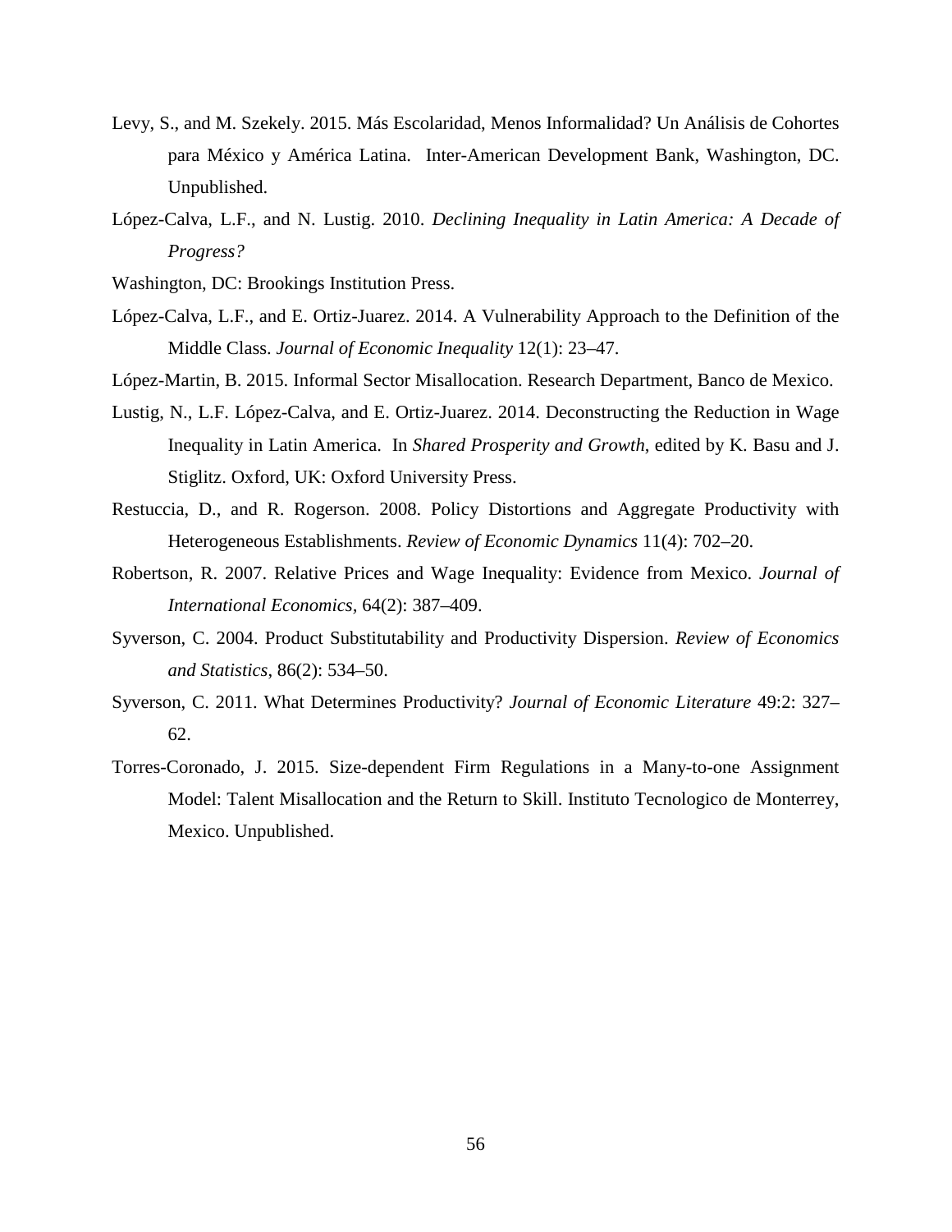Levy, S., and M. Szekely. 2015. Más Escolaridad, Menos Informalidad? Un Análisis de Cohortes para México y América Latina. Inter-American Development Bank, Washington, DC. Unpublished.

López-Calva, L.F., and N. Lustig. 2010. *Declining Inequality in Latin America: A Decade of Progress?*

Washington, DC: Brookings Institution Press.

López-Calva, L.F., and E. Ortiz-Juarez. 2014. A Vulnerability Approach to the Definition of the Middle Class. *Journal of Economic Inequality* 12(1): 23–47.

López-Martin, B. 2015. Informal Sector Misallocation. Research Department, Banco de Mexico.

Lustig, N., L.F. López-Calva, and E. Ortiz-Juarez. 2014. Deconstructing the Reduction in Wage Inequality in Latin America. In *Shared Prosperity and Growth*, edited by K. Basu and J. Stiglitz. Oxford, UK: Oxford University Press.

Restuccia, D., and R. Rogerson. 2008. Policy Distortions and Aggregate Productivity with Heterogeneous Establishments. *Review of Economic Dynamics* 11(4): 702–20.

Robertson, R. 2007. Relative Prices and Wage Inequality: Evidence from Mexico. *Journal of International Economics*, 64(2): 387–409.

Syverson, C. 2004. Product Substitutability and Productivity Dispersion. *Review of Economics and Statistics*, 86(2): 534–50.

Syverson, C. 2011. What Determines Productivity? *Journal of Economic Literature* 49:2: 327–62.

Torres-Coronado, J. 2015. Size-dependent Firm Regulations in a Many-to-one Assignment Model: Talent Misallocation and the Return to Skill. Instituto Tecnologico de Monterrey, Mexico. Unpublished.